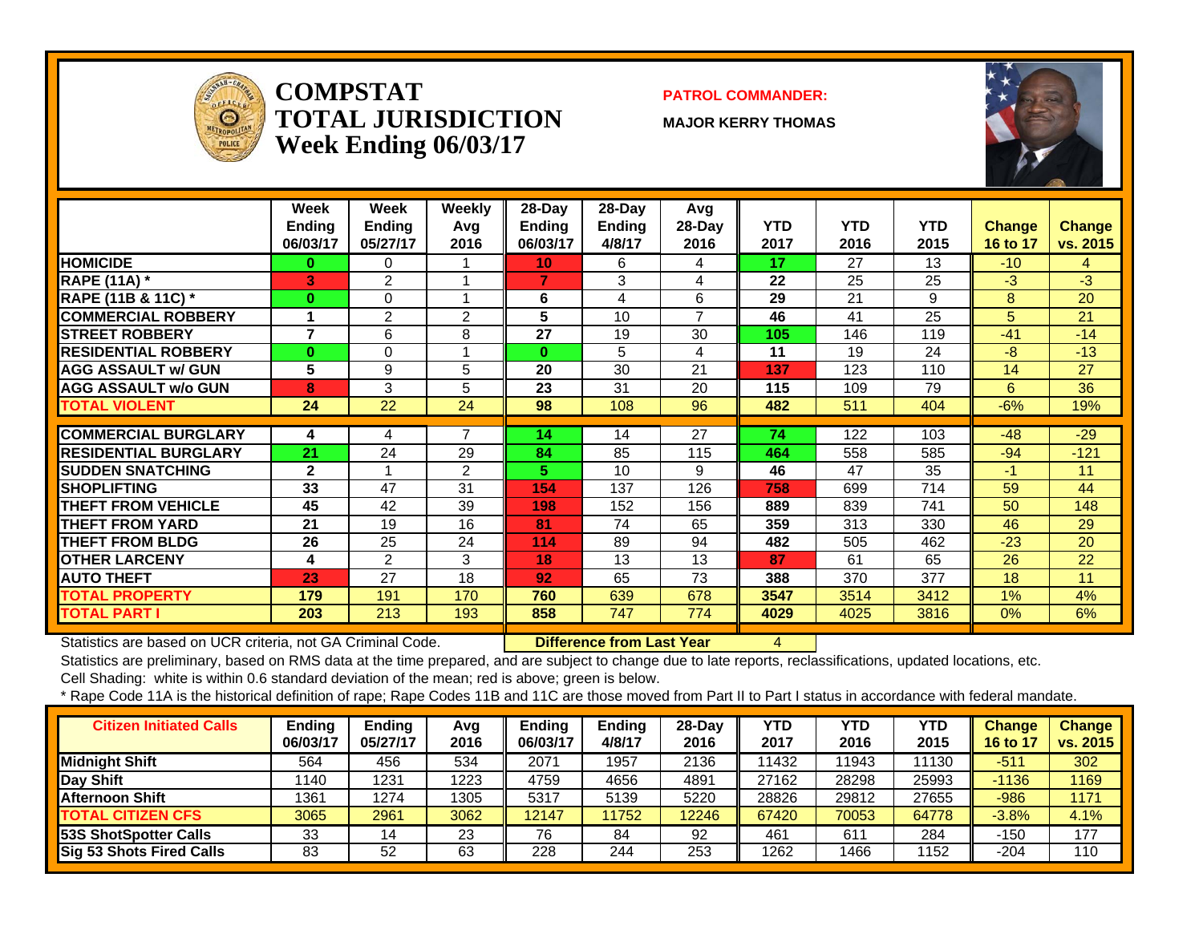# COMPSTAT TOTAL JURISDICTION Week Ending 06/03/17

**PATROL COMMANDER:**

**MAJOR KERRY THOMAS**

| | Week Ending 06/03/17 | Week Ending 05/27/17 | Weekly Avg 2016 | 28-Day Ending 06/03/17 | 28-Day Ending 4/8/17 | Avg 28-Day 2016 | YTD 2017 | YTD 2016 | YTD 2015 | Change 16 to 17 | Change vs. 2015 |
|---|---|---|---|---|---|---|---|---|---|---|---|
| HOMICIDE | 0 | 0 | 1 | 10 | 6 | 4 | 17 | 27 | 13 | -10 | 4 |
| RAPE (11A) * | 3 | 2 | 1 | 7 | 3 | 4 | 22 | 25 | 25 | -3 | -3 |
| RAPE (11B & 11C) * | 0 | 0 | 1 | 6 | 4 | 6 | 29 | 21 | 9 | 8 | 20 |
| COMMERCIAL ROBBERY | 1 | 2 | 2 | 5 | 10 | 7 | 46 | 41 | 25 | 5 | 21 |
| STREET ROBBERY | 7 | 6 | 8 | 27 | 19 | 30 | 105 | 146 | 119 | -41 | -14 |
| RESIDENTIAL ROBBERY | 0 | 0 | 1 | 0 | 5 | 4 | 11 | 19 | 24 | -8 | -13 |
| AGG ASSAULT w/ GUN | 5 | 9 | 5 | 20 | 30 | 21 | 137 | 123 | 110 | 14 | 27 |
| AGG ASSAULT w/o GUN | 8 | 3 | 5 | 23 | 31 | 20 | 115 | 109 | 79 | 6 | 36 |
| TOTAL VIOLENT | 24 | 22 | 24 | 98 | 108 | 96 | 482 | 511 | 404 | -6% | 19% |
| COMMERCIAL BURGLARY | 4 | 4 | 7 | 14 | 14 | 27 | 74 | 122 | 103 | -48 | -29 |
| RESIDENTIAL BURGLARY | 21 | 24 | 29 | 84 | 85 | 115 | 464 | 558 | 585 | -94 | -121 |
| SUDDEN SNATCHING | 2 | 1 | 2 | 5 | 10 | 9 | 46 | 47 | 35 | -1 | 11 |
| SHOPLIFTING | 33 | 47 | 31 | 154 | 137 | 126 | 758 | 699 | 714 | 59 | 44 |
| THEFT FROM VEHICLE | 45 | 42 | 39 | 198 | 152 | 156 | 889 | 839 | 741 | 50 | 148 |
| THEFT FROM YARD | 21 | 19 | 16 | 81 | 74 | 65 | 359 | 313 | 330 | 46 | 29 |
| THEFT FROM BLDG | 26 | 25 | 24 | 114 | 89 | 94 | 482 | 505 | 462 | -23 | 20 |
| OTHER LARCENY | 4 | 2 | 3 | 18 | 13 | 13 | 87 | 61 | 65 | 26 | 22 |
| AUTO THEFT | 23 | 27 | 18 | 92 | 65 | 73 | 388 | 370 | 377 | 18 | 11 |
| TOTAL PROPERTY | 179 | 191 | 170 | 760 | 639 | 678 | 3547 | 3514 | 3412 | 1% | 4% |
| TOTAL PART I | 203 | 213 | 193 | 858 | 747 | 774 | 4029 | 4025 | 3816 | 0% | 6% |

Statistics are based on UCR criteria, not GA Criminal Code. **Difference from Last Year** 4

Statistics are preliminary, based on RMS data at the time prepared, and are subject to change due to late reports, reclassifications, updated locations, etc.

Cell Shading: white is within 0.6 standard deviation of the mean; red is above; green is below.

* Rape Code 11A is the historical definition of rape; Rape Codes 11B and 11C are those moved from Part II to Part I status in accordance with federal mandate.

| Citizen Initiated Calls | Ending 06/03/17 | Ending 05/27/17 | Avg 2016 | Ending 06/03/17 | Ending 4/8/17 | 28-Day 2016 | YTD 2017 | YTD 2016 | YTD 2015 | Change 16 to 17 | Change vs. 2015 |
|---|---|---|---|---|---|---|---|---|---|---|---|
| Midnight Shift | 564 | 456 | 534 | 2071 | 1957 | 2136 | 11432 | 11943 | 11130 | -511 | 302 |
| Day Shift | 1140 | 1231 | 1223 | 4759 | 4656 | 4891 | 27162 | 28298 | 25993 | -1136 | 1169 |
| Afternoon Shift | 1361 | 1274 | 1305 | 5317 | 5139 | 5220 | 28826 | 29812 | 27655 | -986 | 1171 |
| TOTAL CITIZEN CFS | 3065 | 2961 | 3062 | 12147 | 11752 | 12246 | 67420 | 70053 | 64778 | -3.8% | 4.1% |
| 53S ShotSpotter Calls | 33 | 14 | 23 | 76 | 84 | 92 | 461 | 611 | 284 | -150 | 177 |
| Sig 53 Shots Fired Calls | 83 | 52 | 63 | 228 | 244 | 253 | 1262 | 1466 | 1152 | -204 | 110 |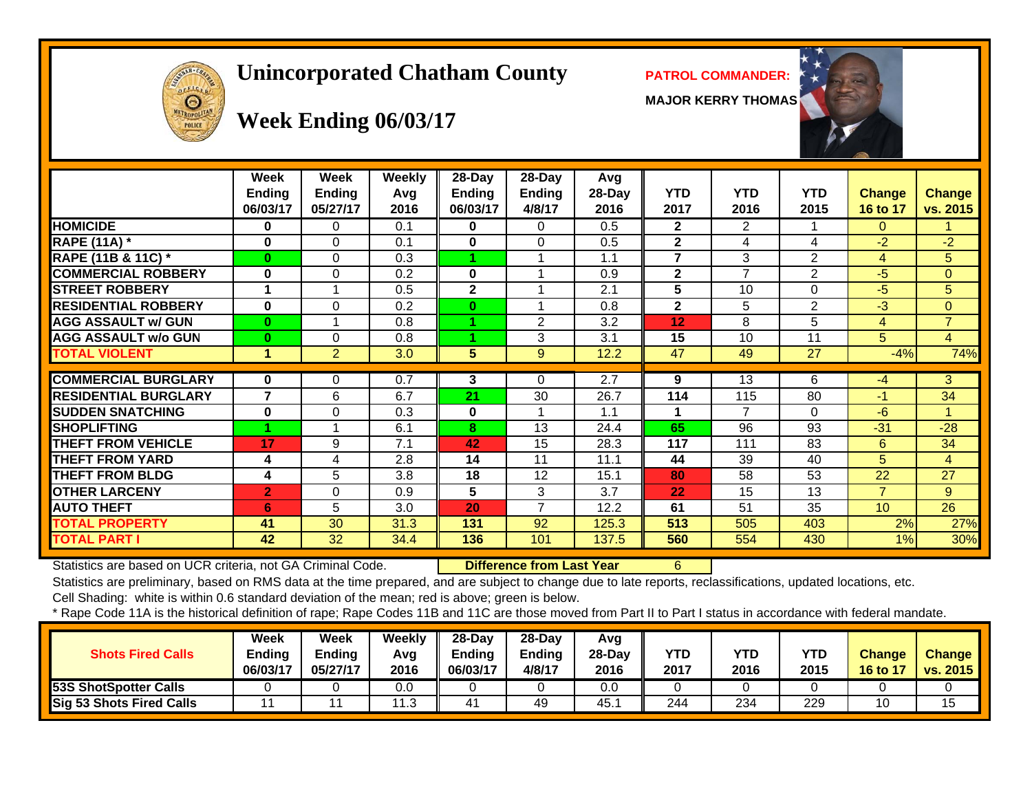# Unincorporated Chatham County

## Week Ending 06/03/17

**PATROL COMMANDER:**

**MAJOR KERRY THOMAS**

| | Week Ending 06/03/17 | Week Ending 05/27/17 | Weekly Avg 2016 | 28-Day Ending 06/03/17 | 28-Day Ending 4/8/17 | Avg 28-Day 2016 | YTD 2017 | YTD 2016 | YTD 2015 | Change 16 to 17 | Change vs. 2015 |
|---|---|---|---|---|---|---|---|---|---|---|---|
| HOMICIDE | 0 | 0 | 0.1 | 0 | 0 | 0.5 | 2 | 2 | 1 | 0 | 1 |
| RAPE (11A) * | 0 | 0 | 0.1 | 0 | 0 | 0.5 | 2 | 4 | 4 | -2 | -2 |
| RAPE (11B & 11C) * | 0 | 0 | 0.3 | 1 | 1 | 1.1 | 7 | 3 | 2 | 4 | 5 |
| COMMERCIAL ROBBERY | 0 | 0 | 0.2 | 0 | 1 | 0.9 | 2 | 7 | 2 | -5 | 0 |
| STREET ROBBERY | 1 | 1 | 0.5 | 2 | 1 | 2.1 | 5 | 10 | 0 | -5 | 5 |
| RESIDENTIAL ROBBERY | 0 | 0 | 0.2 | 0 | 1 | 0.8 | 2 | 5 | 2 | -3 | 0 |
| AGG ASSAULT w/ GUN | 0 | 1 | 0.8 | 1 | 2 | 3.2 | 12 | 8 | 5 | 4 | 7 |
| AGG ASSAULT w/o GUN | 0 | 0 | 0.8 | 1 | 3 | 3.1 | 15 | 10 | 11 | 5 | 4 |
| TOTAL VIOLENT | 1 | 2 | 3.0 | 5 | 9 | 12.2 | 47 | 49 | 27 | -4% | 74% |
| COMMERCIAL BURGLARY | 0 | 0 | 0.7 | 3 | 0 | 2.7 | 9 | 13 | 6 | -4 | 3 |
| RESIDENTIAL BURGLARY | 7 | 6 | 6.7 | 21 | 30 | 26.7 | 114 | 115 | 80 | -1 | 34 |
| SUDDEN SNATCHING | 0 | 0 | 0.3 | 0 | 1 | 1.1 | 1 | 7 | 0 | -6 | 1 |
| SHOPLIFTING | 1 | 1 | 6.1 | 8 | 13 | 24.4 | 65 | 96 | 93 | -31 | -28 |
| THEFT FROM VEHICLE | 17 | 9 | 7.1 | 42 | 15 | 28.3 | 117 | 111 | 83 | 6 | 34 |
| THEFT FROM YARD | 4 | 4 | 2.8 | 14 | 11 | 11.1 | 44 | 39 | 40 | 5 | 4 |
| THEFT FROM BLDG | 4 | 5 | 3.8 | 18 | 12 | 15.1 | 80 | 58 | 53 | 22 | 27 |
| OTHER LARCENY | 2 | 0 | 0.9 | 5 | 3 | 3.7 | 22 | 15 | 13 | 7 | 9 |
| AUTO THEFT | 6 | 5 | 3.0 | 20 | 7 | 12.2 | 61 | 51 | 35 | 10 | 26 |
| TOTAL PROPERTY | 41 | 30 | 31.3 | 131 | 92 | 125.3 | 513 | 505 | 403 | 2% | 27% |
| TOTAL PART I | 42 | 32 | 34.4 | 136 | 101 | 137.5 | 560 | 554 | 430 | 1% | 30% |

Statistics are based on UCR criteria, not GA Criminal Code. **Difference from Last Year** 6

Statistics are preliminary, based on RMS data at the time prepared, and are subject to change due to late reports, reclassifications, updated locations, etc.

Cell Shading: white is within 0.6 standard deviation of the mean; red is above; green is below.

* Rape Code 11A is the historical definition of rape; Rape Codes 11B and 11C are those moved from Part II to Part I status in accordance with federal mandate.

| Shots Fired Calls | Week Ending 06/03/17 | Week Ending 05/27/17 | Weekly Avg 2016 | 28-Day Ending 06/03/17 | 28-Day Ending 4/8/17 | Avg 28-Day 2016 | YTD 2017 | YTD 2016 | YTD 2015 | Change 16 to 17 | Change vs. 2015 |
|---|---|---|---|---|---|---|---|---|---|---|---|
| 53S ShotSpotter Calls | 0 | 0 | 0.0 | 0 | 0 | 0.0 | 0 | 0 | 0 | 0 | 0 |
| Sig 53 Shots Fired Calls | 11 | 11 | 11.3 | 41 | 49 | 45.1 | 244 | 234 | 229 | 10 | 15 |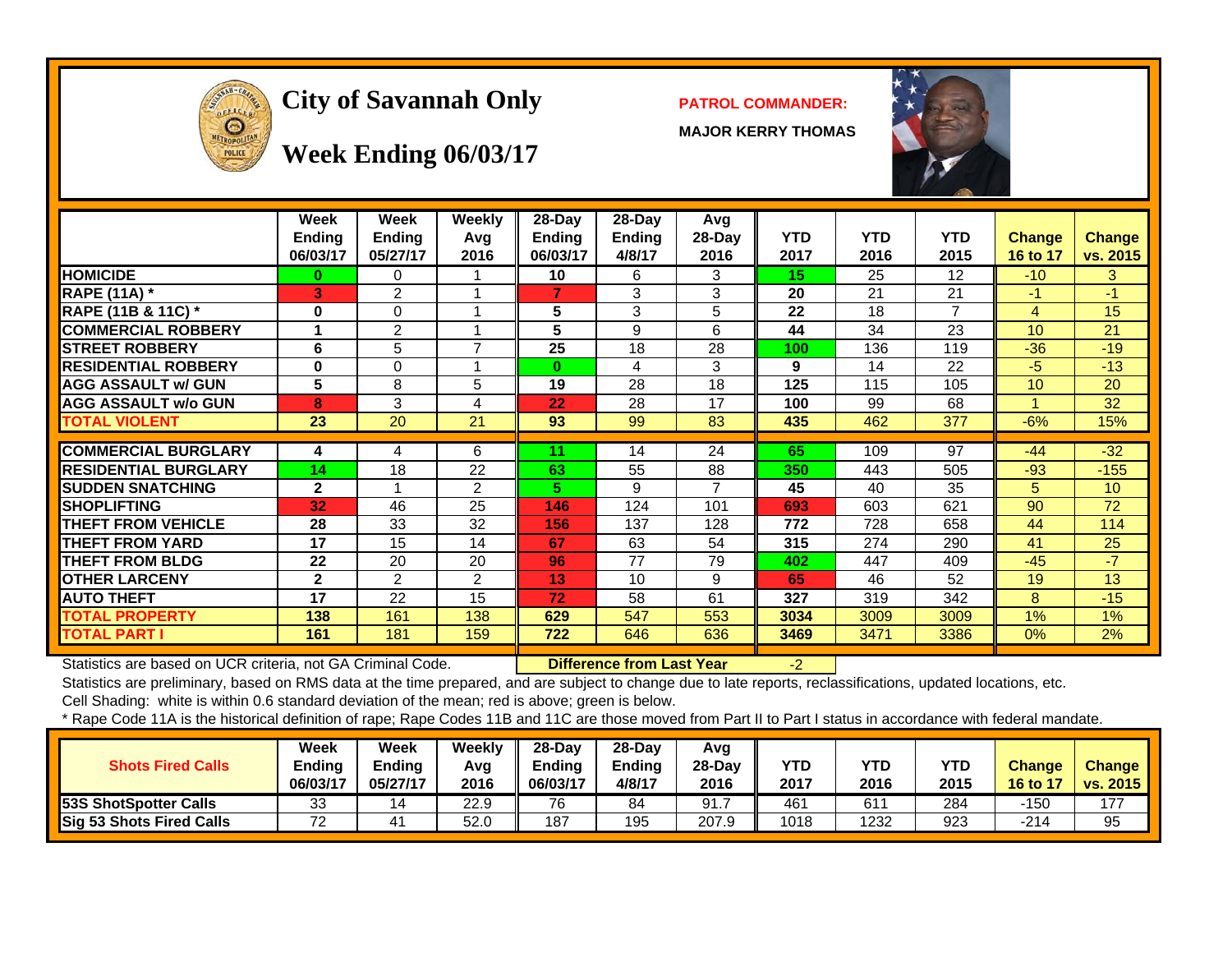# City of Savannah Only

## Week Ending 06/03/17

**PATROL COMMANDER:**

**MAJOR KERRY THOMAS**

| | Week Ending 06/03/17 | Week Ending 05/27/17 | Weekly Avg 2016 | 28-Day Ending 06/03/17 | 28-Day Ending 4/8/17 | Avg 28-Day 2016 | YTD 2017 | YTD 2016 | YTD 2015 | Change 16 to 17 | Change vs. 2015 |
|---|---|---|---|---|---|---|---|---|---|---|---|
| **HOMICIDE** | 0 | 0 | 1 | 10 | 6 | 3 | 15 | 25 | 12 | -10 | 3 |
| **RAPE (11A) *** | 3 | 2 | 1 | 7 | 3 | 3 | 20 | 21 | 21 | -1 | -1 |
| **RAPE (11B & 11C) *** | 0 | 0 | 1 | 5 | 3 | 5 | 22 | 18 | 7 | 4 | 15 |
| **COMMERCIAL ROBBERY** | 1 | 2 | 1 | 5 | 9 | 6 | 44 | 34 | 23 | 10 | 21 |
| **STREET ROBBERY** | 6 | 5 | 7 | 25 | 18 | 28 | 100 | 136 | 119 | -36 | -19 |
| **RESIDENTIAL ROBBERY** | 0 | 0 | 1 | 0 | 4 | 3 | 9 | 14 | 22 | -5 | -13 |
| **AGG ASSAULT w/ GUN** | 5 | 8 | 5 | 19 | 28 | 18 | 125 | 115 | 105 | 10 | 20 |
| **AGG ASSAULT w/o GUN** | 8 | 3 | 4 | 22 | 28 | 17 | 100 | 99 | 68 | 1 | 32 |
| **TOTAL VIOLENT** | 23 | 20 | 21 | 93 | 99 | 83 | 435 | 462 | 377 | -6% | 15% |
| **COMMERCIAL BURGLARY** | 4 | 4 | 6 | 11 | 14 | 24 | 65 | 109 | 97 | -44 | -32 |
| **RESIDENTIAL BURGLARY** | 14 | 18 | 22 | 63 | 55 | 88 | 350 | 443 | 505 | -93 | -155 |
| **SUDDEN SNATCHING** | 2 | 1 | 2 | 5 | 9 | 7 | 45 | 40 | 35 | 5 | 10 |
| **SHOPLIFTING** | 32 | 46 | 25 | 146 | 124 | 101 | 693 | 603 | 621 | 90 | 72 |
| **THEFT FROM VEHICLE** | 28 | 33 | 32 | 156 | 137 | 128 | 772 | 728 | 658 | 44 | 114 |
| **THEFT FROM YARD** | 17 | 15 | 14 | 67 | 63 | 54 | 315 | 274 | 290 | 41 | 25 |
| **THEFT FROM BLDG** | 22 | 20 | 20 | 96 | 77 | 79 | 402 | 447 | 409 | -45 | -7 |
| **OTHER LARCENY** | 2 | 2 | 2 | 13 | 10 | 9 | 65 | 46 | 52 | 19 | 13 |
| **AUTO THEFT** | 17 | 22 | 15 | 72 | 58 | 61 | 327 | 319 | 342 | 8 | -15 |
| **TOTAL PROPERTY** | 138 | 161 | 138 | 629 | 547 | 553 | 3034 | 3009 | 3009 | 1% | 1% |
| **TOTAL PART I** | 161 | 181 | 159 | 722 | 646 | 636 | 3469 | 3471 | 3386 | 0% | 2% |

Statistics are based on UCR criteria, not GA Criminal Code. **Difference from Last Year** -2

Statistics are preliminary, based on RMS data at the time prepared, and are subject to change due to late reports, reclassifications, updated locations, etc.

Cell Shading: white is within 0.6 standard deviation of the mean; red is above; green is below.

* Rape Code 11A is the historical definition of rape; Rape Codes 11B and 11C are those moved from Part II to Part I status in accordance with federal mandate.

| Shots Fired Calls | Week Ending 06/03/17 | Week Ending 05/27/17 | Weekly Avg 2016 | 28-Day Ending 06/03/17 | 28-Day Ending 4/8/17 | Avg 28-Day 2016 | YTD 2017 | YTD 2016 | YTD 2015 | Change 16 to 17 | Change vs. 2015 |
|---|---|---|---|---|---|---|---|---|---|---|---|
| **53S ShotSpotter Calls** | 33 | 14 | 22.9 | 76 | 84 | 91.7 | 461 | 611 | 284 | -150 | 177 |
| **Sig 53 Shots Fired Calls** | 72 | 41 | 52.0 | 187 | 195 | 207.9 | 1018 | 1232 | 923 | -214 | 95 |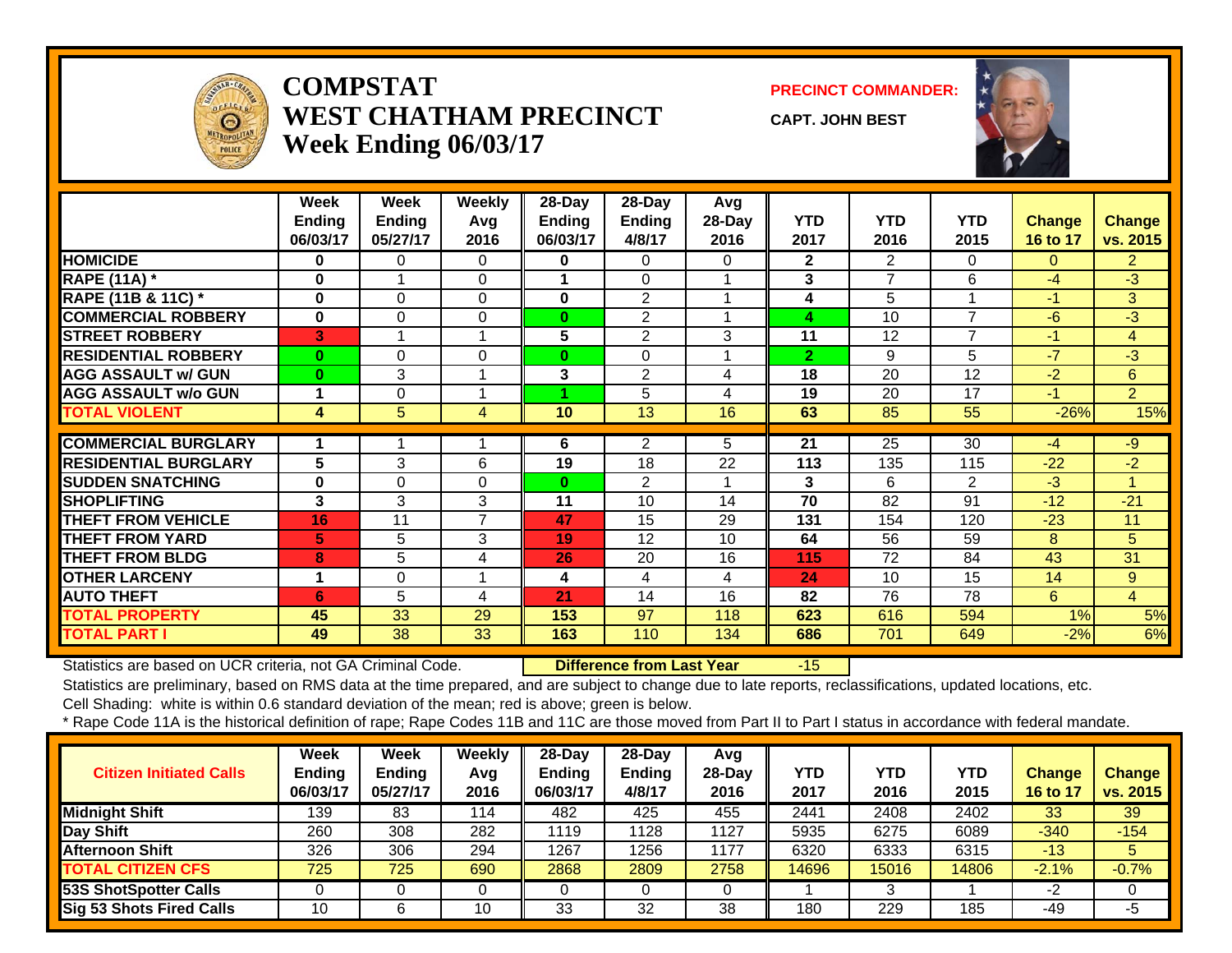# COMPSTAT
# WEST CHATHAM PRECINCT
## Week Ending 06/03/17

**PRECINCT COMMANDER:**

**CAPT. JOHN BEST**

| | Week Ending 06/03/17 | Week Ending 05/27/17 | Weekly Avg 2016 | 28-Day Ending 06/03/17 | 28-Day Ending 4/8/17 | Avg 28-Day 2016 | YTD 2017 | YTD 2016 | YTD 2015 | Change 16 to 17 | Change vs. 2015 |
|---|---|---|---|---|---|---|---|---|---|---|---|
| HOMICIDE | 0 | 0 | 0 | 0 | 0 | 0 | 2 | 2 | 0 | 0 | 2 |
| RAPE (11A) * | 0 | 1 | 0 | 1 | 0 | 1 | 3 | 7 | 6 | -4 | -3 |
| RAPE (11B & 11C) * | 0 | 0 | 0 | 0 | 2 | 1 | 4 | 5 | 1 | -1 | 3 |
| COMMERCIAL ROBBERY | 0 | 0 | 0 | 0 | 2 | 1 | 4 | 10 | 7 | -6 | -3 |
| STREET ROBBERY | 3 | 1 | 1 | 5 | 2 | 3 | 11 | 12 | 7 | -1 | 4 |
| RESIDENTIAL ROBBERY | 0 | 0 | 0 | 0 | 0 | 1 | 2 | 9 | 5 | -7 | -3 |
| AGG ASSAULT w/ GUN | 0 | 3 | 1 | 3 | 2 | 4 | 18 | 20 | 12 | -2 | 6 |
| AGG ASSAULT w/o GUN | 1 | 0 | 1 | 1 | 5 | 4 | 19 | 20 | 17 | -1 | 2 |
| TOTAL VIOLENT | 4 | 5 | 4 | 10 | 13 | 16 | 63 | 85 | 55 | -26% | 15% |
| COMMERCIAL BURGLARY | 1 | 1 | 1 | 6 | 2 | 5 | 21 | 25 | 30 | -4 | -9 |
| RESIDENTIAL BURGLARY | 5 | 3 | 6 | 19 | 18 | 22 | 113 | 135 | 115 | -22 | -2 |
| SUDDEN SNATCHING | 0 | 0 | 0 | 0 | 2 | 1 | 3 | 6 | 2 | -3 | 1 |
| SHOPLIFTING | 3 | 3 | 3 | 11 | 10 | 14 | 70 | 82 | 91 | -12 | -21 |
| THEFT FROM VEHICLE | 16 | 11 | 7 | 47 | 15 | 29 | 131 | 154 | 120 | -23 | 11 |
| THEFT FROM YARD | 5 | 5 | 3 | 19 | 12 | 10 | 64 | 56 | 59 | 8 | 5 |
| THEFT FROM BLDG | 8 | 5 | 4 | 26 | 20 | 16 | 115 | 72 | 84 | 43 | 31 |
| OTHER LARCENY | 1 | 0 | 1 | 4 | 4 | 4 | 24 | 10 | 15 | 14 | 9 |
| AUTO THEFT | 6 | 5 | 4 | 21 | 14 | 16 | 82 | 76 | 78 | 6 | 4 |
| TOTAL PROPERTY | 45 | 33 | 29 | 153 | 97 | 118 | 623 | 616 | 594 | 1% | 5% |
| TOTAL PART I | 49 | 38 | 33 | 163 | 110 | 134 | 686 | 701 | 649 | -2% | 6% |

Statistics are based on UCR criteria, not GA Criminal Code. **Difference from Last Year** -15

Statistics are preliminary, based on RMS data at the time prepared, and are subject to change due to late reports, reclassifications, updated locations, etc.

Cell Shading: white is within 0.6 standard deviation of the mean; red is above; green is below.

* Rape Code 11A is the historical definition of rape; Rape Codes 11B and 11C are those moved from Part II to Part I status in accordance with federal mandate.

| Citizen Initiated Calls | Week Ending 06/03/17 | Week Ending 05/27/17 | Weekly Avg 2016 | 28-Day Ending 06/03/17 | 28-Day Ending 4/8/17 | Avg 28-Day 2016 | YTD 2017 | YTD 2016 | YTD 2015 | Change 16 to 17 | Change vs. 2015 |
|---|---|---|---|---|---|---|---|---|---|---|---|
| Midnight Shift | 139 | 83 | 114 | 482 | 425 | 455 | 2441 | 2408 | 2402 | 33 | 39 |
| Day Shift | 260 | 308 | 282 | 1119 | 1128 | 1127 | 5935 | 6275 | 6089 | -340 | -154 |
| Afternoon Shift | 326 | 306 | 294 | 1267 | 1256 | 1177 | 6320 | 6333 | 6315 | -13 | 5 |
| TOTAL CITIZEN CFS | 725 | 725 | 690 | 2868 | 2809 | 2758 | 14696 | 15016 | 14806 | -2.1% | -0.7% |
| 53S ShotSpotter Calls | 0 | 0 | 0 | 0 | 0 | 0 | 1 | 3 | 1 | -2 | 0 |
| Sig 53 Shots Fired Calls | 10 | 6 | 10 | 33 | 32 | 38 | 180 | 229 | 185 | -49 | -5 |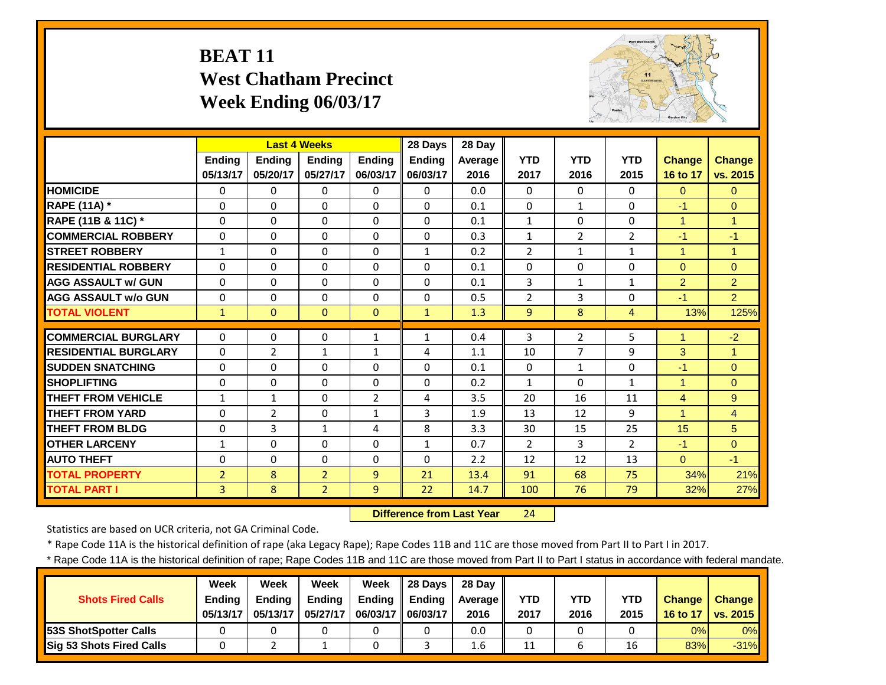# BEAT 11
## West Chatham Precinct
## Week Ending 06/03/17

| | Last 4 Weeks | | | | 28 Days | 28 Day | | | | | |
|---|---|---|---|---|---|---|---|---|---|---|---|
| | Ending 05/13/17 | Ending 05/20/17 | Ending 05/27/17 | Ending 06/03/17 | Ending 06/03/17 | Average 2016 | YTD 2017 | YTD 2016 | YTD 2015 | Change 16 to 17 | Change vs. 2015 |
| HOMICIDE | 0 | 0 | 0 | 0 | 0 | 0.0 | 0 | 0 | 0 | 0 | 0 |
| RAPE (11A) * | 0 | 0 | 0 | 0 | 0 | 0.1 | 0 | 1 | 0 | -1 | 0 |
| RAPE (11B & 11C) * | 0 | 0 | 0 | 0 | 0 | 0.1 | 1 | 0 | 0 | 1 | 1 |
| COMMERCIAL ROBBERY | 0 | 0 | 0 | 0 | 0 | 0.3 | 1 | 2 | 2 | -1 | -1 |
| STREET ROBBERY | 1 | 0 | 0 | 0 | 1 | 0.2 | 2 | 1 | 1 | 1 | 1 |
| RESIDENTIAL ROBBERY | 0 | 0 | 0 | 0 | 0 | 0.1 | 0 | 0 | 0 | 0 | 0 |
| AGG ASSAULT w/ GUN | 0 | 0 | 0 | 0 | 0 | 0.1 | 3 | 1 | 1 | 2 | 2 |
| AGG ASSAULT w/o GUN | 0 | 0 | 0 | 0 | 0 | 0.5 | 2 | 3 | 0 | -1 | 2 |
| TOTAL VIOLENT | 1 | 0 | 0 | 0 | 1 | 1.3 | 9 | 8 | 4 | 13% | 125% |
| COMMERCIAL BURGLARY | 0 | 0 | 0 | 1 | 1 | 0.4 | 3 | 2 | 5 | 1 | -2 |
| RESIDENTIAL BURGLARY | 0 | 2 | 1 | 1 | 4 | 1.1 | 10 | 7 | 9 | 3 | 1 |
| SUDDEN SNATCHING | 0 | 0 | 0 | 0 | 0 | 0.1 | 0 | 1 | 0 | -1 | 0 |
| SHOPLIFTING | 0 | 0 | 0 | 0 | 0 | 0.2 | 1 | 0 | 1 | 1 | 0 |
| THEFT FROM VEHICLE | 1 | 1 | 0 | 2 | 4 | 3.5 | 20 | 16 | 11 | 4 | 9 |
| THEFT FROM YARD | 0 | 2 | 0 | 1 | 3 | 1.9 | 13 | 12 | 9 | 1 | 4 |
| THEFT FROM BLDG | 0 | 3 | 1 | 4 | 8 | 3.3 | 30 | 15 | 25 | 15 | 5 |
| OTHER LARCENY | 1 | 0 | 0 | 0 | 1 | 0.7 | 2 | 3 | 2 | -1 | 0 |
| AUTO THEFT | 0 | 0 | 0 | 0 | 0 | 2.2 | 12 | 12 | 13 | 0 | -1 |
| TOTAL PROPERTY | 2 | 8 | 2 | 9 | 21 | 13.4 | 91 | 68 | 75 | 34% | 21% |
| TOTAL PART I | 3 | 8 | 2 | 9 | 22 | 14.7 | 100 | 76 | 79 | 32% | 27% |

**Difference from Last Year** 24

Statistics are based on UCR criteria, not GA Criminal Code.

* Rape Code 11A is the historical definition of rape (aka Legacy Rape); Rape Codes 11B and 11C are those moved from Part II to Part I in 2017.

* Rape Code 11A is the historical definition of rape; Rape Codes 11B and 11C are those moved from Part II to Part I status in accordance with federal mandate.

| Shots Fired Calls | Week Ending 05/13/17 | Week Ending 05/13/17 | Week Ending 05/27/17 | Week Ending 06/03/17 | 28 Days Ending 06/03/17 | 28 Day Average 2016 | YTD 2017 | YTD 2016 | YTD 2015 | Change 16 to 17 | Change vs. 2015 |
|---|---|---|---|---|---|---|---|---|---|---|---|
| 53S ShotSpotter Calls | 0 | 0 | 0 | 0 | 0 | 0.0 | 0 | 0 | 0 | 0% | 0% |
| Sig 53 Shots Fired Calls | 0 | 2 | 1 | 0 | 3 | 1.6 | 11 | 6 | 16 | 83% | -31% |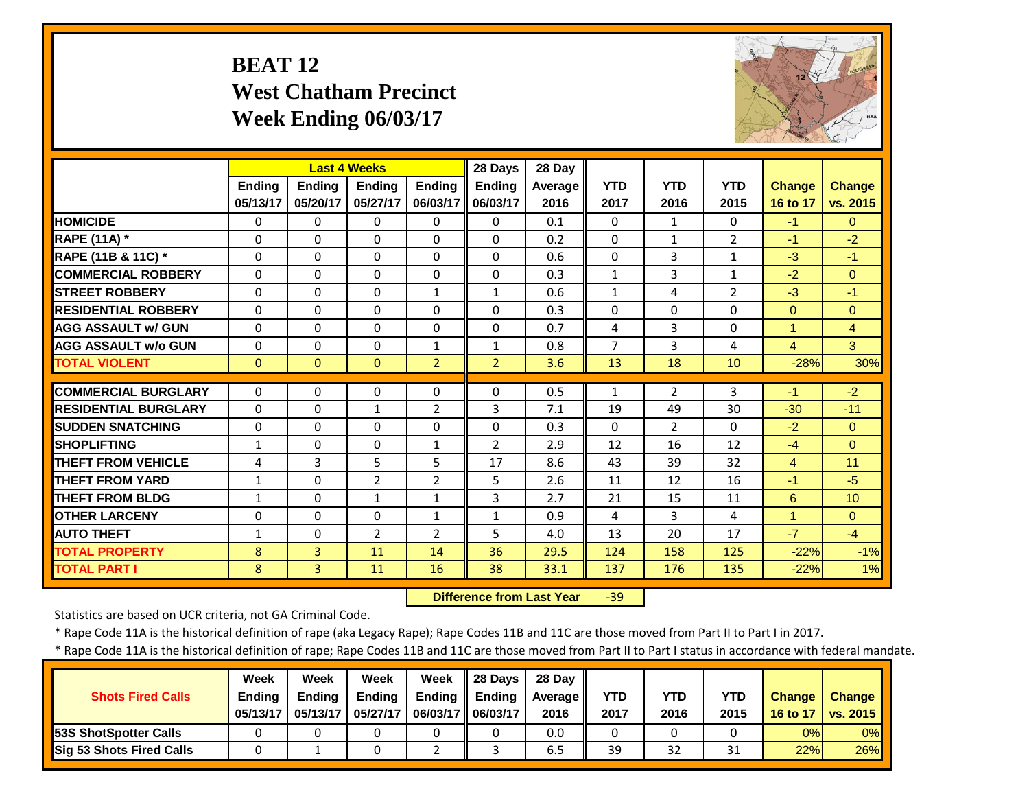# BEAT 12
# West Chatham Precinct
# Week Ending 06/03/17

| | Last 4 Weeks | | | | 28 Days | 28 Day | | | | | |
|---|---|---|---|---|---|---|---|---|---|---|---|
| | Ending 05/13/17 | Ending 05/20/17 | Ending 05/27/17 | Ending 06/03/17 | Ending 06/03/17 | Average 2016 | YTD 2017 | YTD 2016 | YTD 2015 | Change 16 to 17 | Change vs. 2015 |
| **HOMICIDE** | 0 | 0 | 0 | 0 | 0 | 0.1 | 0 | 1 | 0 | -1 | 0 |
| **RAPE (11A) *** | 0 | 0 | 0 | 0 | 0 | 0.2 | 0 | 1 | 2 | -1 | -2 |
| **RAPE (11B & 11C) *** | 0 | 0 | 0 | 0 | 0 | 0.6 | 0 | 3 | 1 | -3 | -1 |
| **COMMERCIAL ROBBERY** | 0 | 0 | 0 | 0 | 0 | 0.3 | 1 | 3 | 1 | -2 | 0 |
| **STREET ROBBERY** | 0 | 0 | 0 | 1 | 1 | 0.6 | 1 | 4 | 2 | -3 | -1 |
| **RESIDENTIAL ROBBERY** | 0 | 0 | 0 | 0 | 0 | 0.3 | 0 | 0 | 0 | 0 | 0 |
| **AGG ASSAULT w/ GUN** | 0 | 0 | 0 | 0 | 0 | 0.7 | 4 | 3 | 0 | 1 | 4 |
| **AGG ASSAULT w/o GUN** | 0 | 0 | 0 | 1 | 1 | 0.8 | 7 | 3 | 4 | 4 | 3 |
| **TOTAL VIOLENT** | 0 | 0 | 0 | 2 | 2 | 3.6 | 13 | 18 | 10 | -28% | 30% |
| **COMMERCIAL BURGLARY** | 0 | 0 | 0 | 0 | 0 | 0.5 | 1 | 2 | 3 | -1 | -2 |
| **RESIDENTIAL BURGLARY** | 0 | 0 | 1 | 2 | 3 | 7.1 | 19 | 49 | 30 | -30 | -11 |
| **SUDDEN SNATCHING** | 0 | 0 | 0 | 0 | 0 | 0.3 | 0 | 2 | 0 | -2 | 0 |
| **SHOPLIFTING** | 1 | 0 | 0 | 1 | 2 | 2.9 | 12 | 16 | 12 | -4 | 0 |
| **THEFT FROM VEHICLE** | 4 | 3 | 5 | 5 | 17 | 8.6 | 43 | 39 | 32 | 4 | 11 |
| **THEFT FROM YARD** | 1 | 0 | 2 | 2 | 5 | 2.6 | 11 | 12 | 16 | -1 | -5 |
| **THEFT FROM BLDG** | 1 | 0 | 1 | 1 | 3 | 2.7 | 21 | 15 | 11 | 6 | 10 |
| **OTHER LARCENY** | 0 | 0 | 0 | 1 | 1 | 0.9 | 4 | 3 | 4 | 1 | 0 |
| **AUTO THEFT** | 1 | 0 | 2 | 2 | 5 | 4.0 | 13 | 20 | 17 | -7 | -4 |
| **TOTAL PROPERTY** | 8 | 3 | 11 | 14 | 36 | 29.5 | 124 | 158 | 125 | -22% | -1% |
| **TOTAL PART I** | 8 | 3 | 11 | 16 | 38 | 33.1 | 137 | 176 | 135 | -22% | 1% |

**Difference from Last Year** -39

Statistics are based on UCR criteria, not GA Criminal Code.

* Rape Code 11A is the historical definition of rape (aka Legacy Rape); Rape Codes 11B and 11C are those moved from Part II to Part I in 2017.

* Rape Code 11A is the historical definition of rape; Rape Codes 11B and 11C are those moved from Part II to Part I status in accordance with federal mandate.

| Shots Fired Calls | Week Ending 05/13/17 | Week Ending 05/13/17 | Week Ending 05/27/17 | Week Ending 06/03/17 | 28 Days Ending 06/03/17 | 28 Day Average 2016 | YTD 2017 | YTD 2016 | YTD 2015 | Change 16 to 17 | Change vs. 2015 |
|---|---|---|---|---|---|---|---|---|---|---|---|
| **53S ShotSpotter Calls** | 0 | 0 | 0 | 0 | 0 | 0.0 | 0 | 0 | 0 | 0% | 0% |
| **Sig 53 Shots Fired Calls** | 0 | 1 | 0 | 2 | 3 | 6.5 | 39 | 32 | 31 | 22% | 26% |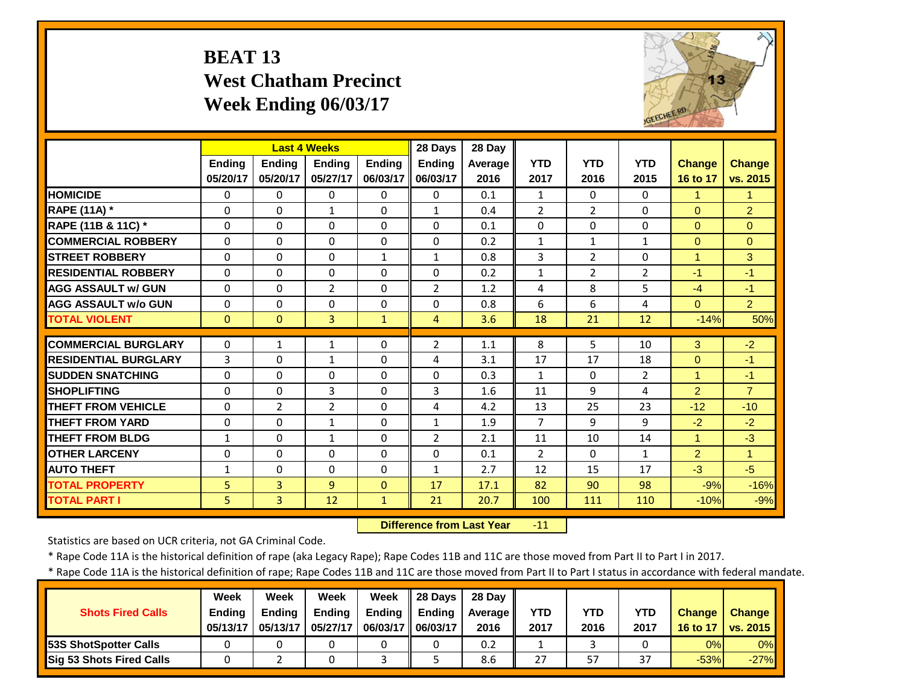# BEAT 13
## West Chatham Precinct
## Week Ending 06/03/17

| | Last 4 Weeks | | | | 28 Days | 28 Day | | | | | |
|---|---|---|---|---|---|---|---|---|---|---|---|
| | Ending 05/20/17 | Ending 05/20/17 | Ending 05/27/17 | Ending 06/03/17 | Ending 06/03/17 | Average 2016 | YTD 2017 | YTD 2016 | YTD 2015 | Change 16 to 17 | Change vs. 2015 |
| HOMICIDE | 0 | 0 | 0 | 0 | 0 | 0.1 | 1 | 0 | 0 | 1 | 1 |
| RAPE (11A) * | 0 | 0 | 1 | 0 | 1 | 0.4 | 2 | 2 | 0 | 0 | 2 |
| RAPE (11B & 11C) * | 0 | 0 | 0 | 0 | 0 | 0.1 | 0 | 0 | 0 | 0 | 0 |
| COMMERCIAL ROBBERY | 0 | 0 | 0 | 0 | 0 | 0.2 | 1 | 1 | 1 | 0 | 0 |
| STREET ROBBERY | 0 | 0 | 0 | 1 | 1 | 0.8 | 3 | 2 | 0 | 1 | 3 |
| RESIDENTIAL ROBBERY | 0 | 0 | 0 | 0 | 0 | 0.2 | 1 | 2 | 2 | -1 | -1 |
| AGG ASSAULT w/ GUN | 0 | 0 | 2 | 0 | 2 | 1.2 | 4 | 8 | 5 | -4 | -1 |
| AGG ASSAULT w/o GUN | 0 | 0 | 0 | 0 | 0 | 0.8 | 6 | 6 | 4 | 0 | 2 |
| TOTAL VIOLENT | 0 | 0 | 3 | 1 | 4 | 3.6 | 18 | 21 | 12 | -14% | 50% |
| COMMERCIAL BURGLARY | 0 | 1 | 1 | 0 | 2 | 1.1 | 8 | 5 | 10 | 3 | -2 |
| RESIDENTIAL BURGLARY | 3 | 0 | 1 | 0 | 4 | 3.1 | 17 | 17 | 18 | 0 | -1 |
| SUDDEN SNATCHING | 0 | 0 | 0 | 0 | 0 | 0.3 | 1 | 0 | 2 | 1 | -1 |
| SHOPLIFTING | 0 | 0 | 3 | 0 | 3 | 1.6 | 11 | 9 | 4 | 2 | 7 |
| THEFT FROM VEHICLE | 0 | 2 | 2 | 0 | 4 | 4.2 | 13 | 25 | 23 | -12 | -10 |
| THEFT FROM YARD | 0 | 0 | 1 | 0 | 1 | 1.9 | 7 | 9 | 9 | -2 | -2 |
| THEFT FROM BLDG | 1 | 0 | 1 | 0 | 2 | 2.1 | 11 | 10 | 14 | 1 | -3 |
| OTHER LARCENY | 0 | 0 | 0 | 0 | 0 | 0.1 | 2 | 0 | 1 | 2 | 1 |
| AUTO THEFT | 1 | 0 | 0 | 0 | 1 | 2.7 | 12 | 15 | 17 | -3 | -5 |
| TOTAL PROPERTY | 5 | 3 | 9 | 0 | 17 | 17.1 | 82 | 90 | 98 | -9% | -16% |
| TOTAL PART I | 5 | 3 | 12 | 1 | 21 | 20.7 | 100 | 111 | 110 | -10% | -9% |

**Difference from Last Year** -11

Statistics are based on UCR criteria, not GA Criminal Code.

* Rape Code 11A is the historical definition of rape (aka Legacy Rape); Rape Codes 11B and 11C are those moved from Part II to Part I in 2017.

* Rape Code 11A is the historical definition of rape; Rape Codes 11B and 11C are those moved from Part II to Part I status in accordance with federal mandate.

| Shots Fired Calls | Week Ending 05/13/17 | Week Ending 05/13/17 | Week Ending 05/27/17 | Week Ending 06/03/17 | 28 Days Ending 06/03/17 | 28 Day Average 2016 | YTD 2017 | YTD 2016 | YTD 2017 | Change 16 to 17 | Change vs. 2015 |
|---|---|---|---|---|---|---|---|---|---|---|---|
| 53S ShotSpotter Calls | 0 | 0 | 0 | 0 | 0 | 0.2 | 1 | 3 | 0 | 0% | 0% |
| Sig 53 Shots Fired Calls | 0 | 2 | 0 | 3 | 5 | 8.6 | 27 | 57 | 37 | -53% | -27% |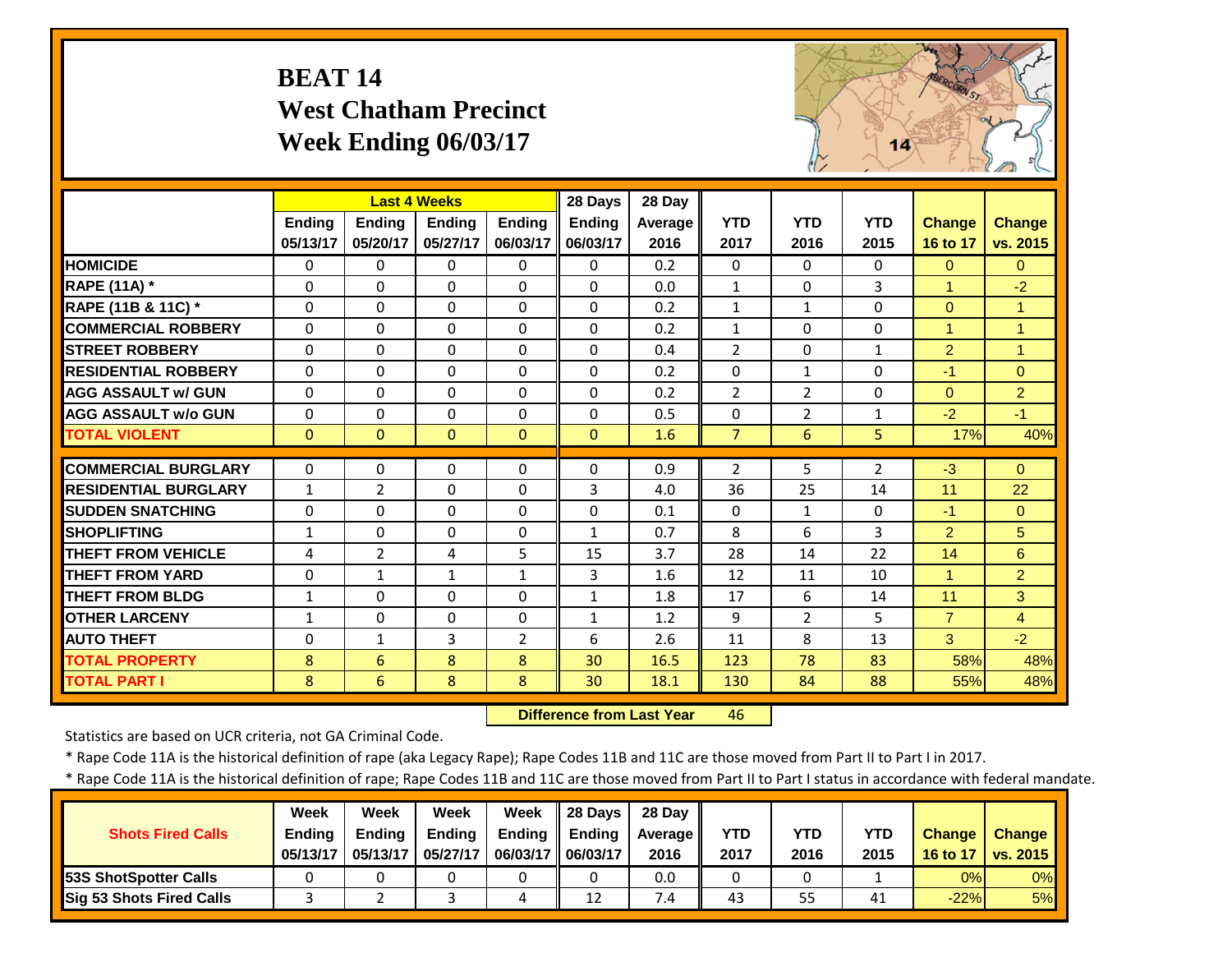# BEAT 14
## West Chatham Precinct
## Week Ending 06/03/17

| | Last 4 Weeks | | | | 28 Days | 28 Day | | | | | |
|---|---|---|---|---|---|---|---|---|---|---|---|
| | Ending 05/13/17 | Ending 05/20/17 | Ending 05/27/17 | Ending 06/03/17 | Ending 06/03/17 | Average 2016 | YTD 2017 | YTD 2016 | YTD 2015 | Change 16 to 17 | Change vs. 2015 |
| HOMICIDE | 0 | 0 | 0 | 0 | 0 | 0.2 | 0 | 0 | 0 | 0 | 0 |
| RAPE (11A) * | 0 | 0 | 0 | 0 | 0 | 0.0 | 1 | 0 | 3 | 1 | -2 |
| RAPE (11B & 11C) * | 0 | 0 | 0 | 0 | 0 | 0.2 | 1 | 1 | 0 | 0 | 1 |
| COMMERCIAL ROBBERY | 0 | 0 | 0 | 0 | 0 | 0.2 | 1 | 0 | 0 | 1 | 1 |
| STREET ROBBERY | 0 | 0 | 0 | 0 | 0 | 0.4 | 2 | 0 | 1 | 2 | 1 |
| RESIDENTIAL ROBBERY | 0 | 0 | 0 | 0 | 0 | 0.2 | 0 | 1 | 0 | -1 | 0 |
| AGG ASSAULT w/ GUN | 0 | 0 | 0 | 0 | 0 | 0.2 | 2 | 2 | 0 | 0 | 2 |
| AGG ASSAULT w/o GUN | 0 | 0 | 0 | 0 | 0 | 0.5 | 0 | 2 | 1 | -2 | -1 |
| TOTAL VIOLENT | 0 | 0 | 0 | 0 | 0 | 1.6 | 7 | 6 | 5 | 17% | 40% |
| COMMERCIAL BURGLARY | 0 | 0 | 0 | 0 | 0 | 0.9 | 2 | 5 | 2 | -3 | 0 |
| RESIDENTIAL BURGLARY | 1 | 2 | 0 | 0 | 3 | 4.0 | 36 | 25 | 14 | 11 | 22 |
| SUDDEN SNATCHING | 0 | 0 | 0 | 0 | 0 | 0.1 | 0 | 1 | 0 | -1 | 0 |
| SHOPLIFTING | 1 | 0 | 0 | 0 | 1 | 0.7 | 8 | 6 | 3 | 2 | 5 |
| THEFT FROM VEHICLE | 4 | 2 | 4 | 5 | 15 | 3.7 | 28 | 14 | 22 | 14 | 6 |
| THEFT FROM YARD | 0 | 1 | 1 | 1 | 3 | 1.6 | 12 | 11 | 10 | 1 | 2 |
| THEFT FROM BLDG | 1 | 0 | 0 | 0 | 1 | 1.8 | 17 | 6 | 14 | 11 | 3 |
| OTHER LARCENY | 1 | 0 | 0 | 0 | 1 | 1.2 | 9 | 2 | 5 | 7 | 4 |
| AUTO THEFT | 0 | 1 | 3 | 2 | 6 | 2.6 | 11 | 8 | 13 | 3 | -2 |
| TOTAL PROPERTY | 8 | 6 | 8 | 8 | 30 | 16.5 | 123 | 78 | 83 | 58% | 48% |
| TOTAL PART I | 8 | 6 | 8 | 8 | 30 | 18.1 | 130 | 84 | 88 | 55% | 48% |

**Difference from Last Year** 46

Statistics are based on UCR criteria, not GA Criminal Code.

* Rape Code 11A is the historical definition of rape (aka Legacy Rape); Rape Codes 11B and 11C are those moved from Part II to Part I in 2017.

* Rape Code 11A is the historical definition of rape; Rape Codes 11B and 11C are those moved from Part II to Part I status in accordance with federal mandate.

| Shots Fired Calls | Week Ending 05/13/17 | Week Ending 05/13/17 | Week Ending 05/27/17 | Week Ending 06/03/17 | 28 Days Ending 06/03/17 | 28 Day Average 2016 | YTD 2017 | YTD 2016 | YTD 2015 | Change 16 to 17 | Change vs. 2015 |
|---|---|---|---|---|---|---|---|---|---|---|---|
| 53S ShotSpotter Calls | 0 | 0 | 0 | 0 | 0 | 0.0 | 0 | 0 | 1 | 0% | 0% |
| Sig 53 Shots Fired Calls | 3 | 2 | 3 | 4 | 12 | 7.4 | 43 | 55 | 41 | -22% | 5% |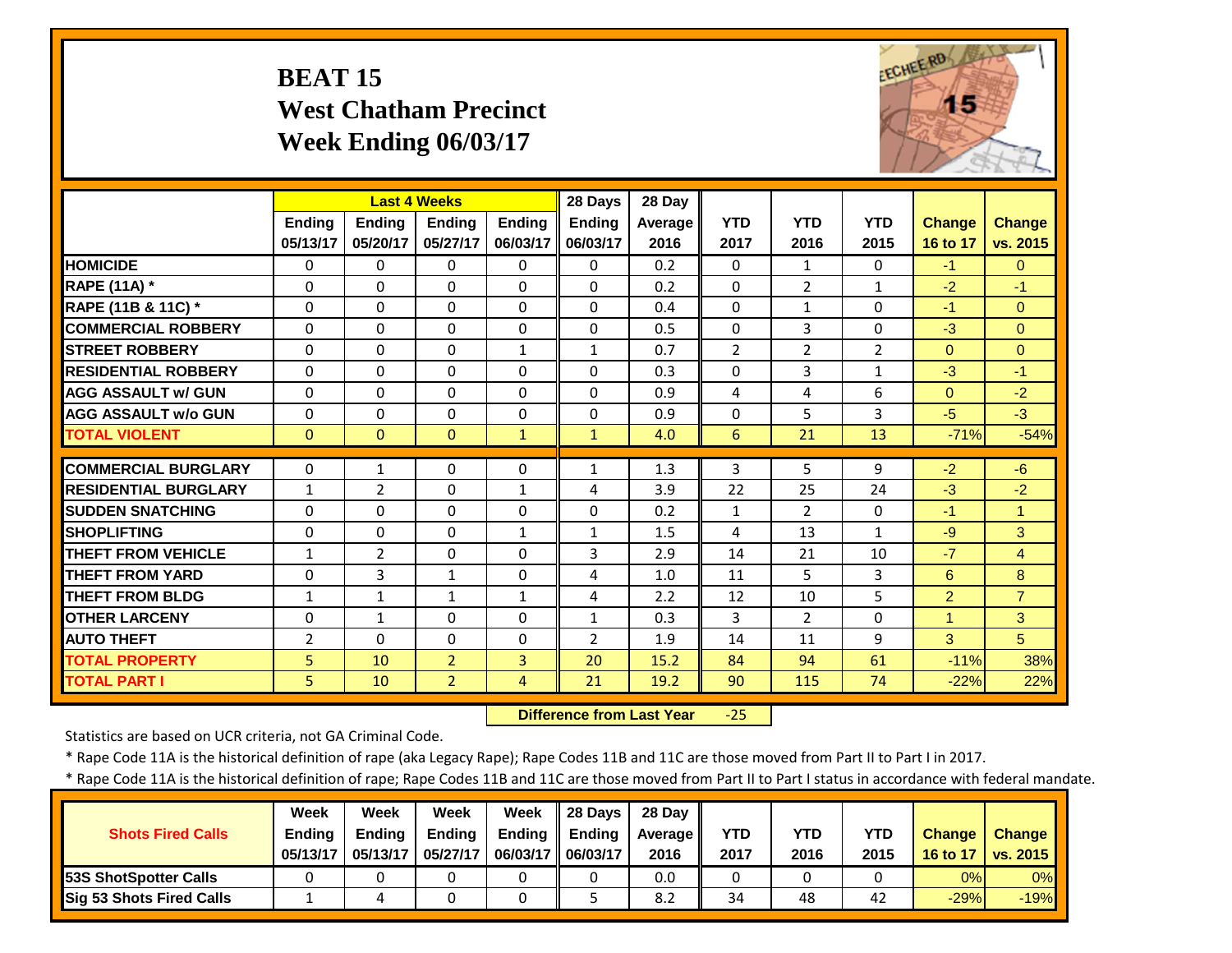# BEAT 15
## West Chatham Precinct
## Week Ending 06/03/17

| | Last 4 Weeks | | | | 28 Days | 28 Day | | | | | |
|---|---|---|---|---|---|---|---|---|---|---|---|
| | Ending 05/13/17 | Ending 05/20/17 | Ending 05/27/17 | Ending 06/03/17 | Ending 06/03/17 | Average 2016 | YTD 2017 | YTD 2016 | YTD 2015 | Change 16 to 17 | Change vs. 2015 |
| HOMICIDE | 0 | 0 | 0 | 0 | 0 | 0.2 | 0 | 1 | 0 | -1 | 0 |
| RAPE (11A) * | 0 | 0 | 0 | 0 | 0 | 0.2 | 0 | 2 | 1 | -2 | -1 |
| RAPE (11B & 11C) * | 0 | 0 | 0 | 0 | 0 | 0.4 | 0 | 1 | 0 | -1 | 0 |
| COMMERCIAL ROBBERY | 0 | 0 | 0 | 0 | 0 | 0.5 | 0 | 3 | 0 | -3 | 0 |
| STREET ROBBERY | 0 | 0 | 0 | 1 | 1 | 0.7 | 2 | 2 | 2 | 0 | 0 |
| RESIDENTIAL ROBBERY | 0 | 0 | 0 | 0 | 0 | 0.3 | 0 | 3 | 1 | -3 | -1 |
| AGG ASSAULT w/ GUN | 0 | 0 | 0 | 0 | 0 | 0.9 | 4 | 4 | 6 | 0 | -2 |
| AGG ASSAULT w/o GUN | 0 | 0 | 0 | 0 | 0 | 0.9 | 0 | 5 | 3 | -5 | -3 |
| TOTAL VIOLENT | 0 | 0 | 0 | 1 | 1 | 4.0 | 6 | 21 | 13 | -71% | -54% |
| COMMERCIAL BURGLARY | 0 | 1 | 0 | 0 | 1 | 1.3 | 3 | 5 | 9 | -2 | -6 |
| RESIDENTIAL BURGLARY | 1 | 2 | 0 | 1 | 4 | 3.9 | 22 | 25 | 24 | -3 | -2 |
| SUDDEN SNATCHING | 0 | 0 | 0 | 0 | 0 | 0.2 | 1 | 2 | 0 | -1 | 1 |
| SHOPLIFTING | 0 | 0 | 0 | 1 | 1 | 1.5 | 4 | 13 | 1 | -9 | 3 |
| THEFT FROM VEHICLE | 1 | 2 | 0 | 0 | 3 | 2.9 | 14 | 21 | 10 | -7 | 4 |
| THEFT FROM YARD | 0 | 3 | 1 | 0 | 4 | 1.0 | 11 | 5 | 3 | 6 | 8 |
| THEFT FROM BLDG | 1 | 1 | 1 | 1 | 4 | 2.2 | 12 | 10 | 5 | 2 | 7 |
| OTHER LARCENY | 0 | 1 | 0 | 0 | 1 | 0.3 | 3 | 2 | 0 | 1 | 3 |
| AUTO THEFT | 2 | 0 | 0 | 0 | 2 | 1.9 | 14 | 11 | 9 | 3 | 5 |
| TOTAL PROPERTY | 5 | 10 | 2 | 3 | 20 | 15.2 | 84 | 94 | 61 | -11% | 38% |
| TOTAL PART I | 5 | 10 | 2 | 4 | 21 | 19.2 | 90 | 115 | 74 | -22% | 22% |

**Difference from Last Year** -25

Statistics are based on UCR criteria, not GA Criminal Code.

\* Rape Code 11A is the historical definition of rape (aka Legacy Rape); Rape Codes 11B and 11C are those moved from Part II to Part I in 2017.

\* Rape Code 11A is the historical definition of rape; Rape Codes 11B and 11C are those moved from Part II to Part I status in accordance with federal mandate.

| Shots Fired Calls | Week Ending 05/13/17 | Week Ending 05/13/17 | Week Ending 05/27/17 | Week Ending 06/03/17 | 28 Days Ending 06/03/17 | 28 Day Average 2016 | YTD 2017 | YTD 2016 | YTD 2015 | Change 16 to 17 | Change vs. 2015 |
|---|---|---|---|---|---|---|---|---|---|---|---|
| 53S ShotSpotter Calls | 0 | 0 | 0 | 0 | 0 | 0.0 | 0 | 0 | 0 | 0% | 0% |
| Sig 53 Shots Fired Calls | 1 | 4 | 0 | 0 | 5 | 8.2 | 34 | 48 | 42 | -29% | -19% |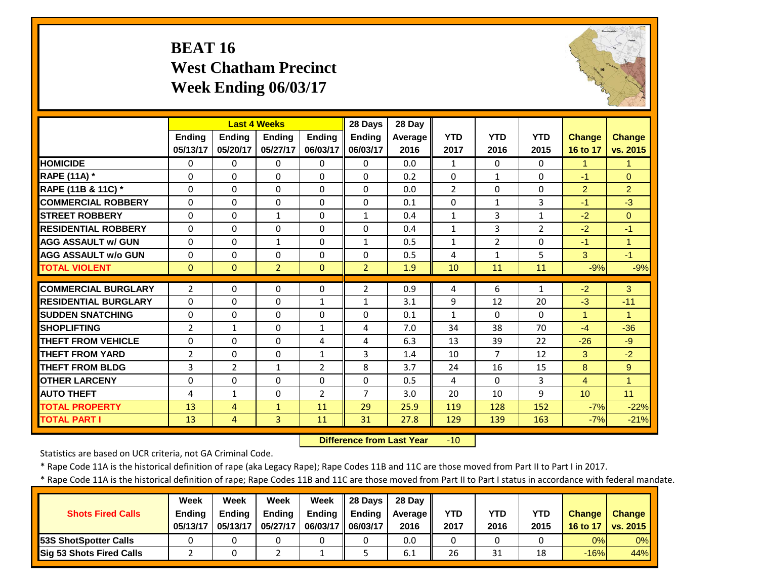# BEAT 16
## West Chatham Precinct
## Week Ending 06/03/17

| | Last 4 Weeks | | | | 28 Days | 28 Day | | | | | |
|---|---|---|---|---|---|---|---|---|---|---|---|
| | Ending 05/13/17 | Ending 05/20/17 | Ending 05/27/17 | Ending 06/03/17 | Ending 06/03/17 | Average 2016 | YTD 2017 | YTD 2016 | YTD 2015 | Change 16 to 17 | Change vs. 2015 |
| HOMICIDE | 0 | 0 | 0 | 0 | 0 | 0.0 | 1 | 0 | 0 | 1 | 1 |
| RAPE (11A) * | 0 | 0 | 0 | 0 | 0 | 0.2 | 0 | 1 | 0 | -1 | 0 |
| RAPE (11B & 11C) * | 0 | 0 | 0 | 0 | 0 | 0.0 | 2 | 0 | 0 | 2 | 2 |
| COMMERCIAL ROBBERY | 0 | 0 | 0 | 0 | 0 | 0.1 | 0 | 1 | 3 | -1 | -3 |
| STREET ROBBERY | 0 | 0 | 1 | 0 | 1 | 0.4 | 1 | 3 | 1 | -2 | 0 |
| RESIDENTIAL ROBBERY | 0 | 0 | 0 | 0 | 0 | 0.4 | 1 | 3 | 2 | -2 | -1 |
| AGG ASSAULT w/ GUN | 0 | 0 | 1 | 0 | 1 | 0.5 | 1 | 2 | 0 | -1 | 1 |
| AGG ASSAULT w/o GUN | 0 | 0 | 0 | 0 | 0 | 0.5 | 4 | 1 | 5 | 3 | -1 |
| TOTAL VIOLENT | 0 | 0 | 2 | 0 | 2 | 1.9 | 10 | 11 | 11 | -9% | -9% |
| COMMERCIAL BURGLARY | 2 | 0 | 0 | 0 | 2 | 0.9 | 4 | 6 | 1 | -2 | 3 |
| RESIDENTIAL BURGLARY | 0 | 0 | 0 | 1 | 1 | 3.1 | 9 | 12 | 20 | -3 | -11 |
| SUDDEN SNATCHING | 0 | 0 | 0 | 0 | 0 | 0.1 | 1 | 0 | 0 | 1 | 1 |
| SHOPLIFTING | 2 | 1 | 0 | 1 | 4 | 7.0 | 34 | 38 | 70 | -4 | -36 |
| THEFT FROM VEHICLE | 0 | 0 | 0 | 4 | 4 | 6.3 | 13 | 39 | 22 | -26 | -9 |
| THEFT FROM YARD | 2 | 0 | 0 | 1 | 3 | 1.4 | 10 | 7 | 12 | 3 | -2 |
| THEFT FROM BLDG | 3 | 2 | 1 | 2 | 8 | 3.7 | 24 | 16 | 15 | 8 | 9 |
| OTHER LARCENY | 0 | 0 | 0 | 0 | 0 | 0.5 | 4 | 0 | 3 | 4 | 1 |
| AUTO THEFT | 4 | 1 | 0 | 2 | 7 | 3.0 | 20 | 10 | 9 | 10 | 11 |
| TOTAL PROPERTY | 13 | 4 | 1 | 11 | 29 | 25.9 | 119 | 128 | 152 | -7% | -22% |
| TOTAL PART I | 13 | 4 | 3 | 11 | 31 | 27.8 | 129 | 139 | 163 | -7% | -21% |

**Difference from Last Year** -10

Statistics are based on UCR criteria, not GA Criminal Code.

* Rape Code 11A is the historical definition of rape (aka Legacy Rape); Rape Codes 11B and 11C are those moved from Part II to Part I in 2017.

* Rape Code 11A is the historical definition of rape; Rape Codes 11B and 11C are those moved from Part II to Part I status in accordance with federal mandate.

| Shots Fired Calls | Week Ending 05/13/17 | Week Ending 05/13/17 | Week Ending 05/27/17 | Week Ending 06/03/17 | 28 Days Ending 06/03/17 | 28 Day Average 2016 | YTD 2017 | YTD 2016 | YTD 2015 | Change 16 to 17 | Change vs. 2015 |
|---|---|---|---|---|---|---|---|---|---|---|---|
| 53S ShotSpotter Calls | 0 | 0 | 0 | 0 | 0 | 0.0 | 0 | 0 | 0 | 0% | 0% |
| Sig 53 Shots Fired Calls | 2 | 0 | 2 | 1 | 5 | 6.1 | 26 | 31 | 18 | -16% | 44% |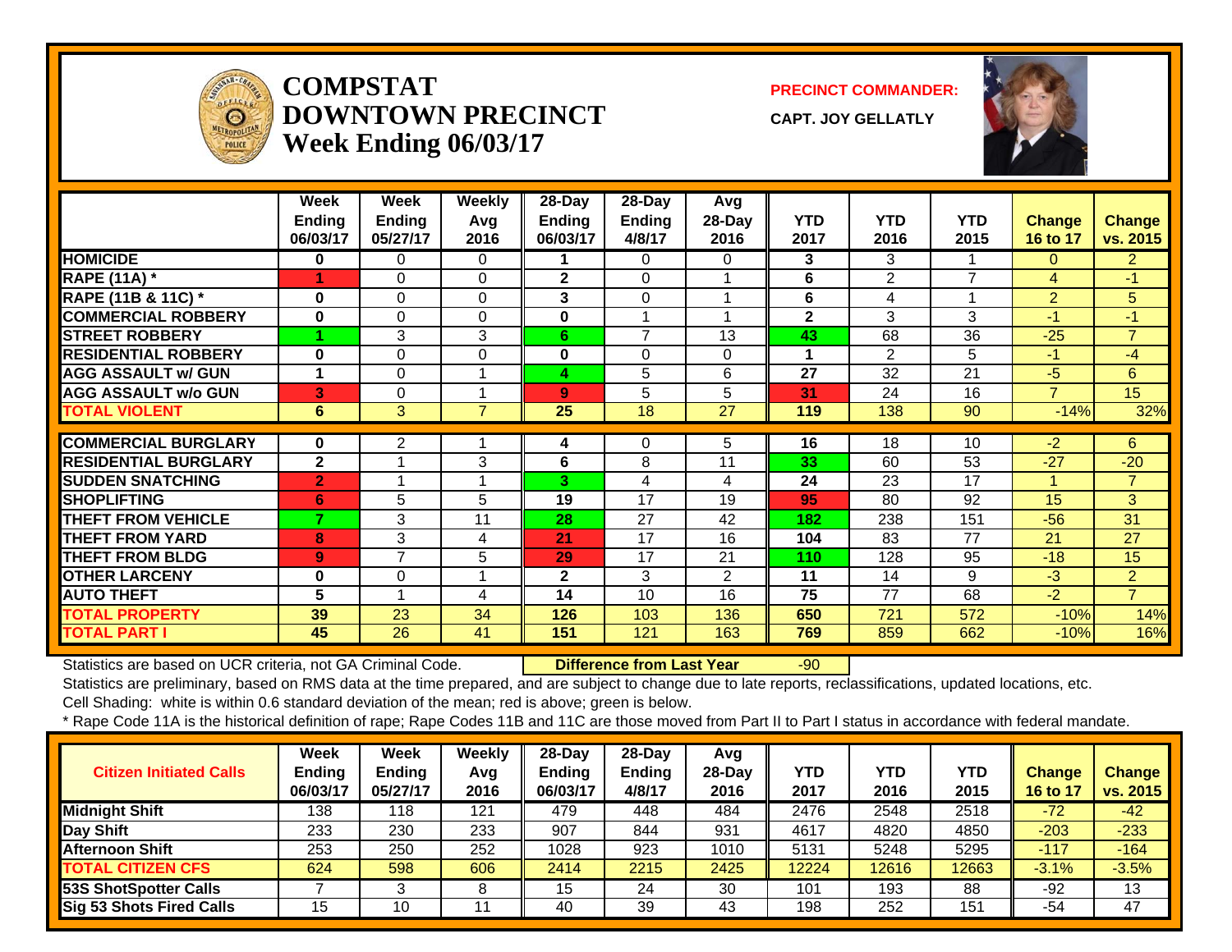# COMPSTAT
# DOWNTOWN PRECINCT
## Week Ending 06/03/17

**PRECINCT COMMANDER:**

**CAPT. JOY GELLATLY**

| | Week Ending 06/03/17 | Week Ending 05/27/17 | Weekly Avg 2016 | 28-Day Ending 06/03/17 | 28-Day Ending 4/8/17 | Avg 28-Day 2016 | YTD 2017 | YTD 2016 | YTD 2015 | Change 16 to 17 | Change vs. 2015 |
|---|---|---|---|---|---|---|---|---|---|---|---|
| HOMICIDE | 0 | 0 | 0 | 1 | 0 | 0 | 3 | 3 | 1 | 0 | 2 |
| RAPE (11A) * | 1 | 0 | 0 | 2 | 0 | 1 | 6 | 2 | 7 | 4 | -1 |
| RAPE (11B & 11C) * | 0 | 0 | 0 | 3 | 0 | 1 | 6 | 4 | 1 | 2 | 5 |
| COMMERCIAL ROBBERY | 0 | 0 | 0 | 0 | 1 | 1 | 2 | 3 | 3 | -1 | -1 |
| STREET ROBBERY | 1 | 3 | 3 | 6 | 7 | 13 | 43 | 68 | 36 | -25 | 7 |
| RESIDENTIAL ROBBERY | 0 | 0 | 0 | 0 | 0 | 0 | 1 | 2 | 5 | -1 | -4 |
| AGG ASSAULT w/ GUN | 1 | 0 | 1 | 4 | 5 | 6 | 27 | 32 | 21 | -5 | 6 |
| AGG ASSAULT w/o GUN | 3 | 0 | 1 | 9 | 5 | 5 | 31 | 24 | 16 | 7 | 15 |
| TOTAL VIOLENT | 6 | 3 | 7 | 25 | 18 | 27 | 119 | 138 | 90 | -14% | 32% |
| COMMERCIAL BURGLARY | 0 | 2 | 1 | 4 | 0 | 5 | 16 | 18 | 10 | -2 | 6 |
| RESIDENTIAL BURGLARY | 2 | 1 | 3 | 6 | 8 | 11 | 33 | 60 | 53 | -27 | -20 |
| SUDDEN SNATCHING | 2 | 1 | 1 | 3 | 4 | 4 | 24 | 23 | 17 | 1 | 7 |
| SHOPLIFTING | 6 | 5 | 5 | 19 | 17 | 19 | 95 | 80 | 92 | 15 | 3 |
| THEFT FROM VEHICLE | 7 | 3 | 11 | 28 | 27 | 42 | 182 | 238 | 151 | -56 | 31 |
| THEFT FROM YARD | 8 | 3 | 4 | 21 | 17 | 16 | 104 | 83 | 77 | 21 | 27 |
| THEFT FROM BLDG | 9 | 7 | 5 | 29 | 17 | 21 | 110 | 128 | 95 | -18 | 15 |
| OTHER LARCENY | 0 | 0 | 1 | 2 | 3 | 2 | 11 | 14 | 9 | -3 | 2 |
| AUTO THEFT | 5 | 1 | 4 | 14 | 10 | 16 | 75 | 77 | 68 | -2 | 7 |
| TOTAL PROPERTY | 39 | 23 | 34 | 126 | 103 | 136 | 650 | 721 | 572 | -10% | 14% |
| TOTAL PART I | 45 | 26 | 41 | 151 | 121 | 163 | 769 | 859 | 662 | -10% | 16% |

Statistics are based on UCR criteria, not GA Criminal Code. **Difference from Last Year** -90

Statistics are preliminary, based on RMS data at the time prepared, and are subject to change due to late reports, reclassifications, updated locations, etc.

Cell Shading: white is within 0.6 standard deviation of the mean; red is above; green is below.

* Rape Code 11A is the historical definition of rape; Rape Codes 11B and 11C are those moved from Part II to Part I status in accordance with federal mandate.

| Citizen Initiated Calls | Week Ending 06/03/17 | Week Ending 05/27/17 | Weekly Avg 2016 | 28-Day Ending 06/03/17 | 28-Day Ending 4/8/17 | Avg 28-Day 2016 | YTD 2017 | YTD 2016 | YTD 2015 | Change 16 to 17 | Change vs. 2015 |
|---|---|---|---|---|---|---|---|---|---|---|---|
| Midnight Shift | 138 | 118 | 121 | 479 | 448 | 484 | 2476 | 2548 | 2518 | -72 | -42 |
| Day Shift | 233 | 230 | 233 | 907 | 844 | 931 | 4617 | 4820 | 4850 | -203 | -233 |
| Afternoon Shift | 253 | 250 | 252 | 1028 | 923 | 1010 | 5131 | 5248 | 5295 | -117 | -164 |
| TOTAL CITIZEN CFS | 624 | 598 | 606 | 2414 | 2215 | 2425 | 12224 | 12616 | 12663 | -3.1% | -3.5% |
| 53S ShotSpotter Calls | 7 | 3 | 8 | 15 | 24 | 30 | 101 | 193 | 88 | -92 | 13 |
| Sig 53 Shots Fired Calls | 15 | 10 | 11 | 40 | 39 | 43 | 198 | 252 | 151 | -54 | 47 |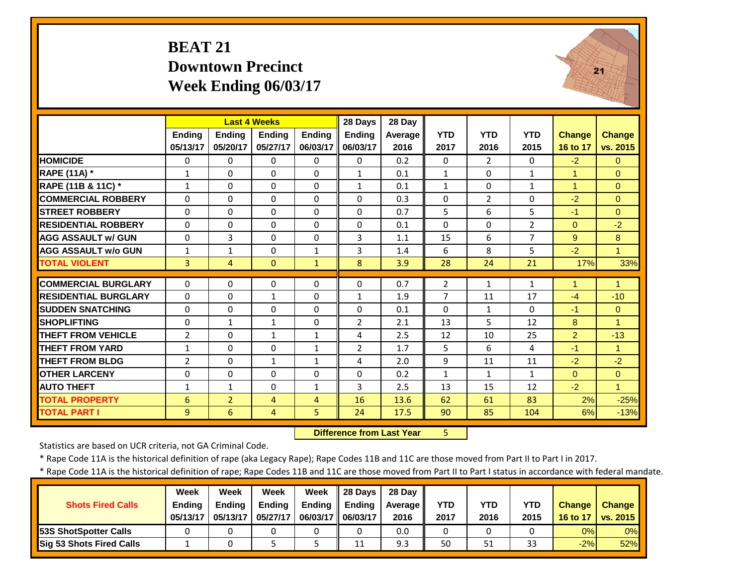# BEAT 21
## Downtown Precinct
## Week Ending 06/03/17

| | Last 4 Weeks | | | | 28 Days | 28 Day | | | | | |
|---|---|---|---|---|---|---|---|---|---|---|---|
| | Ending 05/13/17 | Ending 05/20/17 | Ending 05/27/17 | Ending 06/03/17 | Ending 06/03/17 | Average 2016 | YTD 2017 | YTD 2016 | YTD 2015 | Change 16 to 17 | Change vs. 2015 |
| HOMICIDE | 0 | 0 | 0 | 0 | 0 | 0.2 | 0 | 2 | 0 | -2 | 0 |
| RAPE (11A) * | 1 | 0 | 0 | 0 | 1 | 0.1 | 1 | 0 | 1 | 1 | 0 |
| RAPE (11B & 11C) * | 1 | 0 | 0 | 0 | 1 | 0.1 | 1 | 0 | 1 | 1 | 0 |
| COMMERCIAL ROBBERY | 0 | 0 | 0 | 0 | 0 | 0.3 | 0 | 2 | 0 | -2 | 0 |
| STREET ROBBERY | 0 | 0 | 0 | 0 | 0 | 0.7 | 5 | 6 | 5 | -1 | 0 |
| RESIDENTIAL ROBBERY | 0 | 0 | 0 | 0 | 0 | 0.1 | 0 | 0 | 2 | 0 | -2 |
| AGG ASSAULT w/ GUN | 0 | 3 | 0 | 0 | 3 | 1.1 | 15 | 6 | 7 | 9 | 8 |
| AGG ASSAULT w/o GUN | 1 | 1 | 0 | 1 | 3 | 1.4 | 6 | 8 | 5 | -2 | 1 |
| TOTAL VIOLENT | 3 | 4 | 0 | 1 | 8 | 3.9 | 28 | 24 | 21 | 17% | 33% |
| COMMERCIAL BURGLARY | 0 | 0 | 0 | 0 | 0 | 0.7 | 2 | 1 | 1 | 1 | 1 |
| RESIDENTIAL BURGLARY | 0 | 0 | 1 | 0 | 1 | 1.9 | 7 | 11 | 17 | -4 | -10 |
| SUDDEN SNATCHING | 0 | 0 | 0 | 0 | 0 | 0.1 | 0 | 1 | 0 | -1 | 0 |
| SHOPLIFTING | 0 | 1 | 1 | 0 | 2 | 2.1 | 13 | 5 | 12 | 8 | 1 |
| THEFT FROM VEHICLE | 2 | 0 | 1 | 1 | 4 | 2.5 | 12 | 10 | 25 | 2 | -13 |
| THEFT FROM YARD | 1 | 0 | 0 | 1 | 2 | 1.7 | 5 | 6 | 4 | -1 | 1 |
| THEFT FROM BLDG | 2 | 0 | 1 | 1 | 4 | 2.0 | 9 | 11 | 11 | -2 | -2 |
| OTHER LARCENY | 0 | 0 | 0 | 0 | 0 | 0.2 | 1 | 1 | 1 | 0 | 0 |
| AUTO THEFT | 1 | 1 | 0 | 1 | 3 | 2.5 | 13 | 15 | 12 | -2 | 1 |
| TOTAL PROPERTY | 6 | 2 | 4 | 4 | 16 | 13.6 | 62 | 61 | 83 | 2% | -25% |
| TOTAL PART I | 9 | 6 | 4 | 5 | 24 | 17.5 | 90 | 85 | 104 | 6% | -13% |

**Difference from Last Year** 5

Statistics are based on UCR criteria, not GA Criminal Code.

* Rape Code 11A is the historical definition of rape (aka Legacy Rape); Rape Codes 11B and 11C are those moved from Part II to Part I in 2017.

* Rape Code 11A is the historical definition of rape; Rape Codes 11B and 11C are those moved from Part II to Part I status in accordance with federal mandate.

| Shots Fired Calls | Week Ending 05/13/17 | Week Ending 05/13/17 | Week Ending 05/27/17 | Week Ending 06/03/17 | 28 Days Ending 06/03/17 | 28 Day Average 2016 | YTD 2017 | YTD 2016 | YTD 2015 | Change 16 to 17 | Change vs. 2015 |
|---|---|---|---|---|---|---|---|---|---|---|---|
| 53S ShotSpotter Calls | 0 | 0 | 0 | 0 | 0 | 0.0 | 0 | 0 | 0 | 0% | 0% |
| Sig 53 Shots Fired Calls | 1 | 0 | 5 | 5 | 11 | 9.3 | 50 | 51 | 33 | -2% | 52% |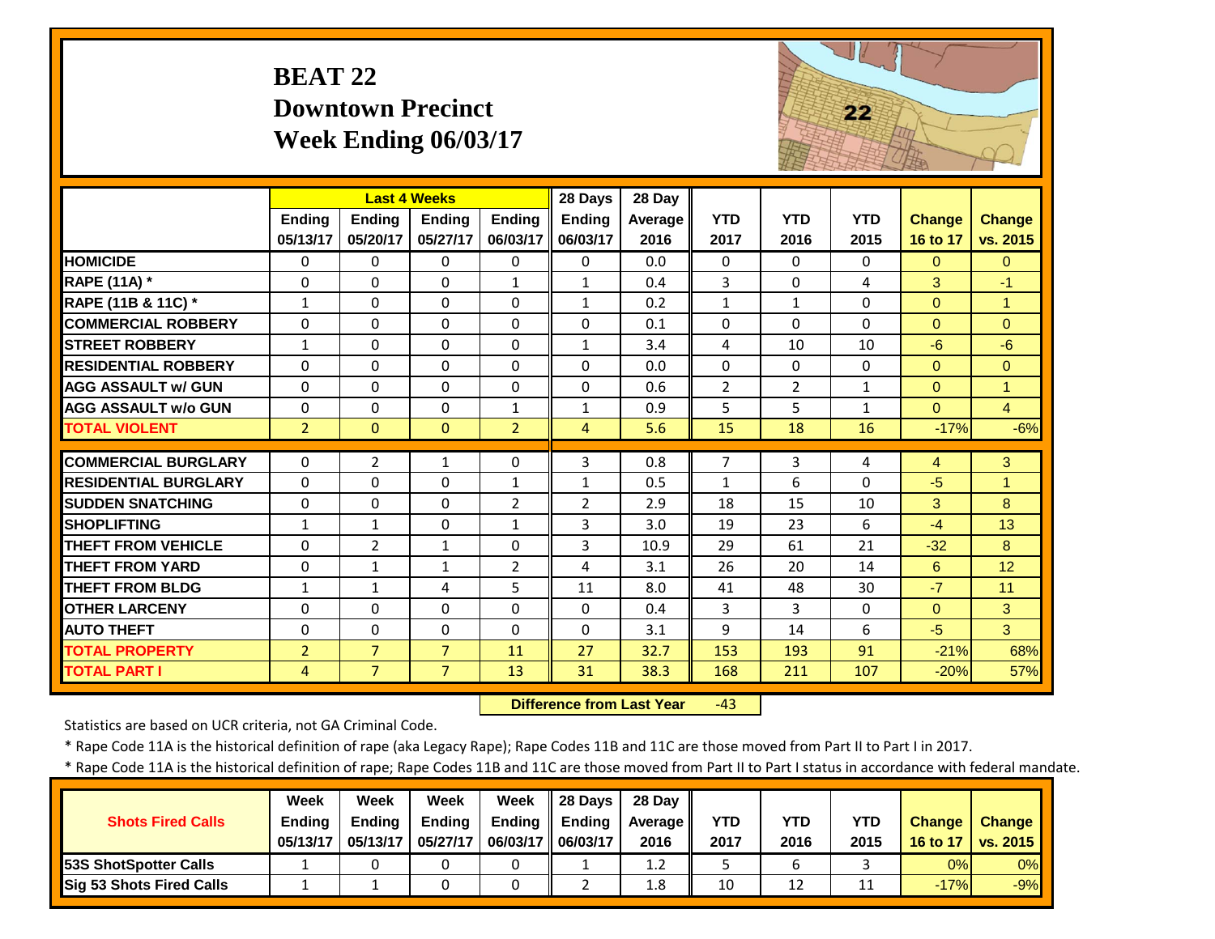# BEAT 22
## Downtown Precinct
## Week Ending 06/03/17

| | Last 4 Weeks | | | | 28 Days | 28 Day | | | | | |
|---|---|---|---|---|---|---|---|---|---|---|---|
| | Ending 05/13/17 | Ending 05/20/17 | Ending 05/27/17 | Ending 06/03/17 | Ending 06/03/17 | Average 2016 | YTD 2017 | YTD 2016 | YTD 2015 | Change 16 to 17 | Change vs. 2015 |
| HOMICIDE | 0 | 0 | 0 | 0 | 0 | 0.0 | 0 | 0 | 0 | 0 | 0 |
| RAPE (11A) * | 0 | 0 | 0 | 1 | 1 | 0.4 | 3 | 0 | 4 | 3 | -1 |
| RAPE (11B & 11C) * | 1 | 0 | 0 | 0 | 1 | 0.2 | 1 | 1 | 0 | 0 | 1 |
| COMMERCIAL ROBBERY | 0 | 0 | 0 | 0 | 0 | 0.1 | 0 | 0 | 0 | 0 | 0 |
| STREET ROBBERY | 1 | 0 | 0 | 0 | 1 | 3.4 | 4 | 10 | 10 | -6 | -6 |
| RESIDENTIAL ROBBERY | 0 | 0 | 0 | 0 | 0 | 0.0 | 0 | 0 | 0 | 0 | 0 |
| AGG ASSAULT w/ GUN | 0 | 0 | 0 | 0 | 0 | 0.6 | 2 | 2 | 1 | 0 | 1 |
| AGG ASSAULT w/o GUN | 0 | 0 | 0 | 1 | 1 | 0.9 | 5 | 5 | 1 | 0 | 4 |
| TOTAL VIOLENT | 2 | 0 | 0 | 2 | 4 | 5.6 | 15 | 18 | 16 | -17% | -6% |
| COMMERCIAL BURGLARY | 0 | 2 | 1 | 0 | 3 | 0.8 | 7 | 3 | 4 | 4 | 3 |
| RESIDENTIAL BURGLARY | 0 | 0 | 0 | 1 | 1 | 0.5 | 1 | 6 | 0 | -5 | 1 |
| SUDDEN SNATCHING | 0 | 0 | 0 | 2 | 2 | 2.9 | 18 | 15 | 10 | 3 | 8 |
| SHOPLIFTING | 1 | 1 | 0 | 1 | 3 | 3.0 | 19 | 23 | 6 | -4 | 13 |
| THEFT FROM VEHICLE | 0 | 2 | 1 | 0 | 3 | 10.9 | 29 | 61 | 21 | -32 | 8 |
| THEFT FROM YARD | 0 | 1 | 1 | 2 | 4 | 3.1 | 26 | 20 | 14 | 6 | 12 |
| THEFT FROM BLDG | 1 | 1 | 4 | 5 | 11 | 8.0 | 41 | 48 | 30 | -7 | 11 |
| OTHER LARCENY | 0 | 0 | 0 | 0 | 0 | 0.4 | 3 | 3 | 0 | 0 | 3 |
| AUTO THEFT | 0 | 0 | 0 | 0 | 0 | 3.1 | 9 | 14 | 6 | -5 | 3 |
| TOTAL PROPERTY | 2 | 7 | 7 | 11 | 27 | 32.7 | 153 | 193 | 91 | -21% | 68% |
| TOTAL PART I | 4 | 7 | 7 | 13 | 31 | 38.3 | 168 | 211 | 107 | -20% | 57% |

**Difference from Last Year** -43

Statistics are based on UCR criteria, not GA Criminal Code.

\* Rape Code 11A is the historical definition of rape (aka Legacy Rape); Rape Codes 11B and 11C are those moved from Part II to Part I in 2017.

\* Rape Code 11A is the historical definition of rape; Rape Codes 11B and 11C are those moved from Part II to Part I status in accordance with federal mandate.

| Shots Fired Calls | Week Ending 05/13/17 | Week Ending 05/13/17 | Week Ending 05/27/17 | Week Ending 06/03/17 | 28 Days Ending 06/03/17 | 28 Day Average 2016 | YTD 2017 | YTD 2016 | YTD 2015 | Change 16 to 17 | Change vs. 2015 |
|---|---|---|---|---|---|---|---|---|---|---|---|
| 53S ShotSpotter Calls | 1 | 0 | 0 | 0 | 1 | 1.2 | 5 | 6 | 3 | 0% | 0% |
| Sig 53 Shots Fired Calls | 1 | 1 | 0 | 0 | 2 | 1.8 | 10 | 12 | 11 | -17% | -9% |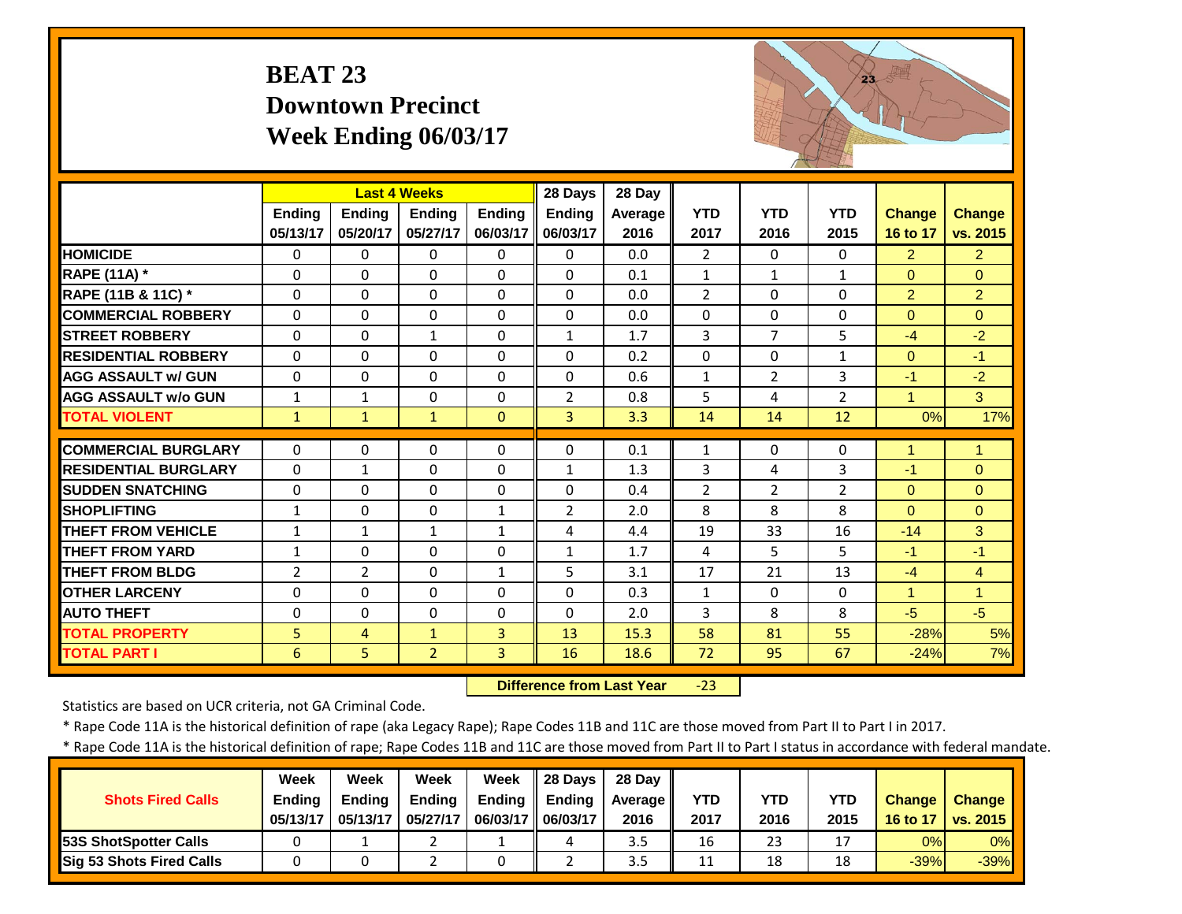# BEAT 23
## Downtown Precinct
## Week Ending 06/03/17

| | Last 4 Weeks | | | | 28 Days | 28 Day | | | | | |
|---|---|---|---|---|---|---|---|---|---|---|---|
| | Ending 05/13/17 | Ending 05/20/17 | Ending 05/27/17 | Ending 06/03/17 | Ending 06/03/17 | Average 2016 | YTD 2017 | YTD 2016 | YTD 2015 | Change 16 to 17 | Change vs. 2015 |
| HOMICIDE | 0 | 0 | 0 | 0 | 0 | 0.0 | 2 | 0 | 0 | 2 | 2 |
| RAPE (11A) * | 0 | 0 | 0 | 0 | 0 | 0.1 | 1 | 1 | 1 | 0 | 0 |
| RAPE (11B & 11C) * | 0 | 0 | 0 | 0 | 0 | 0.0 | 2 | 0 | 0 | 2 | 2 |
| COMMERCIAL ROBBERY | 0 | 0 | 0 | 0 | 0 | 0.0 | 0 | 0 | 0 | 0 | 0 |
| STREET ROBBERY | 0 | 0 | 1 | 0 | 1 | 1.7 | 3 | 7 | 5 | -4 | -2 |
| RESIDENTIAL ROBBERY | 0 | 0 | 0 | 0 | 0 | 0.2 | 0 | 0 | 1 | 0 | -1 |
| AGG ASSAULT w/ GUN | 0 | 0 | 0 | 0 | 0 | 0.6 | 1 | 2 | 3 | -1 | -2 |
| AGG ASSAULT w/o GUN | 1 | 1 | 0 | 0 | 2 | 0.8 | 5 | 4 | 2 | 1 | 3 |
| TOTAL VIOLENT | 1 | 1 | 1 | 0 | 3 | 3.3 | 14 | 14 | 12 | 0% | 17% |
| COMMERCIAL BURGLARY | 0 | 0 | 0 | 0 | 0 | 0.1 | 1 | 0 | 0 | 1 | 1 |
| RESIDENTIAL BURGLARY | 0 | 1 | 0 | 0 | 1 | 1.3 | 3 | 4 | 3 | -1 | 0 |
| SUDDEN SNATCHING | 0 | 0 | 0 | 0 | 0 | 0.4 | 2 | 2 | 2 | 0 | 0 |
| SHOPLIFTING | 1 | 0 | 0 | 1 | 2 | 2.0 | 8 | 8 | 8 | 0 | 0 |
| THEFT FROM VEHICLE | 1 | 1 | 1 | 1 | 4 | 4.4 | 19 | 33 | 16 | -14 | 3 |
| THEFT FROM YARD | 1 | 0 | 0 | 0 | 1 | 1.7 | 4 | 5 | 5 | -1 | -1 |
| THEFT FROM BLDG | 2 | 2 | 0 | 1 | 5 | 3.1 | 17 | 21 | 13 | -4 | 4 |
| OTHER LARCENY | 0 | 0 | 0 | 0 | 0 | 0.3 | 1 | 0 | 0 | 1 | 1 |
| AUTO THEFT | 0 | 0 | 0 | 0 | 0 | 2.0 | 3 | 8 | 8 | -5 | -5 |
| TOTAL PROPERTY | 5 | 4 | 1 | 3 | 13 | 15.3 | 58 | 81 | 55 | -28% | 5% |
| TOTAL PART I | 6 | 5 | 2 | 3 | 16 | 18.6 | 72 | 95 | 67 | -24% | 7% |

**Difference from Last Year** -23

Statistics are based on UCR criteria, not GA Criminal Code.

\* Rape Code 11A is the historical definition of rape (aka Legacy Rape); Rape Codes 11B and 11C are those moved from Part II to Part I in 2017.

\* Rape Code 11A is the historical definition of rape; Rape Codes 11B and 11C are those moved from Part II to Part I status in accordance with federal mandate.

| Shots Fired Calls | Week Ending 05/13/17 | Week Ending 05/13/17 | Week Ending 05/27/17 | Week Ending 06/03/17 | 28 Days Ending 06/03/17 | 28 Day Average 2016 | YTD 2017 | YTD 2016 | YTD 2015 | Change 16 to 17 | Change vs. 2015 |
|---|---|---|---|---|---|---|---|---|---|---|---|
| 53S ShotSpotter Calls | 0 | 1 | 2 | 1 | 4 | 3.5 | 16 | 23 | 17 | 0% | 0% |
| Sig 53 Shots Fired Calls | 0 | 0 | 2 | 0 | 2 | 3.5 | 11 | 18 | 18 | -39% | -39% |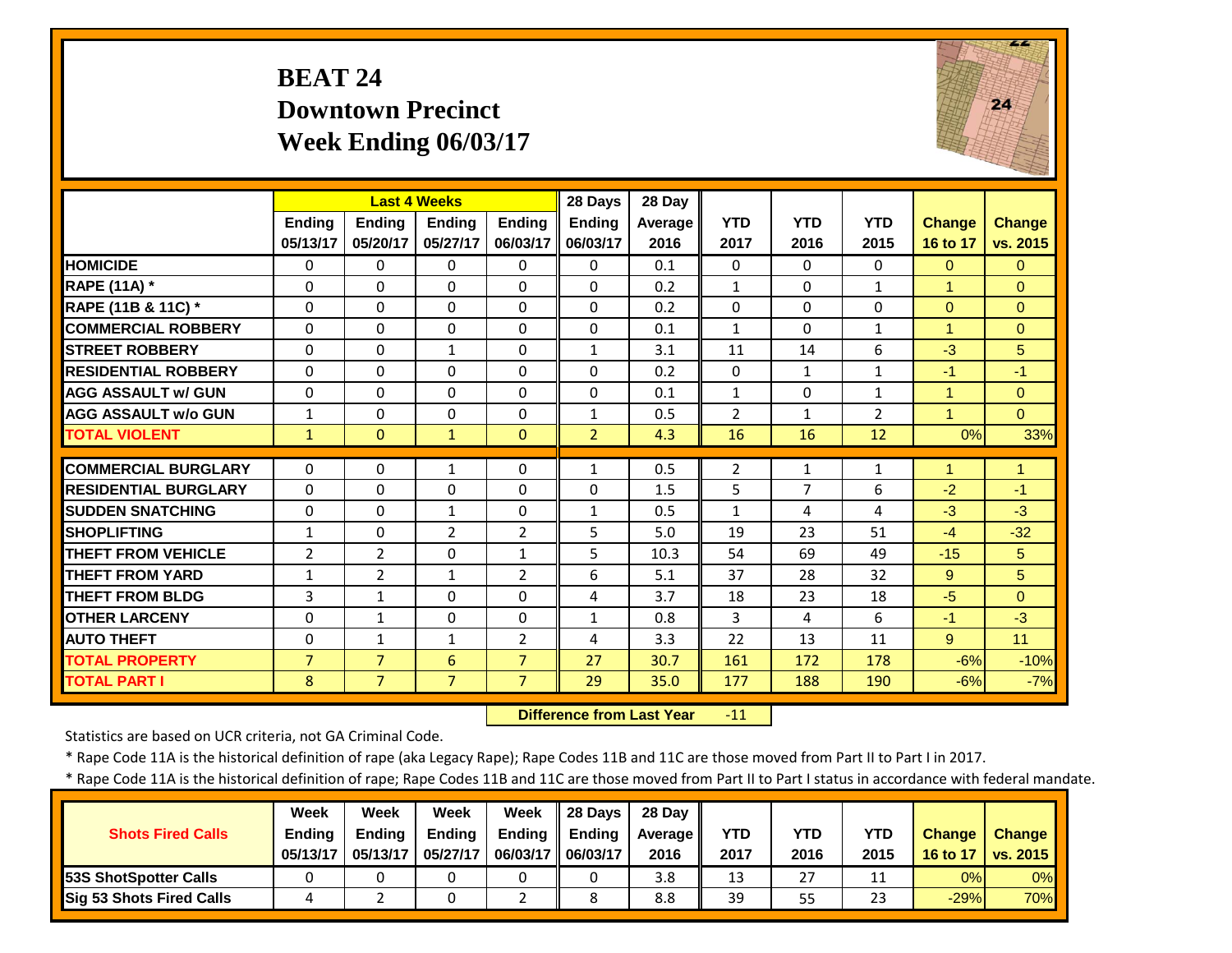# BEAT 24
## Downtown Precinct
## Week Ending 06/03/17

| | Last 4 Weeks | | | | 28 Days | 28 Day | | | | | |
|---|---|---|---|---|---|---|---|---|---|---|---|
| | Ending 05/13/17 | Ending 05/20/17 | Ending 05/27/17 | Ending 06/03/17 | Ending 06/03/17 | Average 2016 | YTD 2017 | YTD 2016 | YTD 2015 | Change 16 to 17 | Change vs. 2015 |
| HOMICIDE | 0 | 0 | 0 | 0 | 0 | 0.1 | 0 | 0 | 0 | 0 | 0 |
| RAPE (11A) * | 0 | 0 | 0 | 0 | 0 | 0.2 | 1 | 0 | 1 | 1 | 0 |
| RAPE (11B & 11C) * | 0 | 0 | 0 | 0 | 0 | 0.2 | 0 | 0 | 0 | 0 | 0 |
| COMMERCIAL ROBBERY | 0 | 0 | 0 | 0 | 0 | 0.1 | 1 | 0 | 1 | 1 | 0 |
| STREET ROBBERY | 0 | 0 | 1 | 0 | 1 | 3.1 | 11 | 14 | 6 | -3 | 5 |
| RESIDENTIAL ROBBERY | 0 | 0 | 0 | 0 | 0 | 0.2 | 0 | 1 | 1 | -1 | -1 |
| AGG ASSAULT w/ GUN | 0 | 0 | 0 | 0 | 0 | 0.1 | 1 | 0 | 1 | 1 | 0 |
| AGG ASSAULT w/o GUN | 1 | 0 | 0 | 0 | 1 | 0.5 | 2 | 1 | 2 | 1 | 0 |
| TOTAL VIOLENT | 1 | 0 | 1 | 0 | 2 | 4.3 | 16 | 16 | 12 | 0% | 33% |
| COMMERCIAL BURGLARY | 0 | 0 | 1 | 0 | 1 | 0.5 | 2 | 1 | 1 | 1 | 1 |
| RESIDENTIAL BURGLARY | 0 | 0 | 0 | 0 | 0 | 1.5 | 5 | 7 | 6 | -2 | -1 |
| SUDDEN SNATCHING | 0 | 0 | 1 | 0 | 1 | 0.5 | 1 | 4 | 4 | -3 | -3 |
| SHOPLIFTING | 1 | 0 | 2 | 2 | 5 | 5.0 | 19 | 23 | 51 | -4 | -32 |
| THEFT FROM VEHICLE | 2 | 2 | 0 | 1 | 5 | 10.3 | 54 | 69 | 49 | -15 | 5 |
| THEFT FROM YARD | 1 | 2 | 1 | 2 | 6 | 5.1 | 37 | 28 | 32 | 9 | 5 |
| THEFT FROM BLDG | 3 | 1 | 0 | 0 | 4 | 3.7 | 18 | 23 | 18 | -5 | 0 |
| OTHER LARCENY | 0 | 1 | 0 | 0 | 1 | 0.8 | 3 | 4 | 6 | -1 | -3 |
| AUTO THEFT | 0 | 1 | 1 | 2 | 4 | 3.3 | 22 | 13 | 11 | 9 | 11 |
| TOTAL PROPERTY | 7 | 7 | 6 | 7 | 27 | 30.7 | 161 | 172 | 178 | -6% | -10% |
| TOTAL PART I | 8 | 7 | 7 | 7 | 29 | 35.0 | 177 | 188 | 190 | -6% | -7% |

**Difference from Last Year** -11

Statistics are based on UCR criteria, not GA Criminal Code.

* Rape Code 11A is the historical definition of rape (aka Legacy Rape); Rape Codes 11B and 11C are those moved from Part II to Part I in 2017.

* Rape Code 11A is the historical definition of rape; Rape Codes 11B and 11C are those moved from Part II to Part I status in accordance with federal mandate.

| Shots Fired Calls | Week Ending 05/13/17 | Week Ending 05/13/17 | Week Ending 05/27/17 | Week Ending 06/03/17 | 28 Days Ending 06/03/17 | 28 Day Average 2016 | YTD 2017 | YTD 2016 | YTD 2015 | Change 16 to 17 | Change vs. 2015 |
|---|---|---|---|---|---|---|---|---|---|---|---|
| 53S ShotSpotter Calls | 0 | 0 | 0 | 0 | 0 | 3.8 | 13 | 27 | 11 | 0% | 0% |
| Sig 53 Shots Fired Calls | 4 | 2 | 0 | 2 | 8 | 8.8 | 39 | 55 | 23 | -29% | 70% |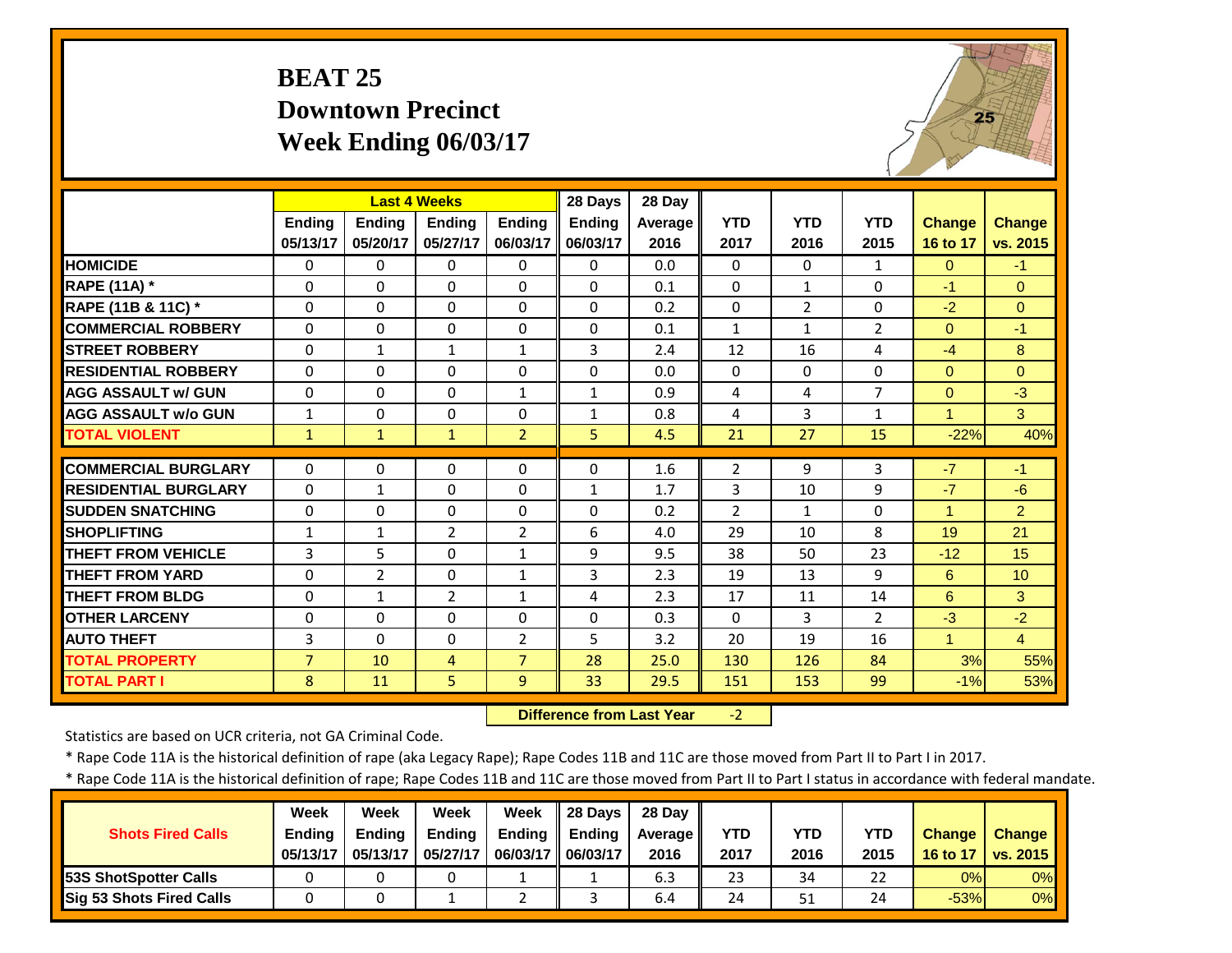# BEAT 25
## Downtown Precinct
## Week Ending 06/03/17

| | Last 4 Weeks | | | | 28 Days | 28 Day | | | | | |
|---|---|---|---|---|---|---|---|---|---|---|---|
| | Ending 05/13/17 | Ending 05/20/17 | Ending 05/27/17 | Ending 06/03/17 | Ending 06/03/17 | Average 2016 | YTD 2017 | YTD 2016 | YTD 2015 | Change 16 to 17 | Change vs. 2015 |
| HOMICIDE | 0 | 0 | 0 | 0 | 0 | 0.0 | 0 | 0 | 1 | 0 | -1 |
| RAPE (11A) * | 0 | 0 | 0 | 0 | 0 | 0.1 | 0 | 1 | 0 | -1 | 0 |
| RAPE (11B & 11C) * | 0 | 0 | 0 | 0 | 0 | 0.2 | 0 | 2 | 0 | -2 | 0 |
| COMMERCIAL ROBBERY | 0 | 0 | 0 | 0 | 0 | 0.1 | 1 | 1 | 2 | 0 | -1 |
| STREET ROBBERY | 0 | 1 | 1 | 1 | 3 | 2.4 | 12 | 16 | 4 | -4 | 8 |
| RESIDENTIAL ROBBERY | 0 | 0 | 0 | 0 | 0 | 0.0 | 0 | 0 | 0 | 0 | 0 |
| AGG ASSAULT w/ GUN | 0 | 0 | 0 | 1 | 1 | 0.9 | 4 | 4 | 7 | 0 | -3 |
| AGG ASSAULT w/o GUN | 1 | 0 | 0 | 0 | 1 | 0.8 | 4 | 3 | 1 | 1 | 3 |
| TOTAL VIOLENT | 1 | 1 | 1 | 2 | 5 | 4.5 | 21 | 27 | 15 | -22% | 40% |
| COMMERCIAL BURGLARY | 0 | 0 | 0 | 0 | 0 | 1.6 | 2 | 9 | 3 | -7 | -1 |
| RESIDENTIAL BURGLARY | 0 | 1 | 0 | 0 | 1 | 1.7 | 3 | 10 | 9 | -7 | -6 |
| SUDDEN SNATCHING | 0 | 0 | 0 | 0 | 0 | 0.2 | 2 | 1 | 0 | 1 | 2 |
| SHOPLIFTING | 1 | 1 | 2 | 2 | 6 | 4.0 | 29 | 10 | 8 | 19 | 21 |
| THEFT FROM VEHICLE | 3 | 5 | 0 | 1 | 9 | 9.5 | 38 | 50 | 23 | -12 | 15 |
| THEFT FROM YARD | 0 | 2 | 0 | 1 | 3 | 2.3 | 19 | 13 | 9 | 6 | 10 |
| THEFT FROM BLDG | 0 | 1 | 2 | 1 | 4 | 2.3 | 17 | 11 | 14 | 6 | 3 |
| OTHER LARCENY | 0 | 0 | 0 | 0 | 0 | 0.3 | 0 | 3 | 2 | -3 | -2 |
| AUTO THEFT | 3 | 0 | 0 | 2 | 5 | 3.2 | 20 | 19 | 16 | 1 | 4 |
| TOTAL PROPERTY | 7 | 10 | 4 | 7 | 28 | 25.0 | 130 | 126 | 84 | 3% | 55% |
| TOTAL PART I | 8 | 11 | 5 | 9 | 33 | 29.5 | 151 | 153 | 99 | -1% | 53% |

**Difference from Last Year** -2

Statistics are based on UCR criteria, not GA Criminal Code.

* Rape Code 11A is the historical definition of rape (aka Legacy Rape); Rape Codes 11B and 11C are those moved from Part II to Part I in 2017.

* Rape Code 11A is the historical definition of rape; Rape Codes 11B and 11C are those moved from Part II to Part I status in accordance with federal mandate.

| Shots Fired Calls | Week Ending 05/13/17 | Week Ending 05/13/17 | Week Ending 05/27/17 | Week Ending 06/03/17 | 28 Days Ending 06/03/17 | 28 Day Average 2016 | YTD 2017 | YTD 2016 | YTD 2015 | Change 16 to 17 | Change vs. 2015 |
|---|---|---|---|---|---|---|---|---|---|---|---|
| 53S ShotSpotter Calls | 0 | 0 | 0 | 1 | 1 | 6.3 | 23 | 34 | 22 | 0% | 0% |
| Sig 53 Shots Fired Calls | 0 | 0 | 1 | 2 | 3 | 6.4 | 24 | 51 | 24 | -53% | 0% |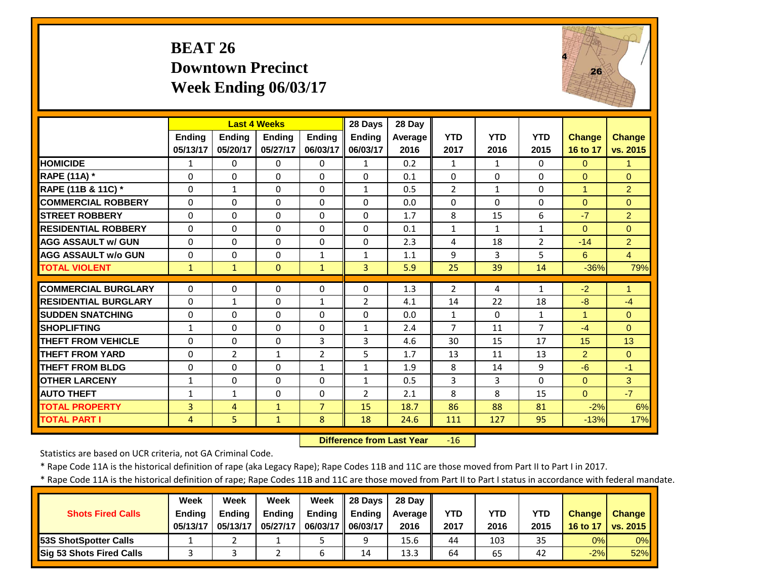# BEAT 26
## Downtown Precinct
## Week Ending 06/03/17

| | Last 4 Weeks | | | | 28 Days | 28 Day | | | | | |
|---|---|---|---|---|---|---|---|---|---|---|---|
| | Ending 05/13/17 | Ending 05/20/17 | Ending 05/27/17 | Ending 06/03/17 | Ending 06/03/17 | Average 2016 | YTD 2017 | YTD 2016 | YTD 2015 | Change 16 to 17 | Change vs. 2015 |
| HOMICIDE | 1 | 0 | 0 | 0 | 1 | 0.2 | 1 | 1 | 0 | 0 | 1 |
| RAPE (11A) * | 0 | 0 | 0 | 0 | 0 | 0.1 | 0 | 0 | 0 | 0 | 0 |
| RAPE (11B & 11C) * | 0 | 1 | 0 | 0 | 1 | 0.5 | 2 | 1 | 0 | 1 | 2 |
| COMMERCIAL ROBBERY | 0 | 0 | 0 | 0 | 0 | 0.0 | 0 | 0 | 0 | 0 | 0 |
| STREET ROBBERY | 0 | 0 | 0 | 0 | 0 | 1.7 | 8 | 15 | 6 | -7 | 2 |
| RESIDENTIAL ROBBERY | 0 | 0 | 0 | 0 | 0 | 0.1 | 1 | 1 | 1 | 0 | 0 |
| AGG ASSAULT w/ GUN | 0 | 0 | 0 | 0 | 0 | 2.3 | 4 | 18 | 2 | -14 | 2 |
| AGG ASSAULT w/o GUN | 0 | 0 | 0 | 1 | 1 | 1.1 | 9 | 3 | 5 | 6 | 4 |
| TOTAL VIOLENT | 1 | 1 | 0 | 1 | 3 | 5.9 | 25 | 39 | 14 | -36% | 79% |
| COMMERCIAL BURGLARY | 0 | 0 | 0 | 0 | 0 | 1.3 | 2 | 4 | 1 | -2 | 1 |
| RESIDENTIAL BURGLARY | 0 | 1 | 0 | 1 | 2 | 4.1 | 14 | 22 | 18 | -8 | -4 |
| SUDDEN SNATCHING | 0 | 0 | 0 | 0 | 0 | 0.0 | 1 | 0 | 1 | 1 | 0 |
| SHOPLIFTING | 1 | 0 | 0 | 0 | 1 | 2.4 | 7 | 11 | 7 | -4 | 0 |
| THEFT FROM VEHICLE | 0 | 0 | 0 | 3 | 3 | 4.6 | 30 | 15 | 17 | 15 | 13 |
| THEFT FROM YARD | 0 | 2 | 1 | 2 | 5 | 1.7 | 13 | 11 | 13 | 2 | 0 |
| THEFT FROM BLDG | 0 | 0 | 0 | 1 | 1 | 1.9 | 8 | 14 | 9 | -6 | -1 |
| OTHER LARCENY | 1 | 0 | 0 | 0 | 1 | 0.5 | 3 | 3 | 0 | 0 | 3 |
| AUTO THEFT | 1 | 1 | 0 | 0 | 2 | 2.1 | 8 | 8 | 15 | 0 | -7 |
| TOTAL PROPERTY | 3 | 4 | 1 | 7 | 15 | 18.7 | 86 | 88 | 81 | -2% | 6% |
| TOTAL PART I | 4 | 5 | 1 | 8 | 18 | 24.6 | 111 | 127 | 95 | -13% | 17% |

**Difference from Last Year** -16

Statistics are based on UCR criteria, not GA Criminal Code.

* Rape Code 11A is the historical definition of rape (aka Legacy Rape); Rape Codes 11B and 11C are those moved from Part II to Part I in 2017.

* Rape Code 11A is the historical definition of rape; Rape Codes 11B and 11C are those moved from Part II to Part I status in accordance with federal mandate.

| Shots Fired Calls | Week Ending 05/13/17 | Week Ending 05/13/17 | Week Ending 05/27/17 | Week Ending 06/03/17 | 28 Days Ending 06/03/17 | 28 Day Average 2016 | YTD 2017 | YTD 2016 | YTD 2015 | Change 16 to 17 | Change vs. 2015 |
|---|---|---|---|---|---|---|---|---|---|---|---|
| 53S ShotSpotter Calls | 1 | 2 | 1 | 5 | 9 | 15.6 | 44 | 103 | 35 | 0% | 0% |
| Sig 53 Shots Fired Calls | 3 | 3 | 2 | 6 | 14 | 13.3 | 64 | 65 | 42 | -2% | 52% |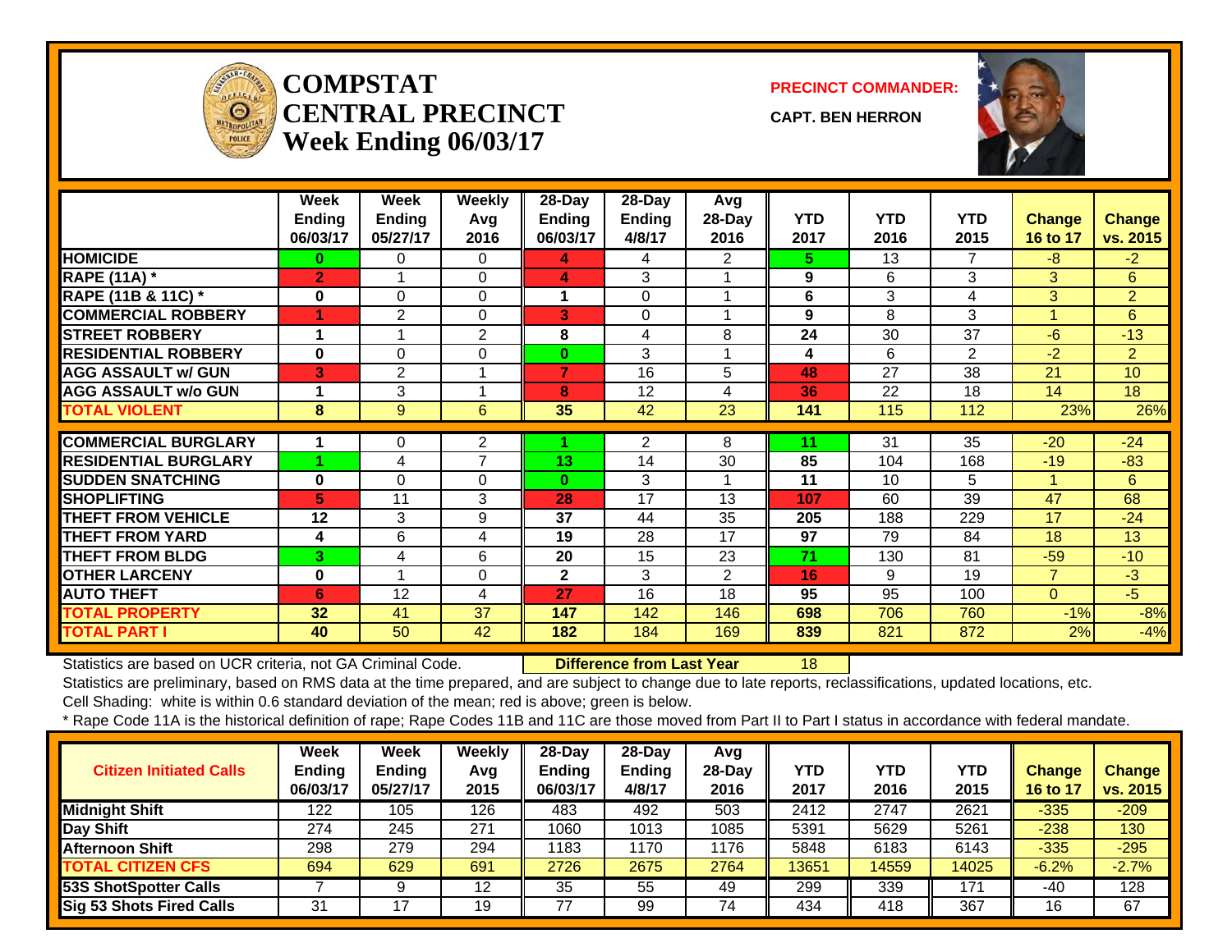# COMPSTAT CENTRAL PRECINCT
## Week Ending 06/03/17

**PRECINCT COMMANDER:** CAPT. BEN HERRON

| | Week Ending 06/03/17 | Week Ending 05/27/17 | Weekly Avg 2016 | 28-Day Ending 06/03/17 | 28-Day Ending 4/8/17 | Avg 28-Day 2016 | YTD 2017 | YTD 2016 | YTD 2015 | Change 16 to 17 | Change vs. 2015 |
|---|---|---|---|---|---|---|---|---|---|---|---|
| HOMICIDE | 0 | 0 | 0 | 4 | 4 | 2 | 5 | 13 | 7 | -8 | -2 |
| RAPE (11A) * | 2 | 1 | 0 | 4 | 3 | 1 | 9 | 6 | 3 | 3 | 6 |
| RAPE (11B & 11C) * | 0 | 0 | 0 | 1 | 0 | 1 | 6 | 3 | 4 | 3 | 2 |
| COMMERCIAL ROBBERY | 1 | 2 | 0 | 3 | 0 | 1 | 9 | 8 | 3 | 1 | 6 |
| STREET ROBBERY | 1 | 1 | 2 | 8 | 4 | 8 | 24 | 30 | 37 | -6 | -13 |
| RESIDENTIAL ROBBERY | 0 | 0 | 0 | 0 | 3 | 1 | 4 | 6 | 2 | -2 | 2 |
| AGG ASSAULT w/ GUN | 3 | 2 | 1 | 7 | 16 | 5 | 48 | 27 | 38 | 21 | 10 |
| AGG ASSAULT w/o GUN | 1 | 3 | 1 | 8 | 12 | 4 | 36 | 22 | 18 | 14 | 18 |
| TOTAL VIOLENT | 8 | 9 | 6 | 35 | 42 | 23 | 141 | 115 | 112 | 23% | 26% |
| COMMERCIAL BURGLARY | 1 | 0 | 2 | 1 | 2 | 8 | 11 | 31 | 35 | -20 | -24 |
| RESIDENTIAL BURGLARY | 1 | 4 | 7 | 13 | 14 | 30 | 85 | 104 | 168 | -19 | -83 |
| SUDDEN SNATCHING | 0 | 0 | 0 | 0 | 3 | 1 | 11 | 10 | 5 | 1 | 6 |
| SHOPLIFTING | 5 | 11 | 3 | 28 | 17 | 13 | 107 | 60 | 39 | 47 | 68 |
| THEFT FROM VEHICLE | 12 | 3 | 9 | 37 | 44 | 35 | 205 | 188 | 229 | 17 | -24 |
| THEFT FROM YARD | 4 | 6 | 4 | 19 | 28 | 17 | 97 | 79 | 84 | 18 | 13 |
| THEFT FROM BLDG | 3 | 4 | 6 | 20 | 15 | 23 | 71 | 130 | 81 | -59 | -10 |
| OTHER LARCENY | 0 | 1 | 0 | 2 | 3 | 2 | 16 | 9 | 19 | 7 | -3 |
| AUTO THEFT | 6 | 12 | 4 | 27 | 16 | 18 | 95 | 95 | 100 | 0 | -5 |
| TOTAL PROPERTY | 32 | 41 | 37 | 147 | 142 | 146 | 698 | 706 | 760 | -1% | -8% |
| TOTAL PART I | 40 | 50 | 42 | 182 | 184 | 169 | 839 | 821 | 872 | 2% | -4% |

Statistics are based on UCR criteria, not GA Criminal Code. **Difference from Last Year** 18

Statistics are preliminary, based on RMS data at the time prepared, and are subject to change due to late reports, reclassifications, updated locations, etc.

Cell Shading: white is within 0.6 standard deviation of the mean; red is above; green is below.

* Rape Code 11A is the historical definition of rape; Rape Codes 11B and 11C are those moved from Part II to Part I status in accordance with federal mandate.

| Citizen Initiated Calls | Week Ending 06/03/17 | Week Ending 05/27/17 | Weekly Avg 2015 | 28-Day Ending 06/03/17 | 28-Day Ending 4/8/17 | Avg 28-Day 2016 | YTD 2017 | YTD 2016 | YTD 2015 | Change 16 to 17 | Change vs. 2015 |
|---|---|---|---|---|---|---|---|---|---|---|---|
| Midnight Shift | 122 | 105 | 126 | 483 | 492 | 503 | 2412 | 2747 | 2621 | -335 | -209 |
| Day Shift | 274 | 245 | 271 | 1060 | 1013 | 1085 | 5391 | 5629 | 5261 | -238 | 130 |
| Afternoon Shift | 298 | 279 | 294 | 1183 | 1170 | 1176 | 5848 | 6183 | 6143 | -335 | -295 |
| TOTAL CITIZEN CFS | 694 | 629 | 691 | 2726 | 2675 | 2764 | 13651 | 14559 | 14025 | -6.2% | -2.7% |
| 53S ShotSpotter Calls | 7 | 9 | 12 | 35 | 55 | 49 | 299 | 339 | 171 | -40 | 128 |
| Sig 53 Shots Fired Calls | 31 | 17 | 19 | 77 | 99 | 74 | 434 | 418 | 367 | 16 | 67 |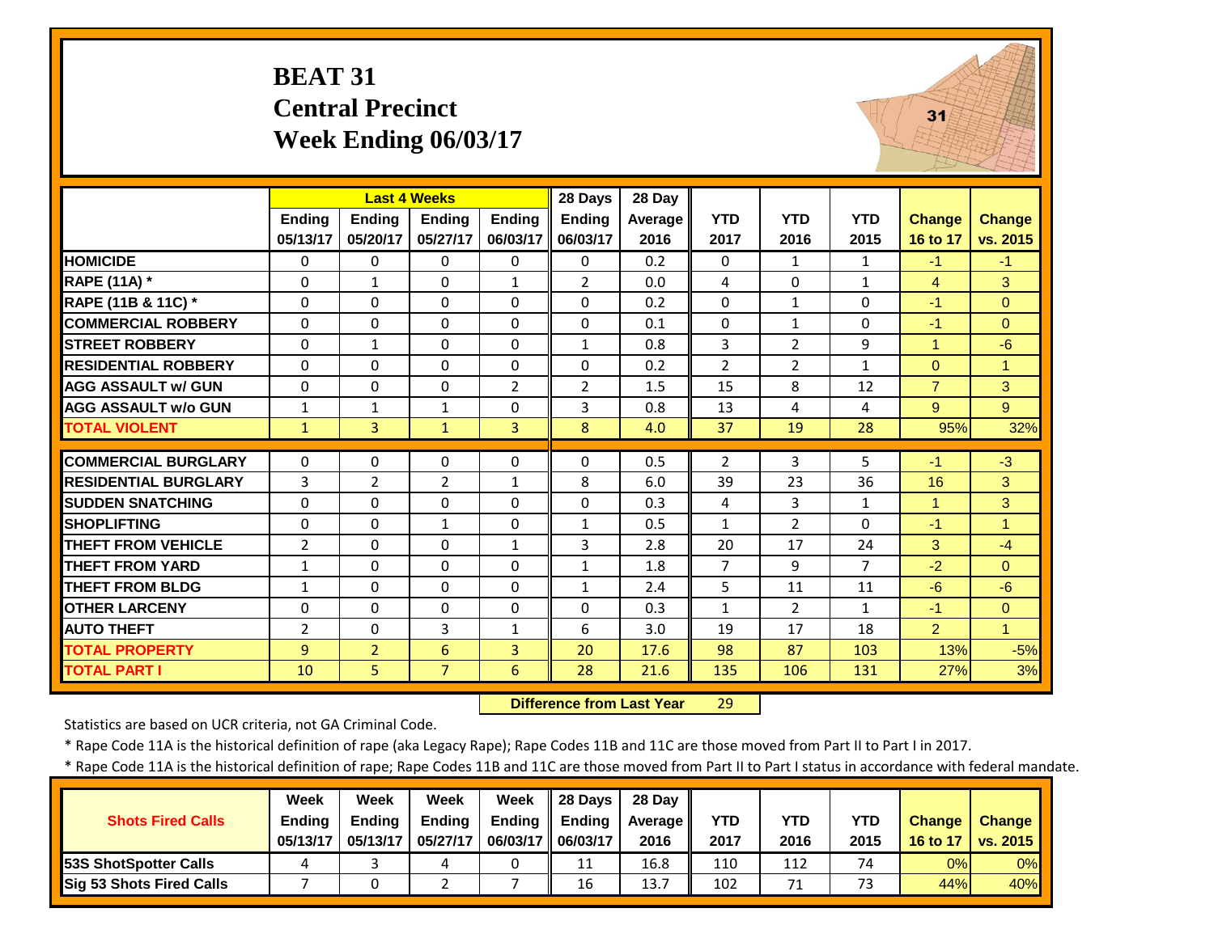# BEAT 31
## Central Precinct
## Week Ending 06/03/17

| | Last 4 Weeks | | | | 28 Days | 28 Day | | | | | |
|---|---|---|---|---|---|---|---|---|---|---|---|
| | Ending 05/13/17 | Ending 05/20/17 | Ending 05/27/17 | Ending 06/03/17 | Ending 06/03/17 | Average 2016 | YTD 2017 | YTD 2016 | YTD 2015 | Change 16 to 17 | Change vs. 2015 |
| HOMICIDE | 0 | 0 | 0 | 0 | 0 | 0.2 | 0 | 1 | 1 | -1 | -1 |
| RAPE (11A) * | 0 | 1 | 0 | 1 | 2 | 0.0 | 4 | 0 | 1 | 4 | 3 |
| RAPE (11B & 11C) * | 0 | 0 | 0 | 0 | 0 | 0.2 | 0 | 1 | 0 | -1 | 0 |
| COMMERCIAL ROBBERY | 0 | 0 | 0 | 0 | 0 | 0.1 | 0 | 1 | 0 | -1 | 0 |
| STREET ROBBERY | 0 | 1 | 0 | 0 | 1 | 0.8 | 3 | 2 | 9 | 1 | -6 |
| RESIDENTIAL ROBBERY | 0 | 0 | 0 | 0 | 0 | 0.2 | 2 | 2 | 1 | 0 | 1 |
| AGG ASSAULT w/ GUN | 0 | 0 | 0 | 2 | 2 | 1.5 | 15 | 8 | 12 | 7 | 3 |
| AGG ASSAULT w/o GUN | 1 | 1 | 1 | 0 | 3 | 0.8 | 13 | 4 | 4 | 9 | 9 |
| TOTAL VIOLENT | 1 | 3 | 1 | 3 | 8 | 4.0 | 37 | 19 | 28 | 95% | 32% |
| COMMERCIAL BURGLARY | 0 | 0 | 0 | 0 | 0 | 0.5 | 2 | 3 | 5 | -1 | -3 |
| RESIDENTIAL BURGLARY | 3 | 2 | 2 | 1 | 8 | 6.0 | 39 | 23 | 36 | 16 | 3 |
| SUDDEN SNATCHING | 0 | 0 | 0 | 0 | 0 | 0.3 | 4 | 3 | 1 | 1 | 3 |
| SHOPLIFTING | 0 | 0 | 1 | 0 | 1 | 0.5 | 1 | 2 | 0 | -1 | 1 |
| THEFT FROM VEHICLE | 2 | 0 | 0 | 1 | 3 | 2.8 | 20 | 17 | 24 | 3 | -4 |
| THEFT FROM YARD | 1 | 0 | 0 | 0 | 1 | 1.8 | 7 | 9 | 7 | -2 | 0 |
| THEFT FROM BLDG | 1 | 0 | 0 | 0 | 1 | 2.4 | 5 | 11 | 11 | -6 | -6 |
| OTHER LARCENY | 0 | 0 | 0 | 0 | 0 | 0.3 | 1 | 2 | 1 | -1 | 0 |
| AUTO THEFT | 2 | 0 | 3 | 1 | 6 | 3.0 | 19 | 17 | 18 | 2 | 1 |
| TOTAL PROPERTY | 9 | 2 | 6 | 3 | 20 | 17.6 | 98 | 87 | 103 | 13% | -5% |
| TOTAL PART I | 10 | 5 | 7 | 6 | 28 | 21.6 | 135 | 106 | 131 | 27% | 3% |

**Difference from Last Year** 29

Statistics are based on UCR criteria, not GA Criminal Code.

* Rape Code 11A is the historical definition of rape (aka Legacy Rape); Rape Codes 11B and 11C are those moved from Part II to Part I in 2017.

* Rape Code 11A is the historical definition of rape; Rape Codes 11B and 11C are those moved from Part II to Part I status in accordance with federal mandate.

| Shots Fired Calls | Week Ending 05/13/17 | Week Ending 05/13/17 | Week Ending 05/27/17 | Week Ending 06/03/17 | 28 Days Ending 06/03/17 | 28 Day Average 2016 | YTD 2017 | YTD 2016 | YTD 2015 | Change 16 to 17 | Change vs. 2015 |
|---|---|---|---|---|---|---|---|---|---|---|---|
| 53S ShotSpotter Calls | 4 | 3 | 4 | 0 | 11 | 16.8 | 110 | 112 | 74 | 0% | 0% |
| Sig 53 Shots Fired Calls | 7 | 0 | 2 | 7 | 16 | 13.7 | 102 | 71 | 73 | 44% | 40% |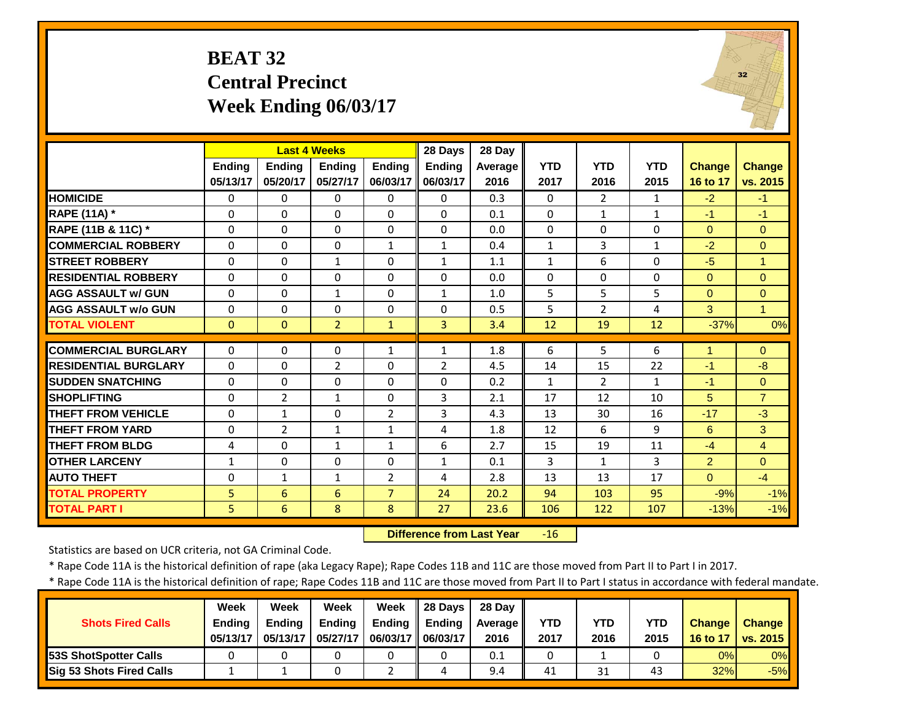# BEAT 32
## Central Precinct
## Week Ending 06/03/17

| | Last 4 Weeks | | | | 28 Days | 28 Day | | | | | |
|---|---|---|---|---|---|---|---|---|---|---|---|
| | Ending 05/13/17 | Ending 05/20/17 | Ending 05/27/17 | Ending 06/03/17 | Ending 06/03/17 | Average 2016 | YTD 2017 | YTD 2016 | YTD 2015 | Change 16 to 17 | Change vs. 2015 |
| HOMICIDE | 0 | 0 | 0 | 0 | 0 | 0.3 | 0 | 2 | 1 | -2 | -1 |
| RAPE (11A) * | 0 | 0 | 0 | 0 | 0 | 0.1 | 0 | 1 | 1 | -1 | -1 |
| RAPE (11B & 11C) * | 0 | 0 | 0 | 0 | 0 | 0.0 | 0 | 0 | 0 | 0 | 0 |
| COMMERCIAL ROBBERY | 0 | 0 | 0 | 1 | 1 | 0.4 | 1 | 3 | 1 | -2 | 0 |
| STREET ROBBERY | 0 | 0 | 1 | 0 | 1 | 1.1 | 1 | 6 | 0 | -5 | 1 |
| RESIDENTIAL ROBBERY | 0 | 0 | 0 | 0 | 0 | 0.0 | 0 | 0 | 0 | 0 | 0 |
| AGG ASSAULT w/ GUN | 0 | 0 | 1 | 0 | 1 | 1.0 | 5 | 5 | 5 | 0 | 0 |
| AGG ASSAULT w/o GUN | 0 | 0 | 0 | 0 | 0 | 0.5 | 5 | 2 | 4 | 3 | 1 |
| TOTAL VIOLENT | 0 | 0 | 2 | 1 | 3 | 3.4 | 12 | 19 | 12 | -37% | 0% |
| COMMERCIAL BURGLARY | 0 | 0 | 0 | 1 | 1 | 1.8 | 6 | 5 | 6 | 1 | 0 |
| RESIDENTIAL BURGLARY | 0 | 0 | 2 | 0 | 2 | 4.5 | 14 | 15 | 22 | -1 | -8 |
| SUDDEN SNATCHING | 0 | 0 | 0 | 0 | 0 | 0.2 | 1 | 2 | 1 | -1 | 0 |
| SHOPLIFTING | 0 | 2 | 1 | 0 | 3 | 2.1 | 17 | 12 | 10 | 5 | 7 |
| THEFT FROM VEHICLE | 0 | 1 | 0 | 2 | 3 | 4.3 | 13 | 30 | 16 | -17 | -3 |
| THEFT FROM YARD | 0 | 2 | 1 | 1 | 4 | 1.8 | 12 | 6 | 9 | 6 | 3 |
| THEFT FROM BLDG | 4 | 0 | 1 | 1 | 6 | 2.7 | 15 | 19 | 11 | -4 | 4 |
| OTHER LARCENY | 1 | 0 | 0 | 0 | 1 | 0.1 | 3 | 1 | 3 | 2 | 0 |
| AUTO THEFT | 0 | 1 | 1 | 2 | 4 | 2.8 | 13 | 13 | 17 | 0 | -4 |
| TOTAL PROPERTY | 5 | 6 | 6 | 7 | 24 | 20.2 | 94 | 103 | 95 | -9% | -1% |
| TOTAL PART I | 5 | 6 | 8 | 8 | 27 | 23.6 | 106 | 122 | 107 | -13% | -1% |

**Difference from Last Year** -16

Statistics are based on UCR criteria, not GA Criminal Code.

* Rape Code 11A is the historical definition of rape (aka Legacy Rape); Rape Codes 11B and 11C are those moved from Part II to Part I in 2017.

* Rape Code 11A is the historical definition of rape; Rape Codes 11B and 11C are those moved from Part II to Part I status in accordance with federal mandate.

| Shots Fired Calls | Week Ending 05/13/17 | Week Ending 05/13/17 | Week Ending 05/27/17 | Week Ending 06/03/17 | 28 Days Ending 06/03/17 | 28 Day Average 2016 | YTD 2017 | YTD 2016 | YTD 2015 | Change 16 to 17 | Change vs. 2015 |
|---|---|---|---|---|---|---|---|---|---|---|---|
| 53S ShotSpotter Calls | 0 | 0 | 0 | 0 | 0 | 0.1 | 0 | 1 | 0 | 0% | 0% |
| Sig 53 Shots Fired Calls | 1 | 1 | 0 | 2 | 4 | 9.4 | 41 | 31 | 43 | 32% | -5% |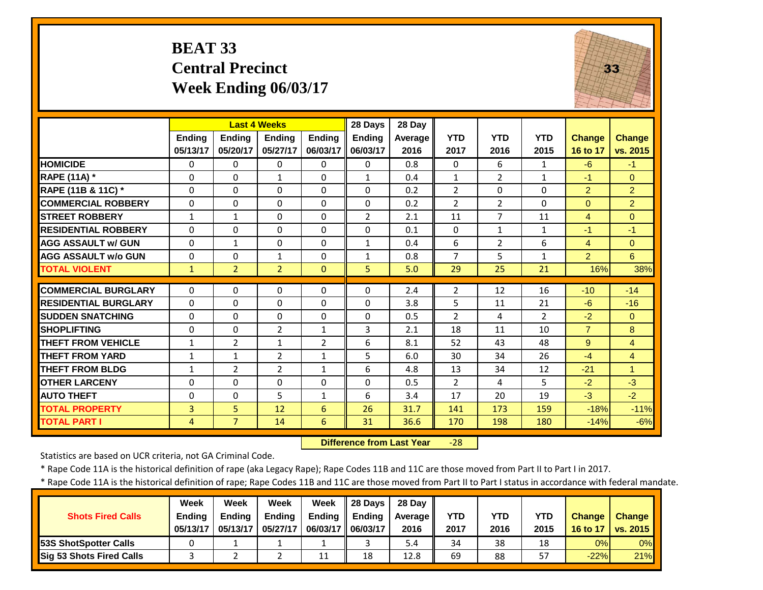# BEAT 33
## Central Precinct
## Week Ending 06/03/17

| | Last 4 Weeks | | | | 28 Days | 28 Day | | | | | |
|---|---|---|---|---|---|---|---|---|---|---|---|
| | Ending 05/13/17 | Ending 05/20/17 | Ending 05/27/17 | Ending 06/03/17 | Ending 06/03/17 | Average 2016 | YTD 2017 | YTD 2016 | YTD 2015 | Change 16 to 17 | Change vs. 2015 |
| HOMICIDE | 0 | 0 | 0 | 0 | 0 | 0.8 | 0 | 6 | 1 | -6 | -1 |
| RAPE (11A) * | 0 | 0 | 1 | 0 | 1 | 0.4 | 1 | 2 | 1 | -1 | 0 |
| RAPE (11B & 11C) * | 0 | 0 | 0 | 0 | 0 | 0.2 | 2 | 0 | 0 | 2 | 2 |
| COMMERCIAL ROBBERY | 0 | 0 | 0 | 0 | 0 | 0.2 | 2 | 2 | 0 | 0 | 2 |
| STREET ROBBERY | 1 | 1 | 0 | 0 | 2 | 2.1 | 11 | 7 | 11 | 4 | 0 |
| RESIDENTIAL ROBBERY | 0 | 0 | 0 | 0 | 0 | 0.1 | 0 | 1 | 1 | -1 | -1 |
| AGG ASSAULT w/ GUN | 0 | 1 | 0 | 0 | 1 | 0.4 | 6 | 2 | 6 | 4 | 0 |
| AGG ASSAULT w/o GUN | 0 | 0 | 1 | 0 | 1 | 0.8 | 7 | 5 | 1 | 2 | 6 |
| TOTAL VIOLENT | 1 | 2 | 2 | 0 | 5 | 5.0 | 29 | 25 | 21 | 16% | 38% |
| COMMERCIAL BURGLARY | 0 | 0 | 0 | 0 | 0 | 2.4 | 2 | 12 | 16 | -10 | -14 |
| RESIDENTIAL BURGLARY | 0 | 0 | 0 | 0 | 0 | 3.8 | 5 | 11 | 21 | -6 | -16 |
| SUDDEN SNATCHING | 0 | 0 | 0 | 0 | 0 | 0.5 | 2 | 4 | 2 | -2 | 0 |
| SHOPLIFTING | 0 | 0 | 2 | 1 | 3 | 2.1 | 18 | 11 | 10 | 7 | 8 |
| THEFT FROM VEHICLE | 1 | 2 | 1 | 2 | 6 | 8.1 | 52 | 43 | 48 | 9 | 4 |
| THEFT FROM YARD | 1 | 1 | 2 | 1 | 5 | 6.0 | 30 | 34 | 26 | -4 | 4 |
| THEFT FROM BLDG | 1 | 2 | 2 | 1 | 6 | 4.8 | 13 | 34 | 12 | -21 | 1 |
| OTHER LARCENY | 0 | 0 | 0 | 0 | 0 | 0.5 | 2 | 4 | 5 | -2 | -3 |
| AUTO THEFT | 0 | 0 | 5 | 1 | 6 | 3.4 | 17 | 20 | 19 | -3 | -2 |
| TOTAL PROPERTY | 3 | 5 | 12 | 6 | 26 | 31.7 | 141 | 173 | 159 | -18% | -11% |
| TOTAL PART I | 4 | 7 | 14 | 6 | 31 | 36.6 | 170 | 198 | 180 | -14% | -6% |

**Difference from Last Year** -28

Statistics are based on UCR criteria, not GA Criminal Code.

\* Rape Code 11A is the historical definition of rape (aka Legacy Rape); Rape Codes 11B and 11C are those moved from Part II to Part I in 2017.

\* Rape Code 11A is the historical definition of rape; Rape Codes 11B and 11C are those moved from Part II to Part I status in accordance with federal mandate.

| Shots Fired Calls | Week Ending 05/13/17 | Week Ending 05/13/17 | Week Ending 05/27/17 | Week Ending 06/03/17 | 28 Days Ending 06/03/17 | 28 Day Average 2016 | YTD 2017 | YTD 2016 | YTD 2015 | Change 16 to 17 | Change vs. 2015 |
|---|---|---|---|---|---|---|---|---|---|---|---|
| 53S ShotSpotter Calls | 0 | 1 | 1 | 1 | 3 | 5.4 | 34 | 38 | 18 | 0% | 0% |
| Sig 53 Shots Fired Calls | 3 | 2 | 2 | 11 | 18 | 12.8 | 69 | 88 | 57 | -22% | 21% |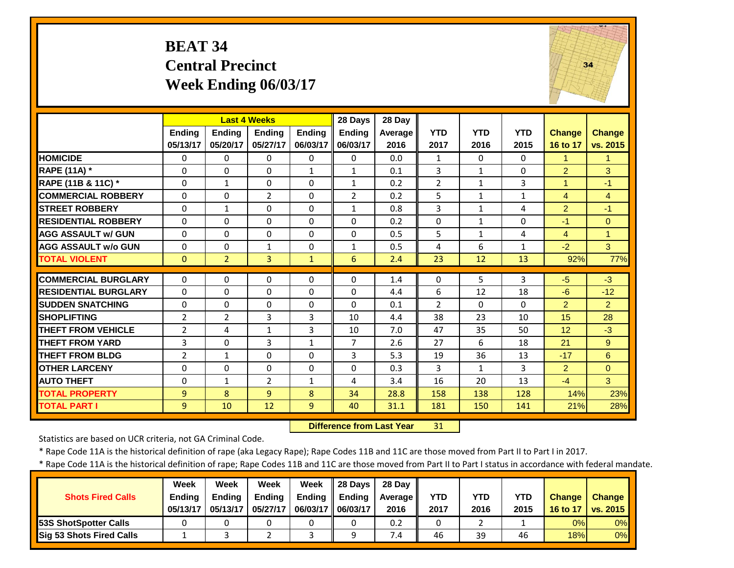# BEAT 34
## Central Precinct
## Week Ending 06/03/17

| | Last 4 Weeks | | | | 28 Days | 28 Day | | | | | |
|---|---|---|---|---|---|---|---|---|---|---|---|
| | Ending 05/13/17 | Ending 05/20/17 | Ending 05/27/17 | Ending 06/03/17 | Ending 06/03/17 | Average 2016 | YTD 2017 | YTD 2016 | YTD 2015 | Change 16 to 17 | Change vs. 2015 |
| HOMICIDE | 0 | 0 | 0 | 0 | 0 | 0.0 | 1 | 0 | 0 | 1 | 1 |
| RAPE (11A) * | 0 | 0 | 0 | 1 | 1 | 0.1 | 3 | 1 | 0 | 2 | 3 |
| RAPE (11B & 11C) * | 0 | 1 | 0 | 0 | 1 | 0.2 | 2 | 1 | 3 | 1 | -1 |
| COMMERCIAL ROBBERY | 0 | 0 | 2 | 0 | 2 | 0.2 | 5 | 1 | 1 | 4 | 4 |
| STREET ROBBERY | 0 | 1 | 0 | 0 | 1 | 0.8 | 3 | 1 | 4 | 2 | -1 |
| RESIDENTIAL ROBBERY | 0 | 0 | 0 | 0 | 0 | 0.2 | 0 | 1 | 0 | -1 | 0 |
| AGG ASSAULT w/ GUN | 0 | 0 | 0 | 0 | 0 | 0.5 | 5 | 1 | 4 | 4 | 1 |
| AGG ASSAULT w/o GUN | 0 | 0 | 1 | 0 | 1 | 0.5 | 4 | 6 | 1 | -2 | 3 |
| TOTAL VIOLENT | 0 | 2 | 3 | 1 | 6 | 2.4 | 23 | 12 | 13 | 92% | 77% |
| COMMERCIAL BURGLARY | 0 | 0 | 0 | 0 | 0 | 1.4 | 0 | 5 | 3 | -5 | -3 |
| RESIDENTIAL BURGLARY | 0 | 0 | 0 | 0 | 0 | 4.4 | 6 | 12 | 18 | -6 | -12 |
| SUDDEN SNATCHING | 0 | 0 | 0 | 0 | 0 | 0.1 | 2 | 0 | 0 | 2 | 2 |
| SHOPLIFTING | 2 | 2 | 3 | 3 | 10 | 4.4 | 38 | 23 | 10 | 15 | 28 |
| THEFT FROM VEHICLE | 2 | 4 | 1 | 3 | 10 | 7.0 | 47 | 35 | 50 | 12 | -3 |
| THEFT FROM YARD | 3 | 0 | 3 | 1 | 7 | 2.6 | 27 | 6 | 18 | 21 | 9 |
| THEFT FROM BLDG | 2 | 1 | 0 | 0 | 3 | 5.3 | 19 | 36 | 13 | -17 | 6 |
| OTHER LARCENY | 0 | 0 | 0 | 0 | 0 | 0.3 | 3 | 1 | 3 | 2 | 0 |
| AUTO THEFT | 0 | 1 | 2 | 1 | 4 | 3.4 | 16 | 20 | 13 | -4 | 3 |
| TOTAL PROPERTY | 9 | 8 | 9 | 8 | 34 | 28.8 | 158 | 138 | 128 | 14% | 23% |
| TOTAL PART I | 9 | 10 | 12 | 9 | 40 | 31.1 | 181 | 150 | 141 | 21% | 28% |

**Difference from Last Year** 31

Statistics are based on UCR criteria, not GA Criminal Code.

* Rape Code 11A is the historical definition of rape (aka Legacy Rape); Rape Codes 11B and 11C are those moved from Part II to Part I in 2017.

* Rape Code 11A is the historical definition of rape; Rape Codes 11B and 11C are those moved from Part II to Part I status in accordance with federal mandate.

| Shots Fired Calls | Week Ending 05/13/17 | Week Ending 05/13/17 | Week Ending 05/27/17 | Week Ending 06/03/17 | 28 Days Ending 06/03/17 | 28 Day Average 2016 | YTD 2017 | YTD 2016 | YTD 2015 | Change 16 to 17 | Change vs. 2015 |
|---|---|---|---|---|---|---|---|---|---|---|---|
| 53S ShotSpotter Calls | 0 | 0 | 0 | 0 | 0 | 0.2 | 0 | 2 | 1 | 0% | 0% |
| Sig 53 Shots Fired Calls | 1 | 3 | 2 | 3 | 9 | 7.4 | 46 | 39 | 46 | 18% | 0% |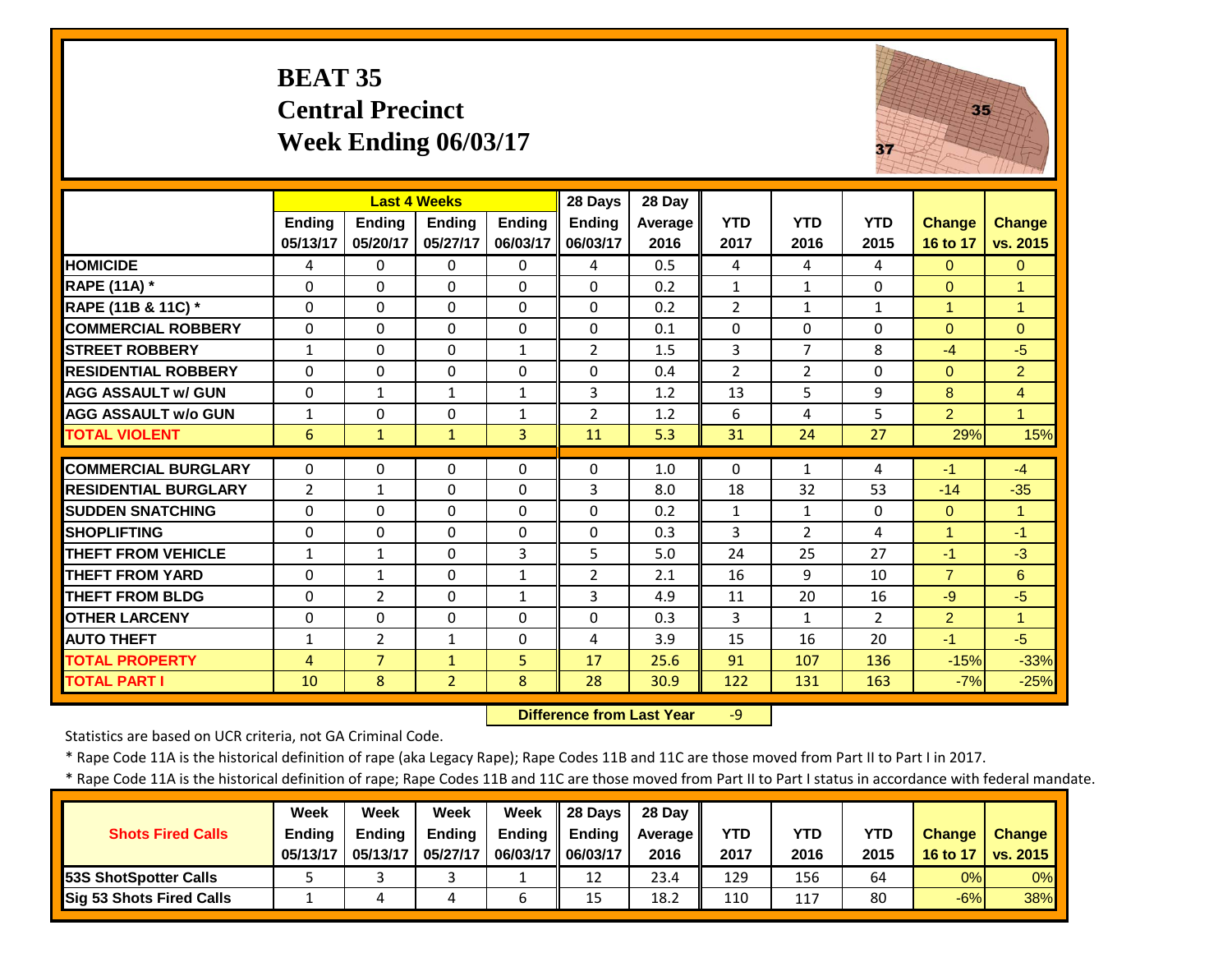# BEAT 35
## Central Precinct
## Week Ending 06/03/17

| | Last 4 Weeks | | | | 28 Days | 28 Day | | | | | |
|---|---|---|---|---|---|---|---|---|---|---|---|
| | Ending 05/13/17 | Ending 05/20/17 | Ending 05/27/17 | Ending 06/03/17 | Ending 06/03/17 | Average 2016 | YTD 2017 | YTD 2016 | YTD 2015 | Change 16 to 17 | Change vs. 2015 |
| HOMICIDE | 4 | 0 | 0 | 0 | 4 | 0.5 | 4 | 4 | 4 | 0 | 0 |
| RAPE (11A) * | 0 | 0 | 0 | 0 | 0 | 0.2 | 1 | 1 | 0 | 0 | 1 |
| RAPE (11B & 11C) * | 0 | 0 | 0 | 0 | 0 | 0.2 | 2 | 1 | 1 | 1 | 1 |
| COMMERCIAL ROBBERY | 0 | 0 | 0 | 0 | 0 | 0.1 | 0 | 0 | 0 | 0 | 0 |
| STREET ROBBERY | 1 | 0 | 0 | 1 | 2 | 1.5 | 3 | 7 | 8 | -4 | -5 |
| RESIDENTIAL ROBBERY | 0 | 0 | 0 | 0 | 0 | 0.4 | 2 | 2 | 0 | 0 | 2 |
| AGG ASSAULT w/ GUN | 0 | 1 | 1 | 1 | 3 | 1.2 | 13 | 5 | 9 | 8 | 4 |
| AGG ASSAULT w/o GUN | 1 | 0 | 0 | 1 | 2 | 1.2 | 6 | 4 | 5 | 2 | 1 |
| TOTAL VIOLENT | 6 | 1 | 1 | 3 | 11 | 5.3 | 31 | 24 | 27 | 29% | 15% |
| COMMERCIAL BURGLARY | 0 | 0 | 0 | 0 | 0 | 1.0 | 0 | 1 | 4 | -1 | -4 |
| RESIDENTIAL BURGLARY | 2 | 1 | 0 | 0 | 3 | 8.0 | 18 | 32 | 53 | -14 | -35 |
| SUDDEN SNATCHING | 0 | 0 | 0 | 0 | 0 | 0.2 | 1 | 1 | 0 | 0 | 1 |
| SHOPLIFTING | 0 | 0 | 0 | 0 | 0 | 0.3 | 3 | 2 | 4 | 1 | -1 |
| THEFT FROM VEHICLE | 1 | 1 | 0 | 3 | 5 | 5.0 | 24 | 25 | 27 | -1 | -3 |
| THEFT FROM YARD | 0 | 1 | 0 | 1 | 2 | 2.1 | 16 | 9 | 10 | 7 | 6 |
| THEFT FROM BLDG | 0 | 2 | 0 | 1 | 3 | 4.9 | 11 | 20 | 16 | -9 | -5 |
| OTHER LARCENY | 0 | 0 | 0 | 0 | 0 | 0.3 | 3 | 1 | 2 | 2 | 1 |
| AUTO THEFT | 1 | 2 | 1 | 0 | 4 | 3.9 | 15 | 16 | 20 | -1 | -5 |
| TOTAL PROPERTY | 4 | 7 | 1 | 5 | 17 | 25.6 | 91 | 107 | 136 | -15% | -33% |
| TOTAL PART I | 10 | 8 | 2 | 8 | 28 | 30.9 | 122 | 131 | 163 | -7% | -25% |

**Difference from Last Year** -9

Statistics are based on UCR criteria, not GA Criminal Code.

* Rape Code 11A is the historical definition of rape (aka Legacy Rape); Rape Codes 11B and 11C are those moved from Part II to Part I in 2017.

* Rape Code 11A is the historical definition of rape; Rape Codes 11B and 11C are those moved from Part II to Part I status in accordance with federal mandate.

| Shots Fired Calls | Week Ending 05/13/17 | Week Ending 05/13/17 | Week Ending 05/27/17 | Week Ending 06/03/17 | 28 Days Ending 06/03/17 | 28 Day Average 2016 | YTD 2017 | YTD 2016 | YTD 2015 | Change 16 to 17 | Change vs. 2015 |
|---|---|---|---|---|---|---|---|---|---|---|---|
| 53S ShotSpotter Calls | 5 | 3 | 3 | 1 | 12 | 23.4 | 129 | 156 | 64 | 0% | 0% |
| Sig 53 Shots Fired Calls | 1 | 4 | 4 | 6 | 15 | 18.2 | 110 | 117 | 80 | -6% | 38% |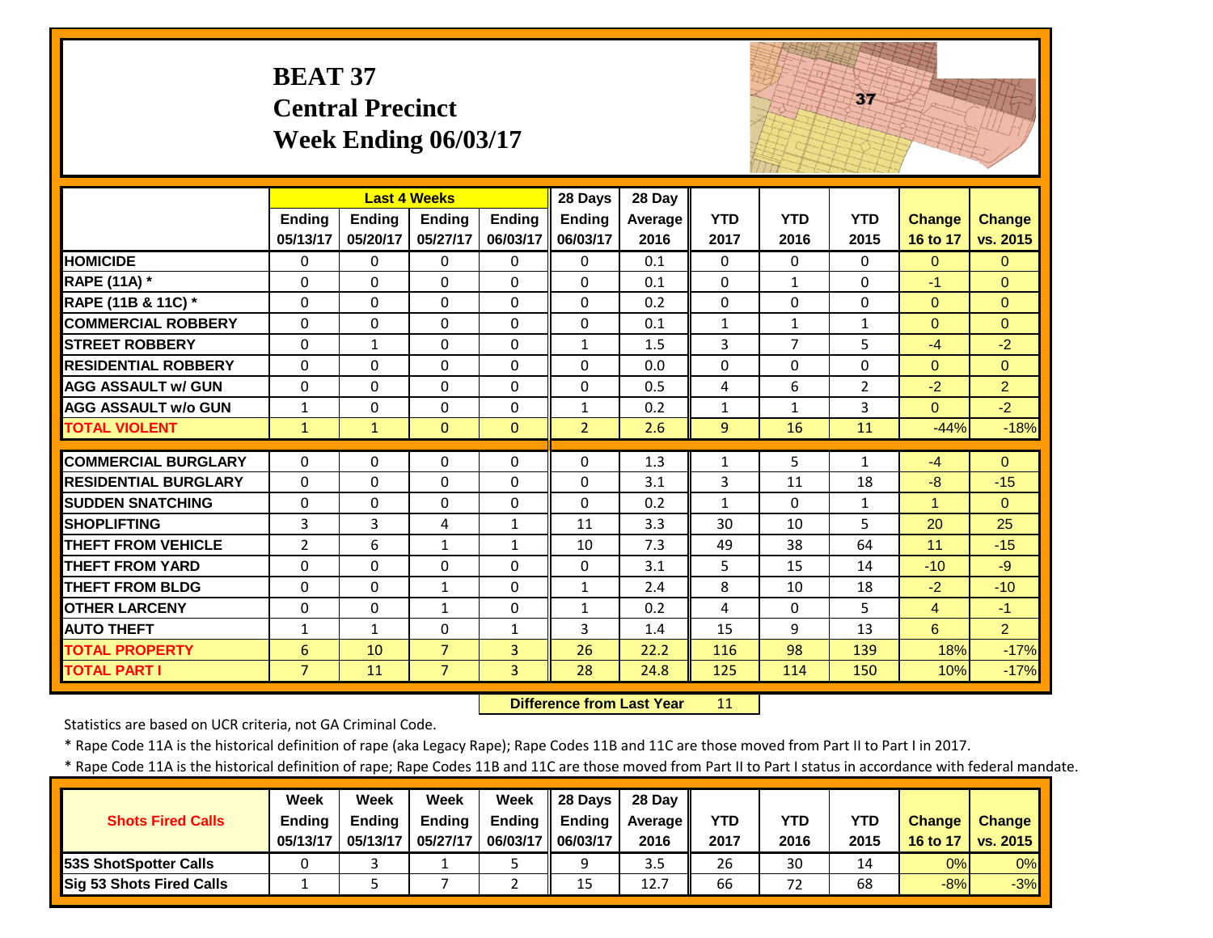# BEAT 37
## Central Precinct
## Week Ending 06/03/17

| | Last 4 Weeks | | | | 28 Days | 28 Day | | | | | |
|---|---|---|---|---|---|---|---|---|---|---|---|
| | Ending 05/13/17 | Ending 05/20/17 | Ending 05/27/17 | Ending 06/03/17 | Ending 06/03/17 | Average 2016 | YTD 2017 | YTD 2016 | YTD 2015 | Change 16 to 17 | Change vs. 2015 |
| HOMICIDE | 0 | 0 | 0 | 0 | 0 | 0.1 | 0 | 0 | 0 | 0 | 0 |
| RAPE (11A) * | 0 | 0 | 0 | 0 | 0 | 0.1 | 0 | 1 | 0 | -1 | 0 |
| RAPE (11B & 11C) * | 0 | 0 | 0 | 0 | 0 | 0.2 | 0 | 0 | 0 | 0 | 0 |
| COMMERCIAL ROBBERY | 0 | 0 | 0 | 0 | 0 | 0.1 | 1 | 1 | 1 | 0 | 0 |
| STREET ROBBERY | 0 | 1 | 0 | 0 | 1 | 1.5 | 3 | 7 | 5 | -4 | -2 |
| RESIDENTIAL ROBBERY | 0 | 0 | 0 | 0 | 0 | 0.0 | 0 | 0 | 0 | 0 | 0 |
| AGG ASSAULT w/ GUN | 0 | 0 | 0 | 0 | 0 | 0.5 | 4 | 6 | 2 | -2 | 2 |
| AGG ASSAULT w/o GUN | 1 | 0 | 0 | 0 | 1 | 0.2 | 1 | 1 | 3 | 0 | -2 |
| TOTAL VIOLENT | 1 | 1 | 0 | 0 | 2 | 2.6 | 9 | 16 | 11 | -44% | -18% |
| COMMERCIAL BURGLARY | 0 | 0 | 0 | 0 | 0 | 1.3 | 1 | 5 | 1 | -4 | 0 |
| RESIDENTIAL BURGLARY | 0 | 0 | 0 | 0 | 0 | 3.1 | 3 | 11 | 18 | -8 | -15 |
| SUDDEN SNATCHING | 0 | 0 | 0 | 0 | 0 | 0.2 | 1 | 0 | 1 | 1 | 0 |
| SHOPLIFTING | 3 | 3 | 4 | 1 | 11 | 3.3 | 30 | 10 | 5 | 20 | 25 |
| THEFT FROM VEHICLE | 2 | 6 | 1 | 1 | 10 | 7.3 | 49 | 38 | 64 | 11 | -15 |
| THEFT FROM YARD | 0 | 0 | 0 | 0 | 0 | 3.1 | 5 | 15 | 14 | -10 | -9 |
| THEFT FROM BLDG | 0 | 0 | 1 | 0 | 1 | 2.4 | 8 | 10 | 18 | -2 | -10 |
| OTHER LARCENY | 0 | 0 | 1 | 0 | 1 | 0.2 | 4 | 0 | 5 | 4 | -1 |
| AUTO THEFT | 1 | 1 | 0 | 1 | 3 | 1.4 | 15 | 9 | 13 | 6 | 2 |
| TOTAL PROPERTY | 6 | 10 | 7 | 3 | 26 | 22.2 | 116 | 98 | 139 | 18% | -17% |
| TOTAL PART I | 7 | 11 | 7 | 3 | 28 | 24.8 | 125 | 114 | 150 | 10% | -17% |

**Difference from Last Year** 11

Statistics are based on UCR criteria, not GA Criminal Code.

* Rape Code 11A is the historical definition of rape (aka Legacy Rape); Rape Codes 11B and 11C are those moved from Part II to Part I in 2017.

* Rape Code 11A is the historical definition of rape; Rape Codes 11B and 11C are those moved from Part II to Part I status in accordance with federal mandate.

| Shots Fired Calls | Week Ending 05/13/17 | Week Ending 05/13/17 | Week Ending 05/27/17 | Week Ending 06/03/17 | 28 Days Ending 06/03/17 | 28 Day Average 2016 | YTD 2017 | YTD 2016 | YTD 2015 | Change 16 to 17 | Change vs. 2015 |
|---|---|---|---|---|---|---|---|---|---|---|---|
| 53S ShotSpotter Calls | 0 | 3 | 1 | 5 | 9 | 3.5 | 26 | 30 | 14 | 0% | 0% |
| Sig 53 Shots Fired Calls | 1 | 5 | 7 | 2 | 15 | 12.7 | 66 | 72 | 68 | -8% | -3% |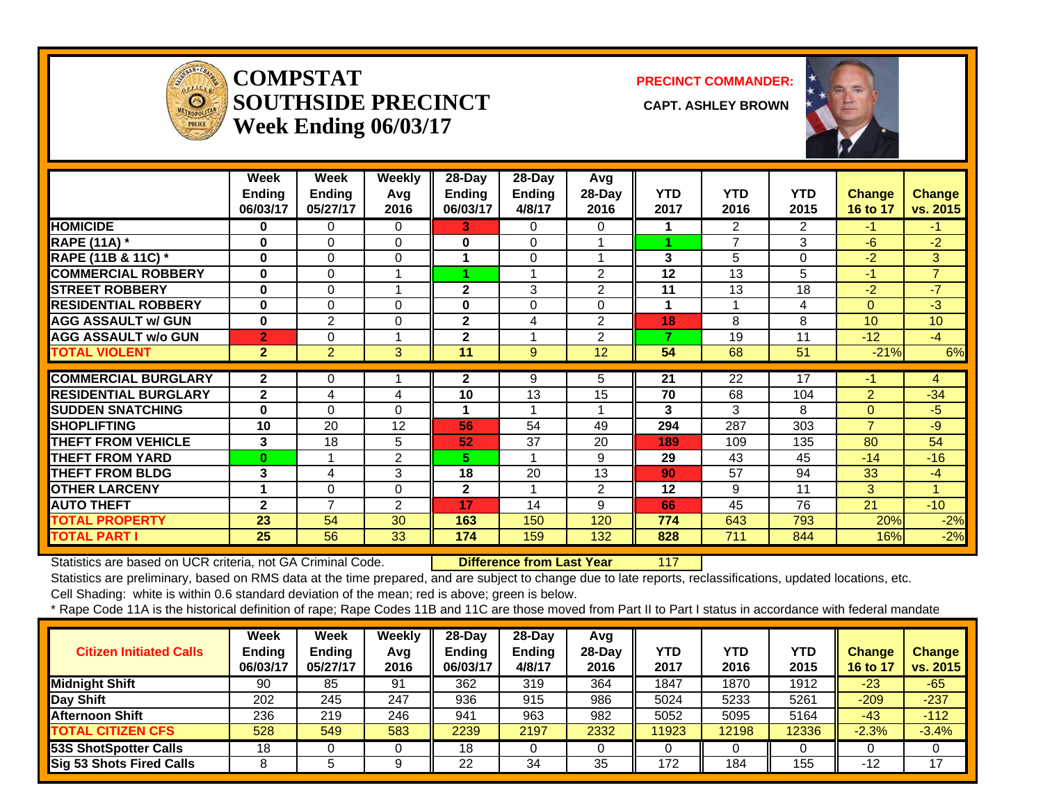# COMPSTAT SOUTHSIDE PRECINCT

**Week Ending 06/03/17**

**PRECINCT COMMANDER:** CAPT. ASHLEY BROWN

| | Week Ending 06/03/17 | Week Ending 05/27/17 | Weekly Avg 2016 | 28-Day Ending 06/03/17 | 28-Day Ending 4/8/17 | Avg 28-Day 2016 | YTD 2017 | YTD 2016 | YTD 2015 | Change 16 to 17 | Change vs. 2015 |
|---|---|---|---|---|---|---|---|---|---|---|---|
| HOMICIDE | 0 | 0 | 0 | 3 | 0 | 0 | 1 | 2 | 2 | -1 | -1 |
| RAPE (11A) * | 0 | 0 | 0 | 0 | 0 | 1 | 1 | 7 | 3 | -6 | -2 |
| RAPE (11B & 11C) * | 0 | 0 | 0 | 1 | 0 | 1 | 3 | 5 | 0 | -2 | 3 |
| COMMERCIAL ROBBERY | 0 | 0 | 1 | 1 | 1 | 2 | 12 | 13 | 5 | -1 | 7 |
| STREET ROBBERY | 0 | 0 | 1 | 2 | 3 | 2 | 11 | 13 | 18 | -2 | -7 |
| RESIDENTIAL ROBBERY | 0 | 0 | 0 | 0 | 0 | 0 | 1 | 1 | 4 | 0 | -3 |
| AGG ASSAULT w/ GUN | 0 | 2 | 0 | 2 | 4 | 2 | 18 | 8 | 8 | 10 | 10 |
| AGG ASSAULT w/o GUN | 2 | 0 | 1 | 2 | 1 | 2 | 7 | 19 | 11 | -12 | -4 |
| TOTAL VIOLENT | 2 | 2 | 3 | 11 | 9 | 12 | 54 | 68 | 51 | -21% | 6% |
| COMMERCIAL BURGLARY | 2 | 0 | 1 | 2 | 9 | 5 | 21 | 22 | 17 | -1 | 4 |
| RESIDENTIAL BURGLARY | 2 | 4 | 4 | 10 | 13 | 15 | 70 | 68 | 104 | 2 | -34 |
| SUDDEN SNATCHING | 0 | 0 | 0 | 1 | 1 | 1 | 3 | 3 | 8 | 0 | -5 |
| SHOPLIFTING | 10 | 20 | 12 | 56 | 54 | 49 | 294 | 287 | 303 | 7 | -9 |
| THEFT FROM VEHICLE | 3 | 18 | 5 | 52 | 37 | 20 | 189 | 109 | 135 | 80 | 54 |
| THEFT FROM YARD | 0 | 1 | 2 | 5 | 1 | 9 | 29 | 43 | 45 | -14 | -16 |
| THEFT FROM BLDG | 3 | 4 | 3 | 18 | 20 | 13 | 90 | 57 | 94 | 33 | -4 |
| OTHER LARCENY | 1 | 0 | 0 | 2 | 1 | 2 | 12 | 9 | 11 | 3 | 1 |
| AUTO THEFT | 2 | 7 | 2 | 17 | 14 | 9 | 66 | 45 | 76 | 21 | -10 |
| TOTAL PROPERTY | 23 | 54 | 30 | 163 | 150 | 120 | 774 | 643 | 793 | 20% | -2% |
| TOTAL PART I | 25 | 56 | 33 | 174 | 159 | 132 | 828 | 711 | 844 | 16% | -2% |

Statistics are based on UCR criteria, not GA Criminal Code. **Difference from Last Year** 117

Statistics are preliminary, based on RMS data at the time prepared, and are subject to change due to late reports, reclassifications, updated locations, etc.

Cell Shading: white is within 0.6 standard deviation of the mean; red is above; green is below.

* Rape Code 11A is the historical definition of rape; Rape Codes 11B and 11C are those moved from Part II to Part I status in accordance with federal mandate

| Citizen Initiated Calls | Week Ending 06/03/17 | Week Ending 05/27/17 | Weekly Avg 2016 | 28-Day Ending 06/03/17 | 28-Day Ending 4/8/17 | Avg 28-Day 2016 | YTD 2017 | YTD 2016 | YTD 2015 | Change 16 to 17 | Change vs. 2015 |
|---|---|---|---|---|---|---|---|---|---|---|---|
| Midnight Shift | 90 | 85 | 91 | 362 | 319 | 364 | 1847 | 1870 | 1912 | -23 | -65 |
| Day Shift | 202 | 245 | 247 | 936 | 915 | 986 | 5024 | 5233 | 5261 | -209 | -237 |
| Afternoon Shift | 236 | 219 | 246 | 941 | 963 | 982 | 5052 | 5095 | 5164 | -43 | -112 |
| TOTAL CITIZEN CFS | 528 | 549 | 583 | 2239 | 2197 | 2332 | 11923 | 12198 | 12336 | -2.3% | -3.4% |
| 53S ShotSpotter Calls | 18 | 0 | 0 | 18 | 0 | 0 | 0 | 0 | 0 | 0 | 0 |
| Sig 53 Shots Fired Calls | 8 | 5 | 9 | 22 | 34 | 35 | 172 | 184 | 155 | -12 | 17 |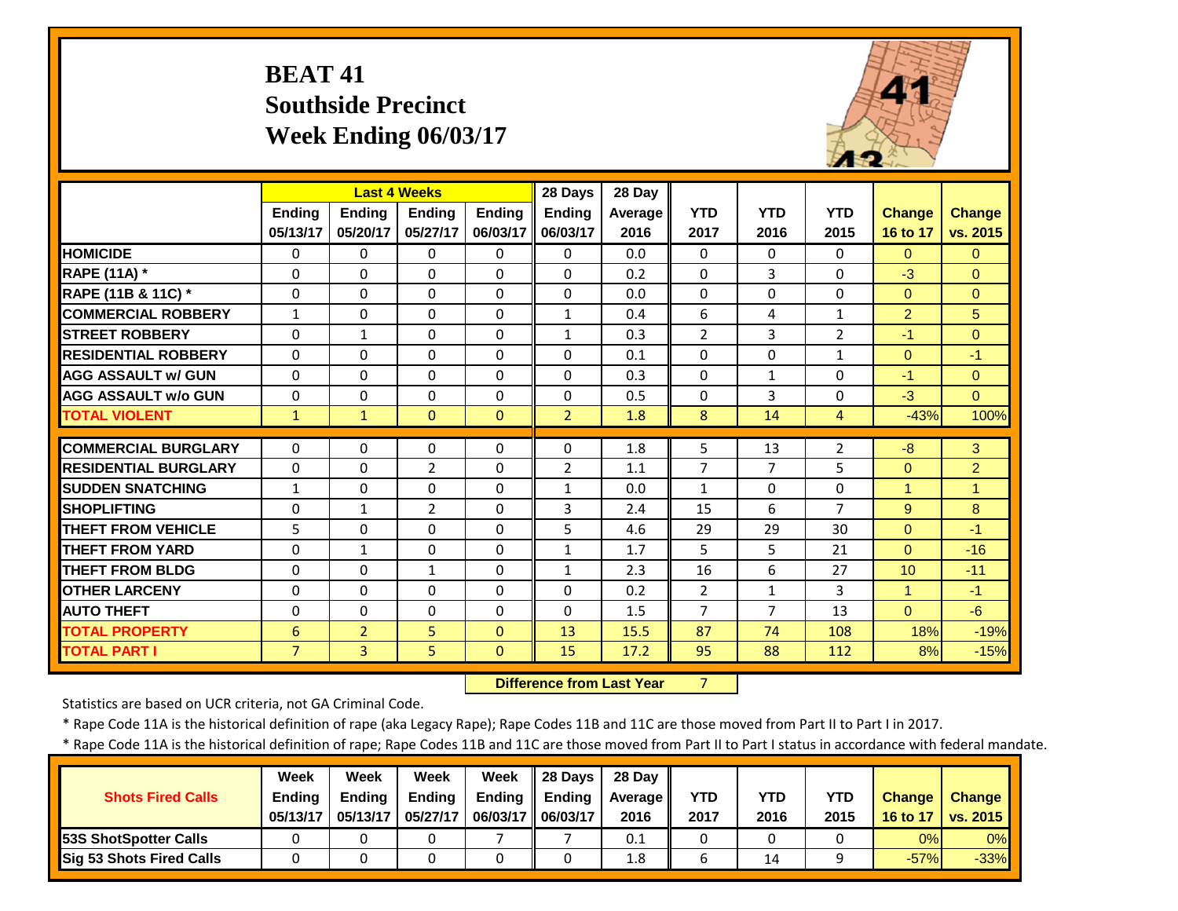# BEAT 41
## Southside Precinct
## Week Ending 06/03/17

| | Last 4 Weeks | | | | 28 Days | 28 Day | | | | | |
|---|---|---|---|---|---|---|---|---|---|---|---|
| | Ending 05/13/17 | Ending 05/20/17 | Ending 05/27/17 | Ending 06/03/17 | Ending 06/03/17 | Average 2016 | YTD 2017 | YTD 2016 | YTD 2015 | Change 16 to 17 | Change vs. 2015 |
| HOMICIDE | 0 | 0 | 0 | 0 | 0 | 0.0 | 0 | 0 | 0 | 0 | 0 |
| RAPE (11A) * | 0 | 0 | 0 | 0 | 0 | 0.2 | 0 | 3 | 0 | -3 | 0 |
| RAPE (11B & 11C) * | 0 | 0 | 0 | 0 | 0 | 0.0 | 0 | 0 | 0 | 0 | 0 |
| COMMERCIAL ROBBERY | 1 | 0 | 0 | 0 | 1 | 0.4 | 6 | 4 | 1 | 2 | 5 |
| STREET ROBBERY | 0 | 1 | 0 | 0 | 1 | 0.3 | 2 | 3 | 2 | -1 | 0 |
| RESIDENTIAL ROBBERY | 0 | 0 | 0 | 0 | 0 | 0.1 | 0 | 0 | 1 | 0 | -1 |
| AGG ASSAULT w/ GUN | 0 | 0 | 0 | 0 | 0 | 0.3 | 0 | 1 | 0 | -1 | 0 |
| AGG ASSAULT w/o GUN | 0 | 0 | 0 | 0 | 0 | 0.5 | 0 | 3 | 0 | -3 | 0 |
| TOTAL VIOLENT | 1 | 1 | 0 | 0 | 2 | 1.8 | 8 | 14 | 4 | -43% | 100% |
| COMMERCIAL BURGLARY | 0 | 0 | 0 | 0 | 0 | 1.8 | 5 | 13 | 2 | -8 | 3 |
| RESIDENTIAL BURGLARY | 0 | 0 | 2 | 0 | 2 | 1.1 | 7 | 7 | 5 | 0 | 2 |
| SUDDEN SNATCHING | 1 | 0 | 0 | 0 | 1 | 0.0 | 1 | 0 | 0 | 1 | 1 |
| SHOPLIFTING | 0 | 1 | 2 | 0 | 3 | 2.4 | 15 | 6 | 7 | 9 | 8 |
| THEFT FROM VEHICLE | 5 | 0 | 0 | 0 | 5 | 4.6 | 29 | 29 | 30 | 0 | -1 |
| THEFT FROM YARD | 0 | 1 | 0 | 0 | 1 | 1.7 | 5 | 5 | 21 | 0 | -16 |
| THEFT FROM BLDG | 0 | 0 | 1 | 0 | 1 | 2.3 | 16 | 6 | 27 | 10 | -11 |
| OTHER LARCENY | 0 | 0 | 0 | 0 | 0 | 0.2 | 2 | 1 | 3 | 1 | -1 |
| AUTO THEFT | 0 | 0 | 0 | 0 | 0 | 1.5 | 7 | 7 | 13 | 0 | -6 |
| TOTAL PROPERTY | 6 | 2 | 5 | 0 | 13 | 15.5 | 87 | 74 | 108 | 18% | -19% |
| TOTAL PART I | 7 | 3 | 5 | 0 | 15 | 17.2 | 95 | 88 | 112 | 8% | -15% |

**Difference from Last Year** 7

Statistics are based on UCR criteria, not GA Criminal Code.

* Rape Code 11A is the historical definition of rape (aka Legacy Rape); Rape Codes 11B and 11C are those moved from Part II to Part I in 2017.

* Rape Code 11A is the historical definition of rape; Rape Codes 11B and 11C are those moved from Part II to Part I status in accordance with federal mandate.

| Shots Fired Calls | Week Ending 05/13/17 | Week Ending 05/13/17 | Week Ending 05/27/17 | Week Ending 06/03/17 | 28 Days Ending 06/03/17 | 28 Day Average 2016 | YTD 2017 | YTD 2016 | YTD 2015 | Change 16 to 17 | Change vs. 2015 |
|---|---|---|---|---|---|---|---|---|---|---|---|
| 53S ShotSpotter Calls | 0 | 0 | 0 | 7 | 7 | 0.1 | 0 | 0 | 0 | 0% | 0% |
| Sig 53 Shots Fired Calls | 0 | 0 | 0 | 0 | 0 | 1.8 | 6 | 14 | 9 | -57% | -33% |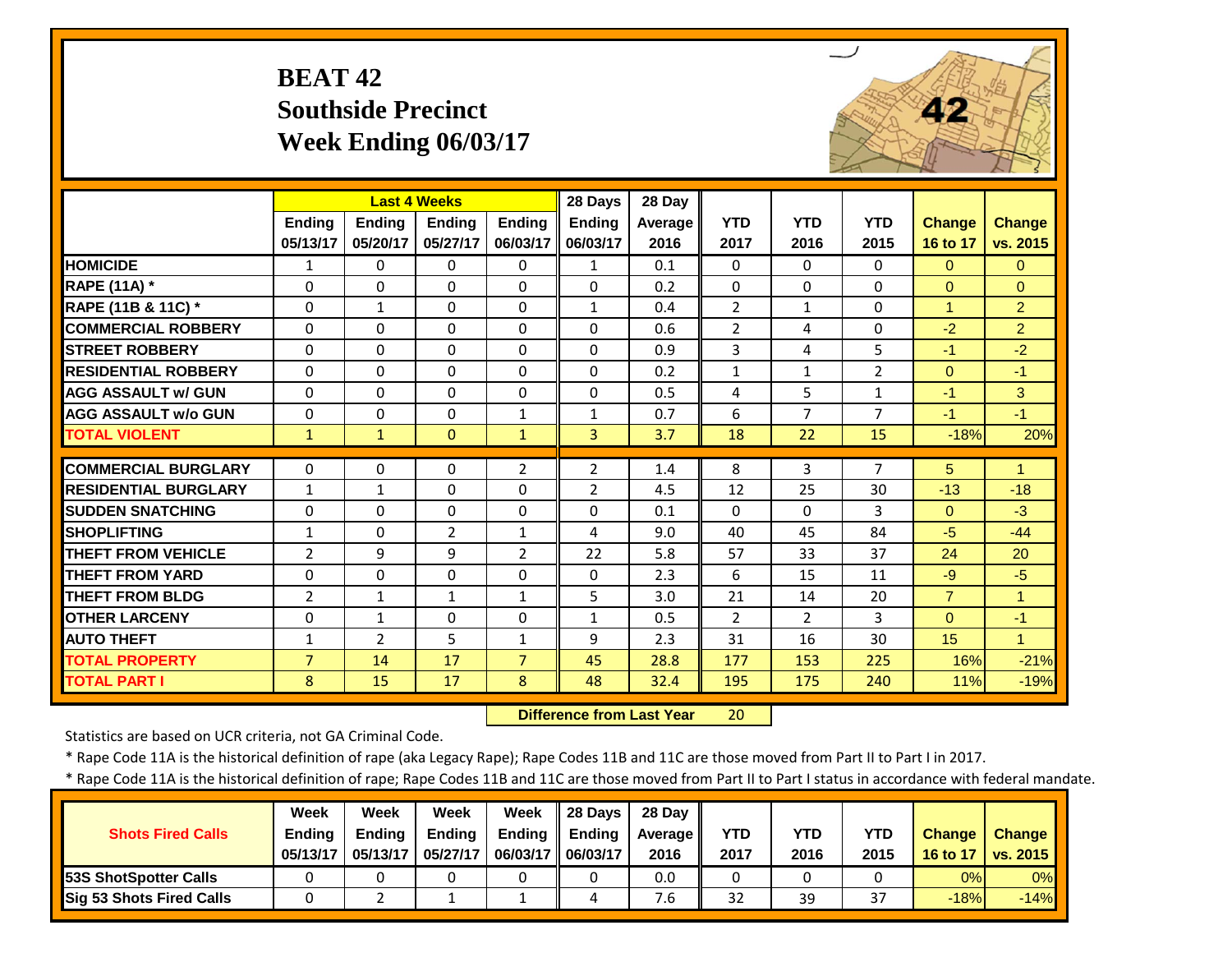# BEAT 42
## Southside Precinct
## Week Ending 06/03/17

| | Last 4 Weeks | | | | 28 Days | 28 Day | | | | | |
|---|---|---|---|---|---|---|---|---|---|---|---|
| | Ending 05/13/17 | Ending 05/20/17 | Ending 05/27/17 | Ending 06/03/17 | Ending 06/03/17 | Average 2016 | YTD 2017 | YTD 2016 | YTD 2015 | Change 16 to 17 | Change vs. 2015 |
| HOMICIDE | 1 | 0 | 0 | 0 | 1 | 0.1 | 0 | 0 | 0 | 0 | 0 |
| RAPE (11A) * | 0 | 0 | 0 | 0 | 0 | 0.2 | 0 | 0 | 0 | 0 | 0 |
| RAPE (11B & 11C) * | 0 | 1 | 0 | 0 | 1 | 0.4 | 2 | 1 | 0 | 1 | 2 |
| COMMERCIAL ROBBERY | 0 | 0 | 0 | 0 | 0 | 0.6 | 2 | 4 | 0 | -2 | 2 |
| STREET ROBBERY | 0 | 0 | 0 | 0 | 0 | 0.9 | 3 | 4 | 5 | -1 | -2 |
| RESIDENTIAL ROBBERY | 0 | 0 | 0 | 0 | 0 | 0.2 | 1 | 1 | 2 | 0 | -1 |
| AGG ASSAULT w/ GUN | 0 | 0 | 0 | 0 | 0 | 0.5 | 4 | 5 | 1 | -1 | 3 |
| AGG ASSAULT w/o GUN | 0 | 0 | 0 | 1 | 1 | 0.7 | 6 | 7 | 7 | -1 | -1 |
| TOTAL VIOLENT | 1 | 1 | 0 | 1 | 3 | 3.7 | 18 | 22 | 15 | -18% | 20% |
| COMMERCIAL BURGLARY | 0 | 0 | 0 | 2 | 2 | 1.4 | 8 | 3 | 7 | 5 | 1 |
| RESIDENTIAL BURGLARY | 1 | 1 | 0 | 0 | 2 | 4.5 | 12 | 25 | 30 | -13 | -18 |
| SUDDEN SNATCHING | 0 | 0 | 0 | 0 | 0 | 0.1 | 0 | 0 | 3 | 0 | -3 |
| SHOPLIFTING | 1 | 0 | 2 | 1 | 4 | 9.0 | 40 | 45 | 84 | -5 | -44 |
| THEFT FROM VEHICLE | 2 | 9 | 9 | 2 | 22 | 5.8 | 57 | 33 | 37 | 24 | 20 |
| THEFT FROM YARD | 0 | 0 | 0 | 0 | 0 | 2.3 | 6 | 15 | 11 | -9 | -5 |
| THEFT FROM BLDG | 2 | 1 | 1 | 1 | 5 | 3.0 | 21 | 14 | 20 | 7 | 1 |
| OTHER LARCENY | 0 | 1 | 0 | 0 | 1 | 0.5 | 2 | 2 | 3 | 0 | -1 |
| AUTO THEFT | 1 | 2 | 5 | 1 | 9 | 2.3 | 31 | 16 | 30 | 15 | 1 |
| TOTAL PROPERTY | 7 | 14 | 17 | 7 | 45 | 28.8 | 177 | 153 | 225 | 16% | -21% |
| TOTAL PART I | 8 | 15 | 17 | 8 | 48 | 32.4 | 195 | 175 | 240 | 11% | -19% |

**Difference from Last Year** 20

Statistics are based on UCR criteria, not GA Criminal Code.

* Rape Code 11A is the historical definition of rape (aka Legacy Rape); Rape Codes 11B and 11C are those moved from Part II to Part I in 2017.

* Rape Code 11A is the historical definition of rape; Rape Codes 11B and 11C are those moved from Part II to Part I status in accordance with federal mandate.

| Shots Fired Calls | Week Ending 05/13/17 | Week Ending 05/13/17 | Week Ending 05/27/17 | Week Ending 06/03/17 | 28 Days Ending 06/03/17 | 28 Day Average 2016 | YTD 2017 | YTD 2016 | YTD 2015 | Change 16 to 17 | Change vs. 2015 |
|---|---|---|---|---|---|---|---|---|---|---|---|
| 53S ShotSpotter Calls | 0 | 0 | 0 | 0 | 0 | 0.0 | 0 | 0 | 0 | 0% | 0% |
| Sig 53 Shots Fired Calls | 0 | 2 | 1 | 1 | 4 | 7.6 | 32 | 39 | 37 | -18% | -14% |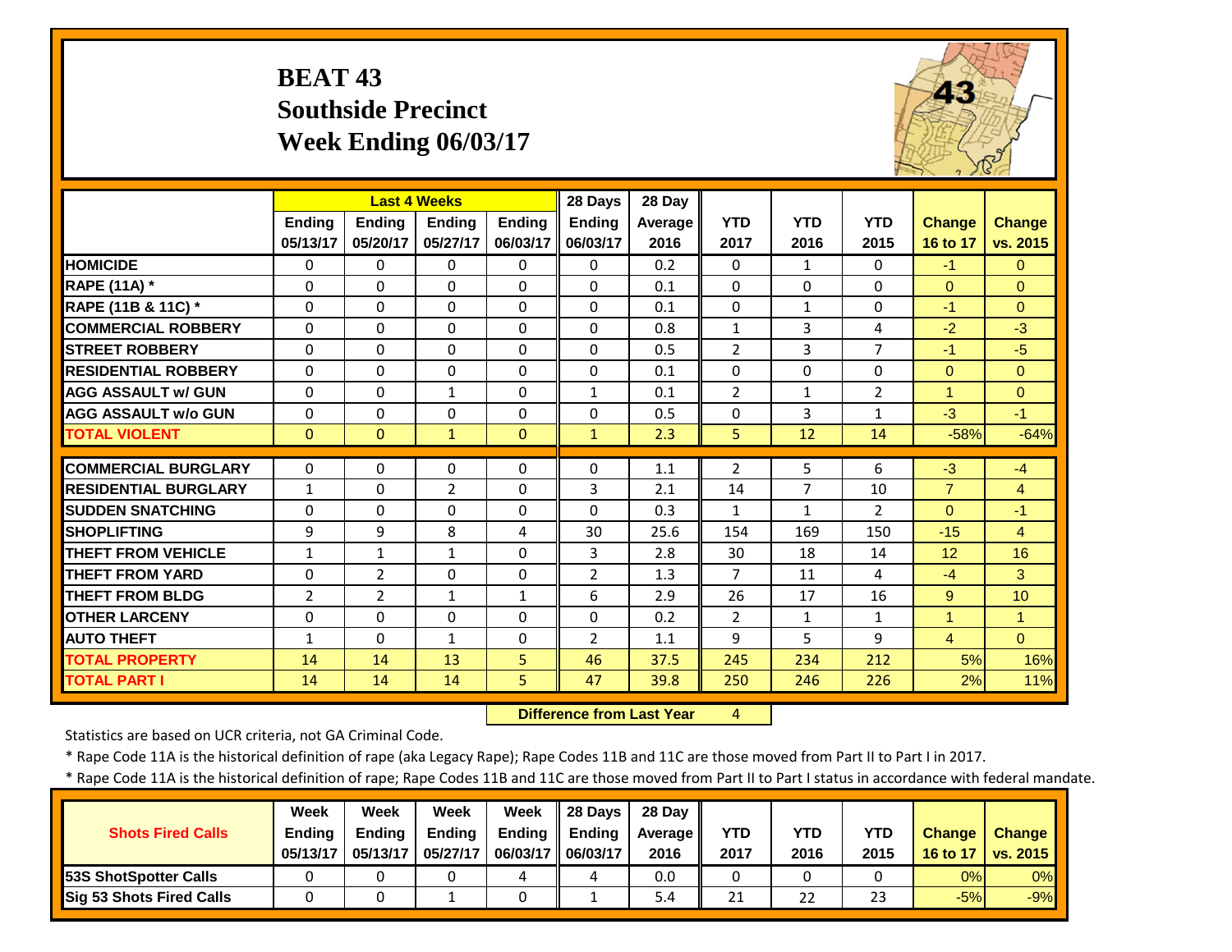# BEAT 43
## Southside Precinct
## Week Ending 06/03/17

| | Last 4 Weeks | | | | 28 Days | 28 Day | | | | | |
|---|---|---|---|---|---|---|---|---|---|---|---|
| | Ending 05/13/17 | Ending 05/20/17 | Ending 05/27/17 | Ending 06/03/17 | Ending 06/03/17 | Average 2016 | YTD 2017 | YTD 2016 | YTD 2015 | Change 16 to 17 | Change vs. 2015 |
| HOMICIDE | 0 | 0 | 0 | 0 | 0 | 0.2 | 0 | 1 | 0 | -1 | 0 |
| RAPE (11A) * | 0 | 0 | 0 | 0 | 0 | 0.1 | 0 | 0 | 0 | 0 | 0 |
| RAPE (11B & 11C) * | 0 | 0 | 0 | 0 | 0 | 0.1 | 0 | 1 | 0 | -1 | 0 |
| COMMERCIAL ROBBERY | 0 | 0 | 0 | 0 | 0 | 0.8 | 1 | 3 | 4 | -2 | -3 |
| STREET ROBBERY | 0 | 0 | 0 | 0 | 0 | 0.5 | 2 | 3 | 7 | -1 | -5 |
| RESIDENTIAL ROBBERY | 0 | 0 | 0 | 0 | 0 | 0.1 | 0 | 0 | 0 | 0 | 0 |
| AGG ASSAULT w/ GUN | 0 | 0 | 1 | 0 | 1 | 0.1 | 2 | 1 | 2 | 1 | 0 |
| AGG ASSAULT w/o GUN | 0 | 0 | 0 | 0 | 0 | 0.5 | 0 | 3 | 1 | -3 | -1 |
| TOTAL VIOLENT | 0 | 0 | 1 | 0 | 1 | 2.3 | 5 | 12 | 14 | -58% | -64% |
| COMMERCIAL BURGLARY | 0 | 0 | 0 | 0 | 0 | 1.1 | 2 | 5 | 6 | -3 | -4 |
| RESIDENTIAL BURGLARY | 1 | 0 | 2 | 0 | 3 | 2.1 | 14 | 7 | 10 | 7 | 4 |
| SUDDEN SNATCHING | 0 | 0 | 0 | 0 | 0 | 0.3 | 1 | 1 | 2 | 0 | -1 |
| SHOPLIFTING | 9 | 9 | 8 | 4 | 30 | 25.6 | 154 | 169 | 150 | -15 | 4 |
| THEFT FROM VEHICLE | 1 | 1 | 1 | 0 | 3 | 2.8 | 30 | 18 | 14 | 12 | 16 |
| THEFT FROM YARD | 0 | 2 | 0 | 0 | 2 | 1.3 | 7 | 11 | 4 | -4 | 3 |
| THEFT FROM BLDG | 2 | 2 | 1 | 1 | 6 | 2.9 | 26 | 17 | 16 | 9 | 10 |
| OTHER LARCENY | 0 | 0 | 0 | 0 | 0 | 0.2 | 2 | 1 | 1 | 1 | 1 |
| AUTO THEFT | 1 | 0 | 1 | 0 | 2 | 1.1 | 9 | 5 | 9 | 4 | 0 |
| TOTAL PROPERTY | 14 | 14 | 13 | 5 | 46 | 37.5 | 245 | 234 | 212 | 5% | 16% |
| TOTAL PART I | 14 | 14 | 14 | 5 | 47 | 39.8 | 250 | 246 | 226 | 2% | 11% |

**Difference from Last Year** 4

Statistics are based on UCR criteria, not GA Criminal Code.

* Rape Code 11A is the historical definition of rape (aka Legacy Rape); Rape Codes 11B and 11C are those moved from Part II to Part I in 2017.

* Rape Code 11A is the historical definition of rape; Rape Codes 11B and 11C are those moved from Part II to Part I status in accordance with federal mandate.

| Shots Fired Calls | Week Ending 05/13/17 | Week Ending 05/13/17 | Week Ending 05/27/17 | Week Ending 06/03/17 | 28 Days Ending 06/03/17 | 28 Day Average 2016 | YTD 2017 | YTD 2016 | YTD 2015 | Change 16 to 17 | Change vs. 2015 |
|---|---|---|---|---|---|---|---|---|---|---|---|
| 53S ShotSpotter Calls | 0 | 0 | 0 | 4 | 4 | 0.0 | 0 | 0 | 0 | 0% | 0% |
| Sig 53 Shots Fired Calls | 0 | 0 | 1 | 0 | 1 | 5.4 | 21 | 22 | 23 | -5% | -9% |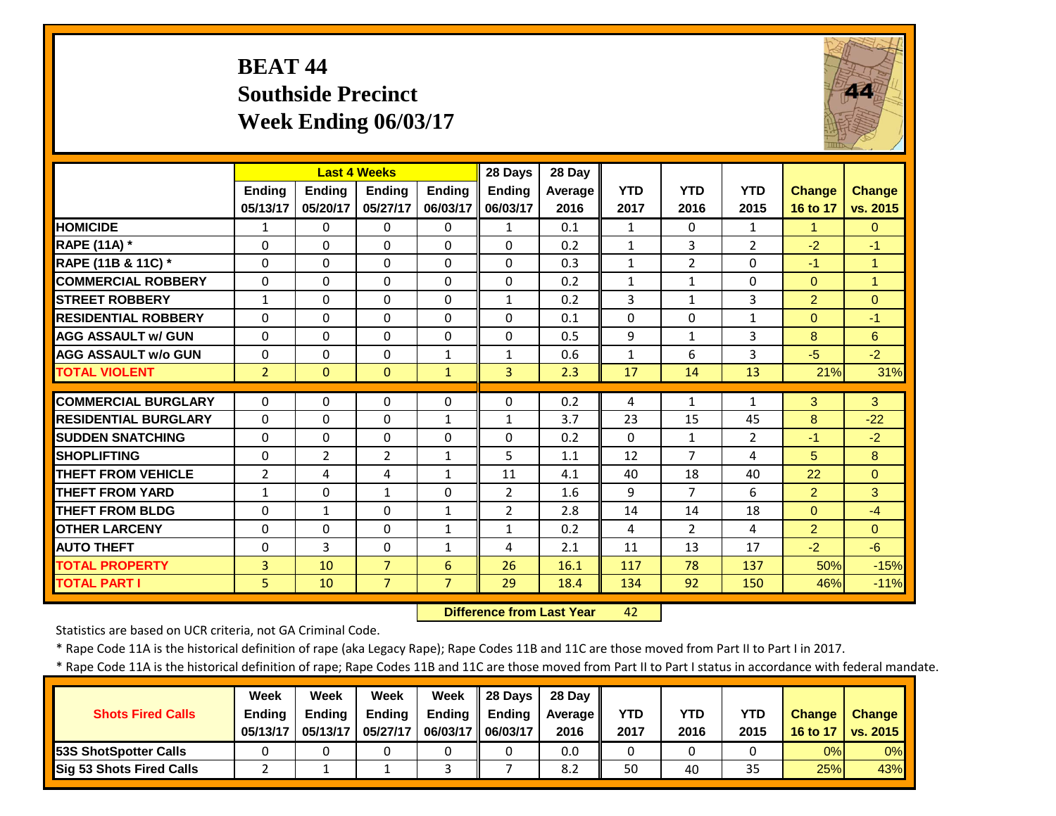# BEAT 44
## Southside Precinct
## Week Ending 06/03/17

| | Last 4 Weeks | | | | 28 Days | 28 Day | | | | | |
|---|---|---|---|---|---|---|---|---|---|---|---|
| | Ending 05/13/17 | Ending 05/20/17 | Ending 05/27/17 | Ending 06/03/17 | Ending 06/03/17 | Average 2016 | YTD 2017 | YTD 2016 | YTD 2015 | Change 16 to 17 | Change vs. 2015 |
| HOMICIDE | 1 | 0 | 0 | 0 | 1 | 0.1 | 1 | 0 | 1 | 1 | 0 |
| RAPE (11A) * | 0 | 0 | 0 | 0 | 0 | 0.2 | 1 | 3 | 2 | -2 | -1 |
| RAPE (11B & 11C) * | 0 | 0 | 0 | 0 | 0 | 0.3 | 1 | 2 | 0 | -1 | 1 |
| COMMERCIAL ROBBERY | 0 | 0 | 0 | 0 | 0 | 0.2 | 1 | 1 | 0 | 0 | 1 |
| STREET ROBBERY | 1 | 0 | 0 | 0 | 1 | 0.2 | 3 | 1 | 3 | 2 | 0 |
| RESIDENTIAL ROBBERY | 0 | 0 | 0 | 0 | 0 | 0.1 | 0 | 0 | 1 | 0 | -1 |
| AGG ASSAULT w/ GUN | 0 | 0 | 0 | 0 | 0 | 0.5 | 9 | 1 | 3 | 8 | 6 |
| AGG ASSAULT w/o GUN | 0 | 0 | 0 | 1 | 1 | 0.6 | 1 | 6 | 3 | -5 | -2 |
| TOTAL VIOLENT | 2 | 0 | 0 | 1 | 3 | 2.3 | 17 | 14 | 13 | 21% | 31% |
| COMMERCIAL BURGLARY | 0 | 0 | 0 | 0 | 0 | 0.2 | 4 | 1 | 1 | 3 | 3 |
| RESIDENTIAL BURGLARY | 0 | 0 | 0 | 1 | 1 | 3.7 | 23 | 15 | 45 | 8 | -22 |
| SUDDEN SNATCHING | 0 | 0 | 0 | 0 | 0 | 0.2 | 0 | 1 | 2 | -1 | -2 |
| SHOPLIFTING | 0 | 2 | 2 | 1 | 5 | 1.1 | 12 | 7 | 4 | 5 | 8 |
| THEFT FROM VEHICLE | 2 | 4 | 4 | 1 | 11 | 4.1 | 40 | 18 | 40 | 22 | 0 |
| THEFT FROM YARD | 1 | 0 | 1 | 0 | 2 | 1.6 | 9 | 7 | 6 | 2 | 3 |
| THEFT FROM BLDG | 0 | 1 | 0 | 1 | 2 | 2.8 | 14 | 14 | 18 | 0 | -4 |
| OTHER LARCENY | 0 | 0 | 0 | 1 | 1 | 0.2 | 4 | 2 | 4 | 2 | 0 |
| AUTO THEFT | 0 | 3 | 0 | 1 | 4 | 2.1 | 11 | 13 | 17 | -2 | -6 |
| TOTAL PROPERTY | 3 | 10 | 7 | 6 | 26 | 16.1 | 117 | 78 | 137 | 50% | -15% |
| TOTAL PART I | 5 | 10 | 7 | 7 | 29 | 18.4 | 134 | 92 | 150 | 46% | -11% |

**Difference from Last Year** 42

Statistics are based on UCR criteria, not GA Criminal Code.

* Rape Code 11A is the historical definition of rape (aka Legacy Rape); Rape Codes 11B and 11C are those moved from Part II to Part I in 2017.

* Rape Code 11A is the historical definition of rape; Rape Codes 11B and 11C are those moved from Part II to Part I status in accordance with federal mandate.

| Shots Fired Calls | Week Ending 05/13/17 | Week Ending 05/13/17 | Week Ending 05/27/17 | Week Ending 06/03/17 | 28 Days Ending 06/03/17 | 28 Day Average 2016 | YTD 2017 | YTD 2016 | YTD 2015 | Change 16 to 17 | Change vs. 2015 |
|---|---|---|---|---|---|---|---|---|---|---|---|
| 53S ShotSpotter Calls | 0 | 0 | 0 | 0 | 0 | 0.0 | 0 | 0 | 0 | 0% | 0% |
| Sig 53 Shots Fired Calls | 2 | 1 | 1 | 3 | 7 | 8.2 | 50 | 40 | 35 | 25% | 43% |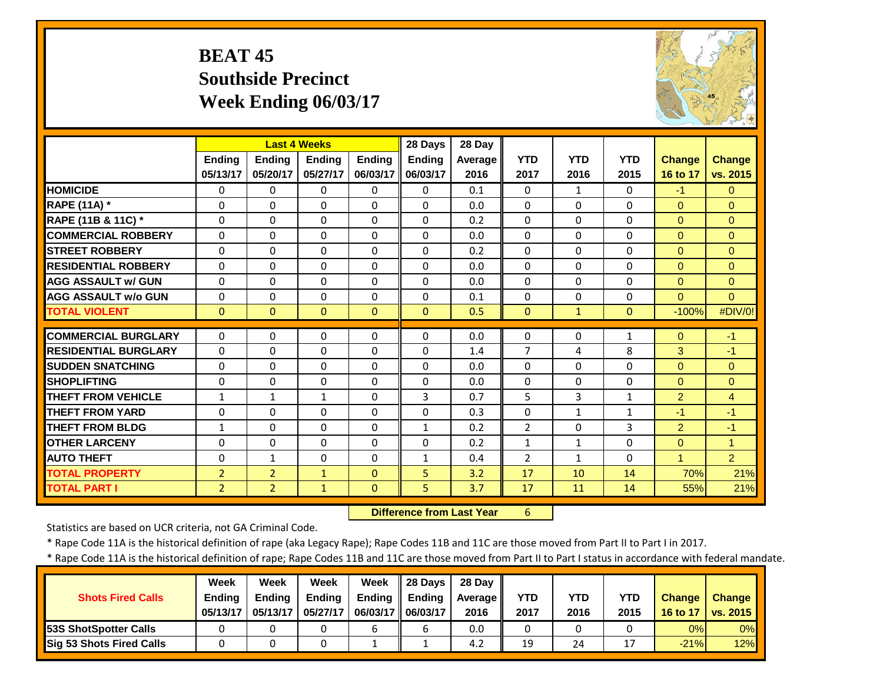# BEAT 45
## Southside Precinct
## Week Ending 06/03/17

| | Last 4 Weeks | | | | 28 Days | 28 Day | | | | | |
|---|---|---|---|---|---|---|---|---|---|---|---|
| | Ending 05/13/17 | Ending 05/20/17 | Ending 05/27/17 | Ending 06/03/17 | Ending 06/03/17 | Average 2016 | YTD 2017 | YTD 2016 | YTD 2015 | Change 16 to 17 | Change vs. 2015 |
| HOMICIDE | 0 | 0 | 0 | 0 | 0 | 0.1 | 0 | 1 | 0 | -1 | 0 |
| RAPE (11A) * | 0 | 0 | 0 | 0 | 0 | 0.0 | 0 | 0 | 0 | 0 | 0 |
| RAPE (11B & 11C) * | 0 | 0 | 0 | 0 | 0 | 0.2 | 0 | 0 | 0 | 0 | 0 |
| COMMERCIAL ROBBERY | 0 | 0 | 0 | 0 | 0 | 0.0 | 0 | 0 | 0 | 0 | 0 |
| STREET ROBBERY | 0 | 0 | 0 | 0 | 0 | 0.2 | 0 | 0 | 0 | 0 | 0 |
| RESIDENTIAL ROBBERY | 0 | 0 | 0 | 0 | 0 | 0.0 | 0 | 0 | 0 | 0 | 0 |
| AGG ASSAULT w/ GUN | 0 | 0 | 0 | 0 | 0 | 0.0 | 0 | 0 | 0 | 0 | 0 |
| AGG ASSAULT w/o GUN | 0 | 0 | 0 | 0 | 0 | 0.1 | 0 | 0 | 0 | 0 | 0 |
| TOTAL VIOLENT | 0 | 0 | 0 | 0 | 0 | 0.5 | 0 | 1 | 0 | -100% | #DIV/0! |
| COMMERCIAL BURGLARY | 0 | 0 | 0 | 0 | 0 | 0.0 | 0 | 0 | 1 | 0 | -1 |
| RESIDENTIAL BURGLARY | 0 | 0 | 0 | 0 | 0 | 1.4 | 7 | 4 | 8 | 3 | -1 |
| SUDDEN SNATCHING | 0 | 0 | 0 | 0 | 0 | 0.0 | 0 | 0 | 0 | 0 | 0 |
| SHOPLIFTING | 0 | 0 | 0 | 0 | 0 | 0.0 | 0 | 0 | 0 | 0 | 0 |
| THEFT FROM VEHICLE | 1 | 1 | 1 | 0 | 3 | 0.7 | 5 | 3 | 1 | 2 | 4 |
| THEFT FROM YARD | 0 | 0 | 0 | 0 | 0 | 0.3 | 0 | 1 | 1 | -1 | -1 |
| THEFT FROM BLDG | 1 | 0 | 0 | 0 | 1 | 0.2 | 2 | 0 | 3 | 2 | -1 |
| OTHER LARCENY | 0 | 0 | 0 | 0 | 0 | 0.2 | 1 | 1 | 0 | 0 | 1 |
| AUTO THEFT | 0 | 1 | 0 | 0 | 1 | 0.4 | 2 | 1 | 0 | 1 | 2 |
| TOTAL PROPERTY | 2 | 2 | 1 | 0 | 5 | 3.2 | 17 | 10 | 14 | 70% | 21% |
| TOTAL PART I | 2 | 2 | 1 | 0 | 5 | 3.7 | 17 | 11 | 14 | 55% | 21% |

**Difference from Last Year** 6

Statistics are based on UCR criteria, not GA Criminal Code.

* Rape Code 11A is the historical definition of rape (aka Legacy Rape); Rape Codes 11B and 11C are those moved from Part II to Part I in 2017.

* Rape Code 11A is the historical definition of rape; Rape Codes 11B and 11C are those moved from Part II to Part I status in accordance with federal mandate.

| Shots Fired Calls | Week Ending 05/13/17 | Week Ending 05/13/17 | Week Ending 05/27/17 | Week Ending 06/03/17 | 28 Days Ending 06/03/17 | 28 Day Average 2016 | YTD 2017 | YTD 2016 | YTD 2015 | Change 16 to 17 | Change vs. 2015 |
|---|---|---|---|---|---|---|---|---|---|---|---|
| 53S ShotSpotter Calls | 0 | 0 | 0 | 6 | 6 | 0.0 | 0 | 0 | 0 | 0% | 0% |
| Sig 53 Shots Fired Calls | 0 | 0 | 0 | 1 | 1 | 4.2 | 19 | 24 | 17 | -21% | 12% |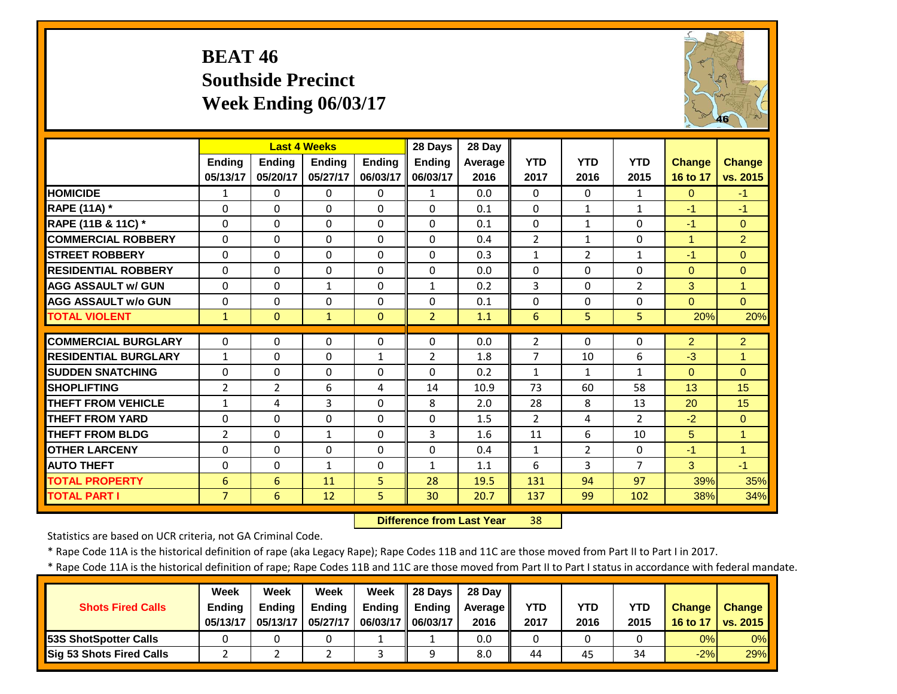# BEAT 46
## Southside Precinct
## Week Ending 06/03/17

| | Last 4 Weeks | | | | 28 Days | 28 Day | | | | | |
|---|---|---|---|---|---|---|---|---|---|---|---|
| | Ending 05/13/17 | Ending 05/20/17 | Ending 05/27/17 | Ending 06/03/17 | Ending 06/03/17 | Average 2016 | YTD 2017 | YTD 2016 | YTD 2015 | Change 16 to 17 | Change vs. 2015 |
| HOMICIDE | 1 | 0 | 0 | 0 | 1 | 0.0 | 0 | 0 | 1 | 0 | -1 |
| RAPE (11A) * | 0 | 0 | 0 | 0 | 0 | 0.1 | 0 | 1 | 1 | -1 | -1 |
| RAPE (11B & 11C) * | 0 | 0 | 0 | 0 | 0 | 0.1 | 0 | 1 | 0 | -1 | 0 |
| COMMERCIAL ROBBERY | 0 | 0 | 0 | 0 | 0 | 0.4 | 2 | 1 | 0 | 1 | 2 |
| STREET ROBBERY | 0 | 0 | 0 | 0 | 0 | 0.3 | 1 | 2 | 1 | -1 | 0 |
| RESIDENTIAL ROBBERY | 0 | 0 | 0 | 0 | 0 | 0.0 | 0 | 0 | 0 | 0 | 0 |
| AGG ASSAULT w/ GUN | 0 | 0 | 1 | 0 | 1 | 0.2 | 3 | 0 | 2 | 3 | 1 |
| AGG ASSAULT w/o GUN | 0 | 0 | 0 | 0 | 0 | 0.1 | 0 | 0 | 0 | 0 | 0 |
| TOTAL VIOLENT | 1 | 0 | 1 | 0 | 2 | 1.1 | 6 | 5 | 5 | 20% | 20% |
| COMMERCIAL BURGLARY | 0 | 0 | 0 | 0 | 0 | 0.0 | 2 | 0 | 0 | 2 | 2 |
| RESIDENTIAL BURGLARY | 1 | 0 | 0 | 1 | 2 | 1.8 | 7 | 10 | 6 | -3 | 1 |
| SUDDEN SNATCHING | 0 | 0 | 0 | 0 | 0 | 0.2 | 1 | 1 | 1 | 0 | 0 |
| SHOPLIFTING | 2 | 2 | 6 | 4 | 14 | 10.9 | 73 | 60 | 58 | 13 | 15 |
| THEFT FROM VEHICLE | 1 | 4 | 3 | 0 | 8 | 2.0 | 28 | 8 | 13 | 20 | 15 |
| THEFT FROM YARD | 0 | 0 | 0 | 0 | 0 | 1.5 | 2 | 4 | 2 | -2 | 0 |
| THEFT FROM BLDG | 2 | 0 | 1 | 0 | 3 | 1.6 | 11 | 6 | 10 | 5 | 1 |
| OTHER LARCENY | 0 | 0 | 0 | 0 | 0 | 0.4 | 1 | 2 | 0 | -1 | 1 |
| AUTO THEFT | 0 | 0 | 1 | 0 | 1 | 1.1 | 6 | 3 | 7 | 3 | -1 |
| TOTAL PROPERTY | 6 | 6 | 11 | 5 | 28 | 19.5 | 131 | 94 | 97 | 39% | 35% |
| TOTAL PART I | 7 | 6 | 12 | 5 | 30 | 20.7 | 137 | 99 | 102 | 38% | 34% |

**Difference from Last Year** 38

Statistics are based on UCR criteria, not GA Criminal Code.

* Rape Code 11A is the historical definition of rape (aka Legacy Rape); Rape Codes 11B and 11C are those moved from Part II to Part I in 2017.

* Rape Code 11A is the historical definition of rape; Rape Codes 11B and 11C are those moved from Part II to Part I status in accordance with federal mandate.

| Shots Fired Calls | Week Ending 05/13/17 | Week Ending 05/13/17 | Week Ending 05/27/17 | Week Ending 06/03/17 | 28 Days Ending 06/03/17 | 28 Day Average 2016 | YTD 2017 | YTD 2016 | YTD 2015 | Change 16 to 17 | Change vs. 2015 |
|---|---|---|---|---|---|---|---|---|---|---|---|
| 53S ShotSpotter Calls | 0 | 0 | 0 | 1 | 1 | 0.0 | 0 | 0 | 0 | 0% | 0% |
| Sig 53 Shots Fired Calls | 2 | 2 | 2 | 3 | 9 | 8.0 | 44 | 45 | 34 | -2% | 29% |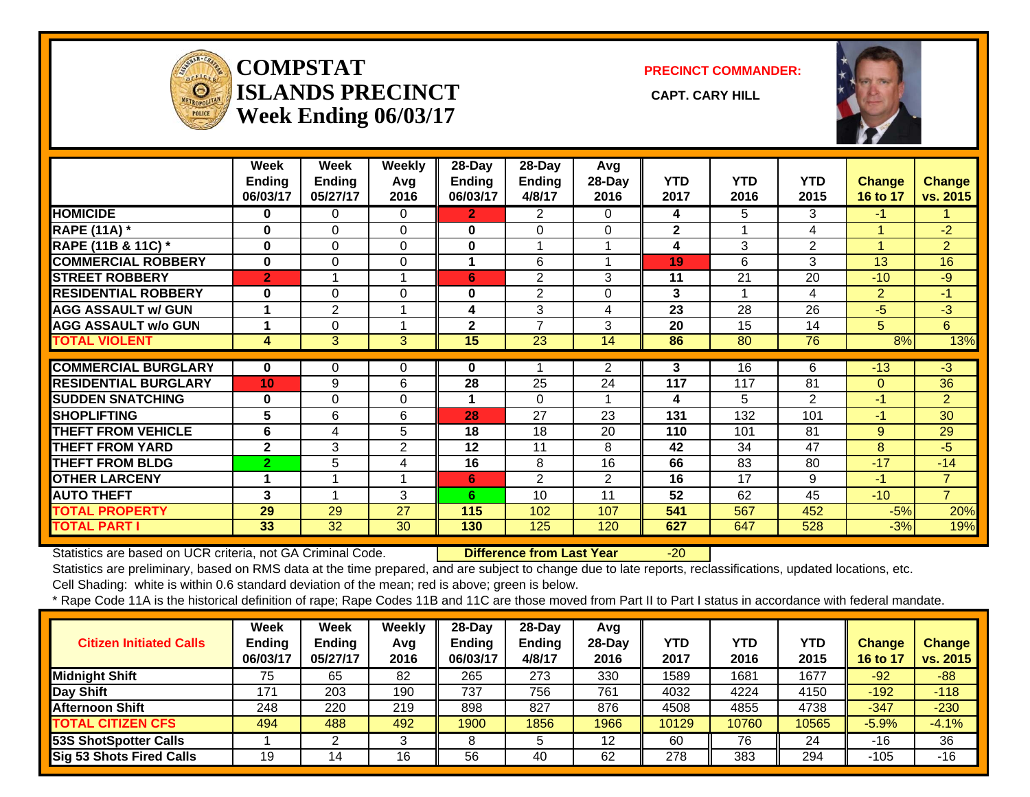# COMPSTAT
# ISLANDS PRECINCT
# Week Ending 06/03/17

**PRECINCT COMMANDER:**

**CAPT. CARY HILL**

| | Week Ending 06/03/17 | Week Ending 05/27/17 | Weekly Avg 2016 | 28-Day Ending 06/03/17 | 28-Day Ending 4/8/17 | Avg 28-Day 2016 | YTD 2017 | YTD 2016 | YTD 2015 | Change 16 to 17 | Change vs. 2015 |
|---|---|---|---|---|---|---|---|---|---|---|---|
| HOMICIDE | 0 | 0 | 0 | 2 | 2 | 0 | 4 | 5 | 3 | -1 | 1 |
| RAPE (11A) * | 0 | 0 | 0 | 0 | 0 | 0 | 2 | 1 | 4 | 1 | -2 |
| RAPE (11B & 11C) * | 0 | 0 | 0 | 0 | 1 | 1 | 4 | 3 | 2 | 1 | 2 |
| COMMERCIAL ROBBERY | 0 | 0 | 0 | 1 | 6 | 1 | 19 | 6 | 3 | 13 | 16 |
| STREET ROBBERY | 2 | 1 | 1 | 6 | 2 | 3 | 11 | 21 | 20 | -10 | -9 |
| RESIDENTIAL ROBBERY | 0 | 0 | 0 | 0 | 2 | 0 | 3 | 1 | 4 | 2 | -1 |
| AGG ASSAULT w/ GUN | 1 | 2 | 1 | 4 | 3 | 4 | 23 | 28 | 26 | -5 | -3 |
| AGG ASSAULT w/o GUN | 1 | 0 | 1 | 2 | 7 | 3 | 20 | 15 | 14 | 5 | 6 |
| TOTAL VIOLENT | 4 | 3 | 3 | 15 | 23 | 14 | 86 | 80 | 76 | 8% | 13% |
| COMMERCIAL BURGLARY | 0 | 0 | 0 | 0 | 1 | 2 | 3 | 16 | 6 | -13 | -3 |
| RESIDENTIAL BURGLARY | 10 | 9 | 6 | 28 | 25 | 24 | 117 | 117 | 81 | 0 | 36 |
| SUDDEN SNATCHING | 0 | 0 | 0 | 1 | 0 | 1 | 4 | 5 | 2 | -1 | 2 |
| SHOPLIFTING | 5 | 6 | 6 | 28 | 27 | 23 | 131 | 132 | 101 | -1 | 30 |
| THEFT FROM VEHICLE | 6 | 4 | 5 | 18 | 18 | 20 | 110 | 101 | 81 | 9 | 29 |
| THEFT FROM YARD | 2 | 3 | 2 | 12 | 11 | 8 | 42 | 34 | 47 | 8 | -5 |
| THEFT FROM BLDG | 2 | 5 | 4 | 16 | 8 | 16 | 66 | 83 | 80 | -17 | -14 |
| OTHER LARCENY | 1 | 1 | 1 | 6 | 2 | 2 | 16 | 17 | 9 | -1 | 7 |
| AUTO THEFT | 3 | 1 | 3 | 6 | 10 | 11 | 52 | 62 | 45 | -10 | 7 |
| TOTAL PROPERTY | 29 | 29 | 27 | 115 | 102 | 107 | 541 | 567 | 452 | -5% | 20% |
| TOTAL PART I | 33 | 32 | 30 | 130 | 125 | 120 | 627 | 647 | 528 | -3% | 19% |

Statistics are based on UCR criteria, not GA Criminal Code. **Difference from Last Year** -20

Statistics are preliminary, based on RMS data at the time prepared, and are subject to change due to late reports, reclassifications, updated locations, etc.

Cell Shading: white is within 0.6 standard deviation of the mean; red is above; green is below.

* Rape Code 11A is the historical definition of rape; Rape Codes 11B and 11C are those moved from Part II to Part I status in accordance with federal mandate.

| Citizen Initiated Calls | Week Ending 06/03/17 | Week Ending 05/27/17 | Weekly Avg 2016 | 28-Day Ending 06/03/17 | 28-Day Ending 4/8/17 | Avg 28-Day 2016 | YTD 2017 | YTD 2016 | YTD 2015 | Change 16 to 17 | Change vs. 2015 |
|---|---|---|---|---|---|---|---|---|---|---|---|
| Midnight Shift | 75 | 65 | 82 | 265 | 273 | 330 | 1589 | 1681 | 1677 | -92 | -88 |
| Day Shift | 171 | 203 | 190 | 737 | 756 | 761 | 4032 | 4224 | 4150 | -192 | -118 |
| Afternoon Shift | 248 | 220 | 219 | 898 | 827 | 876 | 4508 | 4855 | 4738 | -347 | -230 |
| TOTAL CITIZEN CFS | 494 | 488 | 492 | 1900 | 1856 | 1966 | 10129 | 10760 | 10565 | -5.9% | -4.1% |
| 53S ShotSpotter Calls | 1 | 2 | 3 | 8 | 5 | 12 | 60 | 76 | 24 | -16 | 36 |
| Sig 53 Shots Fired Calls | 19 | 14 | 16 | 56 | 40 | 62 | 278 | 383 | 294 | -105 | -16 |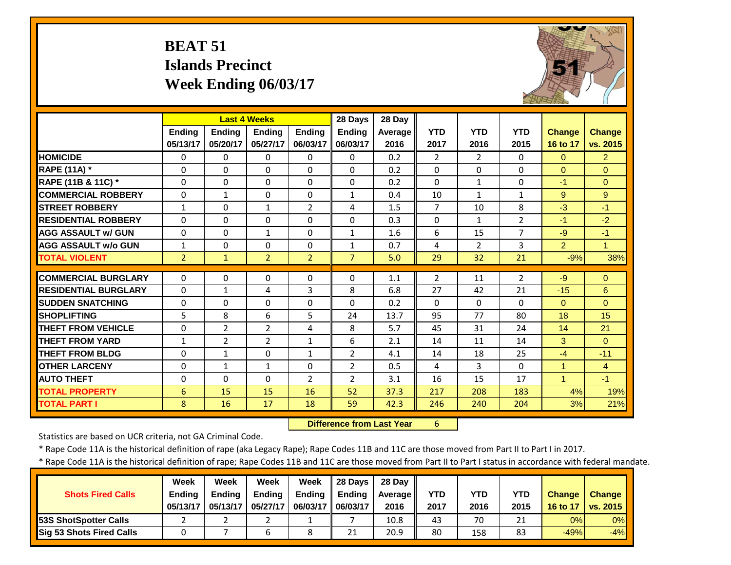# BEAT 51
## Islands Precinct
## Week Ending 06/03/17

| | Last 4 Weeks | | | | 28 Days | 28 Day | | | | | |
|---|---|---|---|---|---|---|---|---|---|---|---|
| | Ending 05/13/17 | Ending 05/20/17 | Ending 05/27/17 | Ending 06/03/17 | Ending 06/03/17 | Average 2016 | YTD 2017 | YTD 2016 | YTD 2015 | Change 16 to 17 | Change vs. 2015 |
| HOMICIDE | 0 | 0 | 0 | 0 | 0 | 0.2 | 2 | 2 | 0 | 0 | 2 |
| RAPE (11A) * | 0 | 0 | 0 | 0 | 0 | 0.2 | 0 | 0 | 0 | 0 | 0 |
| RAPE (11B & 11C) * | 0 | 0 | 0 | 0 | 0 | 0.2 | 0 | 1 | 0 | -1 | 0 |
| COMMERCIAL ROBBERY | 0 | 1 | 0 | 0 | 1 | 0.4 | 10 | 1 | 1 | 9 | 9 |
| STREET ROBBERY | 1 | 0 | 1 | 2 | 4 | 1.5 | 7 | 10 | 8 | -3 | -1 |
| RESIDENTIAL ROBBERY | 0 | 0 | 0 | 0 | 0 | 0.3 | 0 | 1 | 2 | -1 | -2 |
| AGG ASSAULT w/ GUN | 0 | 0 | 1 | 0 | 1 | 1.6 | 6 | 15 | 7 | -9 | -1 |
| AGG ASSAULT w/o GUN | 1 | 0 | 0 | 0 | 1 | 0.7 | 4 | 2 | 3 | 2 | 1 |
| TOTAL VIOLENT | 2 | 1 | 2 | 2 | 7 | 5.0 | 29 | 32 | 21 | -9% | 38% |
| COMMERCIAL BURGLARY | 0 | 0 | 0 | 0 | 0 | 1.1 | 2 | 11 | 2 | -9 | 0 |
| RESIDENTIAL BURGLARY | 0 | 1 | 4 | 3 | 8 | 6.8 | 27 | 42 | 21 | -15 | 6 |
| SUDDEN SNATCHING | 0 | 0 | 0 | 0 | 0 | 0.2 | 0 | 0 | 0 | 0 | 0 |
| SHOPLIFTING | 5 | 8 | 6 | 5 | 24 | 13.7 | 95 | 77 | 80 | 18 | 15 |
| THEFT FROM VEHICLE | 0 | 2 | 2 | 4 | 8 | 5.7 | 45 | 31 | 24 | 14 | 21 |
| THEFT FROM YARD | 1 | 2 | 2 | 1 | 6 | 2.1 | 14 | 11 | 14 | 3 | 0 |
| THEFT FROM BLDG | 0 | 1 | 0 | 1 | 2 | 4.1 | 14 | 18 | 25 | -4 | -11 |
| OTHER LARCENY | 0 | 1 | 1 | 0 | 2 | 0.5 | 4 | 3 | 0 | 1 | 4 |
| AUTO THEFT | 0 | 0 | 0 | 2 | 2 | 3.1 | 16 | 15 | 17 | 1 | -1 |
| TOTAL PROPERTY | 6 | 15 | 15 | 16 | 52 | 37.3 | 217 | 208 | 183 | 4% | 19% |
| TOTAL PART I | 8 | 16 | 17 | 18 | 59 | 42.3 | 246 | 240 | 204 | 3% | 21% |

**Difference from Last Year** 6

Statistics are based on UCR criteria, not GA Criminal Code.

\* Rape Code 11A is the historical definition of rape (aka Legacy Rape); Rape Codes 11B and 11C are those moved from Part II to Part I in 2017.

\* Rape Code 11A is the historical definition of rape; Rape Codes 11B and 11C are those moved from Part II to Part I status in accordance with federal mandate.

| Shots Fired Calls | Week Ending 05/13/17 | Week Ending 05/13/17 | Week Ending 05/27/17 | Week Ending 06/03/17 | 28 Days Ending 06/03/17 | 28 Day Average 2016 | YTD 2017 | YTD 2016 | YTD 2015 | Change 16 to 17 | Change vs. 2015 |
|---|---|---|---|---|---|---|---|---|---|---|---|
| 53S ShotSpotter Calls | 2 | 2 | 2 | 1 | 7 | 10.8 | 43 | 70 | 21 | 0% | 0% |
| Sig 53 Shots Fired Calls | 0 | 7 | 6 | 8 | 21 | 20.9 | 80 | 158 | 83 | -49% | -4% |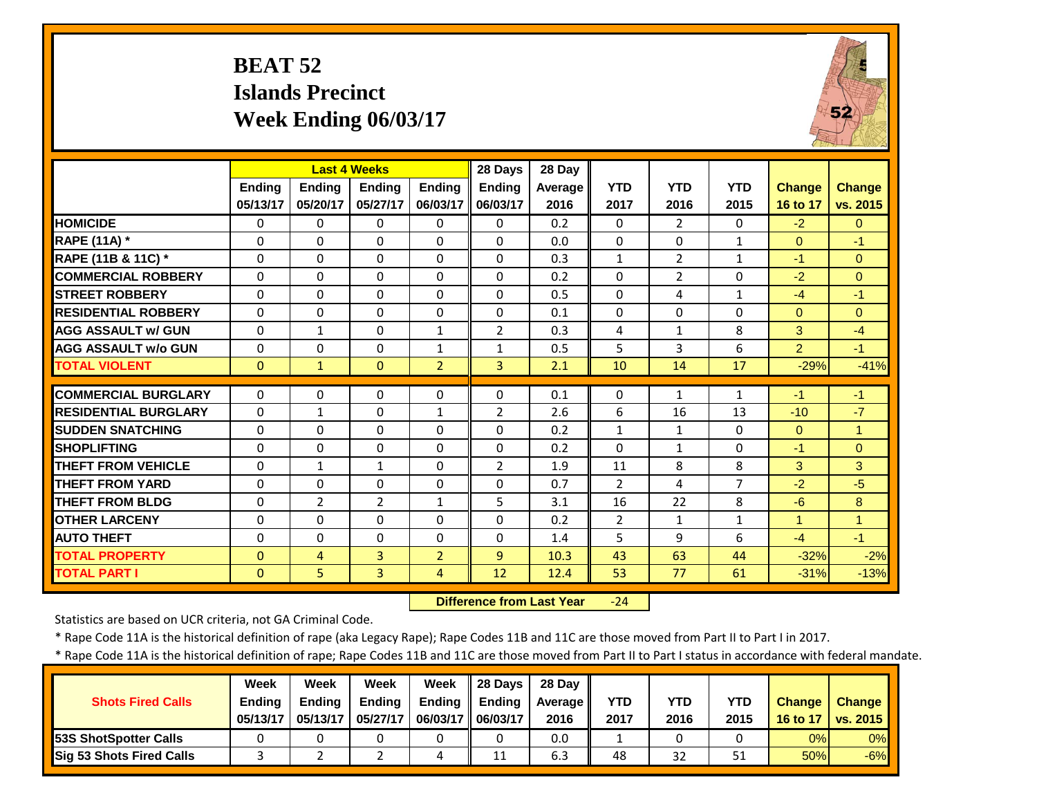# BEAT 52
## Islands Precinct
## Week Ending 06/03/17

| | Last 4 Weeks | | | | 28 Days | 28 Day | | | | | |
|---|---|---|---|---|---|---|---|---|---|---|---|
| | Ending 05/13/17 | Ending 05/20/17 | Ending 05/27/17 | Ending 06/03/17 | Ending 06/03/17 | Average 2016 | YTD 2017 | YTD 2016 | YTD 2015 | Change 16 to 17 | Change vs. 2015 |
| HOMICIDE | 0 | 0 | 0 | 0 | 0 | 0.2 | 0 | 2 | 0 | -2 | 0 |
| RAPE (11A) * | 0 | 0 | 0 | 0 | 0 | 0.0 | 0 | 0 | 1 | 0 | -1 |
| RAPE (11B & 11C) * | 0 | 0 | 0 | 0 | 0 | 0.3 | 1 | 2 | 1 | -1 | 0 |
| COMMERCIAL ROBBERY | 0 | 0 | 0 | 0 | 0 | 0.2 | 0 | 2 | 0 | -2 | 0 |
| STREET ROBBERY | 0 | 0 | 0 | 0 | 0 | 0.5 | 0 | 4 | 1 | -4 | -1 |
| RESIDENTIAL ROBBERY | 0 | 0 | 0 | 0 | 0 | 0.1 | 0 | 0 | 0 | 0 | 0 |
| AGG ASSAULT w/ GUN | 0 | 1 | 0 | 1 | 2 | 0.3 | 4 | 1 | 8 | 3 | -4 |
| AGG ASSAULT w/o GUN | 0 | 0 | 0 | 1 | 1 | 0.5 | 5 | 3 | 6 | 2 | -1 |
| TOTAL VIOLENT | 0 | 1 | 0 | 2 | 3 | 2.1 | 10 | 14 | 17 | -29% | -41% |
| COMMERCIAL BURGLARY | 0 | 0 | 0 | 0 | 0 | 0.1 | 0 | 1 | 1 | -1 | -1 |
| RESIDENTIAL BURGLARY | 0 | 1 | 0 | 1 | 2 | 2.6 | 6 | 16 | 13 | -10 | -7 |
| SUDDEN SNATCHING | 0 | 0 | 0 | 0 | 0 | 0.2 | 1 | 1 | 0 | 0 | 1 |
| SHOPLIFTING | 0 | 0 | 0 | 0 | 0 | 0.2 | 0 | 1 | 0 | -1 | 0 |
| THEFT FROM VEHICLE | 0 | 1 | 1 | 0 | 2 | 1.9 | 11 | 8 | 8 | 3 | 3 |
| THEFT FROM YARD | 0 | 0 | 0 | 0 | 0 | 0.7 | 2 | 4 | 7 | -2 | -5 |
| THEFT FROM BLDG | 0 | 2 | 2 | 1 | 5 | 3.1 | 16 | 22 | 8 | -6 | 8 |
| OTHER LARCENY | 0 | 0 | 0 | 0 | 0 | 0.2 | 2 | 1 | 1 | 1 | 1 |
| AUTO THEFT | 0 | 0 | 0 | 0 | 0 | 1.4 | 5 | 9 | 6 | -4 | -1 |
| TOTAL PROPERTY | 0 | 4 | 3 | 2 | 9 | 10.3 | 43 | 63 | 44 | -32% | -2% |
| TOTAL PART I | 0 | 5 | 3 | 4 | 12 | 12.4 | 53 | 77 | 61 | -31% | -13% |

**Difference from Last Year** -24

Statistics are based on UCR criteria, not GA Criminal Code.

* Rape Code 11A is the historical definition of rape (aka Legacy Rape); Rape Codes 11B and 11C are those moved from Part II to Part I in 2017.

* Rape Code 11A is the historical definition of rape; Rape Codes 11B and 11C are those moved from Part II to Part I status in accordance with federal mandate.

| Shots Fired Calls | Week Ending 05/13/17 | Week Ending 05/13/17 | Week Ending 05/27/17 | Week Ending 06/03/17 | 28 Days Ending 06/03/17 | 28 Day Average 2016 | YTD 2017 | YTD 2016 | YTD 2015 | Change 16 to 17 | Change vs. 2015 |
|---|---|---|---|---|---|---|---|---|---|---|---|
| 53S ShotSpotter Calls | 0 | 0 | 0 | 0 | 0 | 0.0 | 1 | 0 | 0 | 0% | 0% |
| Sig 53 Shots Fired Calls | 3 | 2 | 2 | 4 | 11 | 6.3 | 48 | 32 | 51 | 50% | -6% |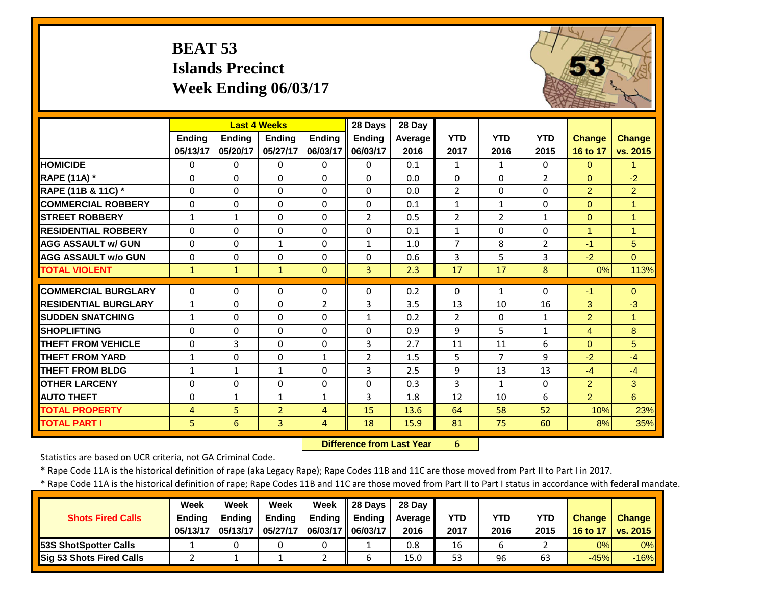# BEAT 53
## Islands Precinct
## Week Ending 06/03/17

| | Last 4 Weeks | | | | 28 Days | 28 Day | | | | | |
|---|---|---|---|---|---|---|---|---|---|---|---|
| | Ending 05/13/17 | Ending 05/20/17 | Ending 05/27/17 | Ending 06/03/17 | Ending 06/03/17 | Average 2016 | YTD 2017 | YTD 2016 | YTD 2015 | Change 16 to 17 | Change vs. 2015 |
| HOMICIDE | 0 | 0 | 0 | 0 | 0 | 0.1 | 1 | 1 | 0 | 0 | 1 |
| RAPE (11A) * | 0 | 0 | 0 | 0 | 0 | 0.0 | 0 | 0 | 2 | 0 | -2 |
| RAPE (11B & 11C) * | 0 | 0 | 0 | 0 | 0 | 0.0 | 2 | 0 | 0 | 2 | 2 |
| COMMERCIAL ROBBERY | 0 | 0 | 0 | 0 | 0 | 0.1 | 1 | 1 | 0 | 0 | 1 |
| STREET ROBBERY | 1 | 1 | 0 | 0 | 2 | 0.5 | 2 | 2 | 1 | 0 | 1 |
| RESIDENTIAL ROBBERY | 0 | 0 | 0 | 0 | 0 | 0.1 | 1 | 0 | 0 | 1 | 1 |
| AGG ASSAULT w/ GUN | 0 | 0 | 1 | 0 | 1 | 1.0 | 7 | 8 | 2 | -1 | 5 |
| AGG ASSAULT w/o GUN | 0 | 0 | 0 | 0 | 0 | 0.6 | 3 | 5 | 3 | -2 | 0 |
| TOTAL VIOLENT | 1 | 1 | 1 | 0 | 3 | 2.3 | 17 | 17 | 8 | 0% | 113% |
| COMMERCIAL BURGLARY | 0 | 0 | 0 | 0 | 0 | 0.2 | 0 | 1 | 0 | -1 | 0 |
| RESIDENTIAL BURGLARY | 1 | 0 | 0 | 2 | 3 | 3.5 | 13 | 10 | 16 | 3 | -3 |
| SUDDEN SNATCHING | 1 | 0 | 0 | 0 | 1 | 0.2 | 2 | 0 | 1 | 2 | 1 |
| SHOPLIFTING | 0 | 0 | 0 | 0 | 0 | 0.9 | 9 | 5 | 1 | 4 | 8 |
| THEFT FROM VEHICLE | 0 | 3 | 0 | 0 | 3 | 2.7 | 11 | 11 | 6 | 0 | 5 |
| THEFT FROM YARD | 1 | 0 | 0 | 1 | 2 | 1.5 | 5 | 7 | 9 | -2 | -4 |
| THEFT FROM BLDG | 1 | 1 | 1 | 0 | 3 | 2.5 | 9 | 13 | 13 | -4 | -4 |
| OTHER LARCENY | 0 | 0 | 0 | 0 | 0 | 0.3 | 3 | 1 | 0 | 2 | 3 |
| AUTO THEFT | 0 | 1 | 1 | 1 | 3 | 1.8 | 12 | 10 | 6 | 2 | 6 |
| TOTAL PROPERTY | 4 | 5 | 2 | 4 | 15 | 13.6 | 64 | 58 | 52 | 10% | 23% |
| TOTAL PART I | 5 | 6 | 3 | 4 | 18 | 15.9 | 81 | 75 | 60 | 8% | 35% |

**Difference from Last Year** 6

Statistics are based on UCR criteria, not GA Criminal Code.

\* Rape Code 11A is the historical definition of rape (aka Legacy Rape); Rape Codes 11B and 11C are those moved from Part II to Part I in 2017.

\* Rape Code 11A is the historical definition of rape; Rape Codes 11B and 11C are those moved from Part II to Part I status in accordance with federal mandate.

| Shots Fired Calls | Week Ending 05/13/17 | Week Ending 05/13/17 | Week Ending 05/27/17 | Week Ending 06/03/17 | 28 Days Ending 06/03/17 | 28 Day Average 2016 | YTD 2017 | YTD 2016 | YTD 2015 | Change 16 to 17 | Change vs. 2015 |
|---|---|---|---|---|---|---|---|---|---|---|---|
| 53S ShotSpotter Calls | 1 | 0 | 0 | 0 | 1 | 0.8 | 16 | 6 | 2 | 0% | 0% |
| Sig 53 Shots Fired Calls | 2 | 1 | 1 | 2 | 6 | 15.0 | 53 | 96 | 63 | -45% | -16% |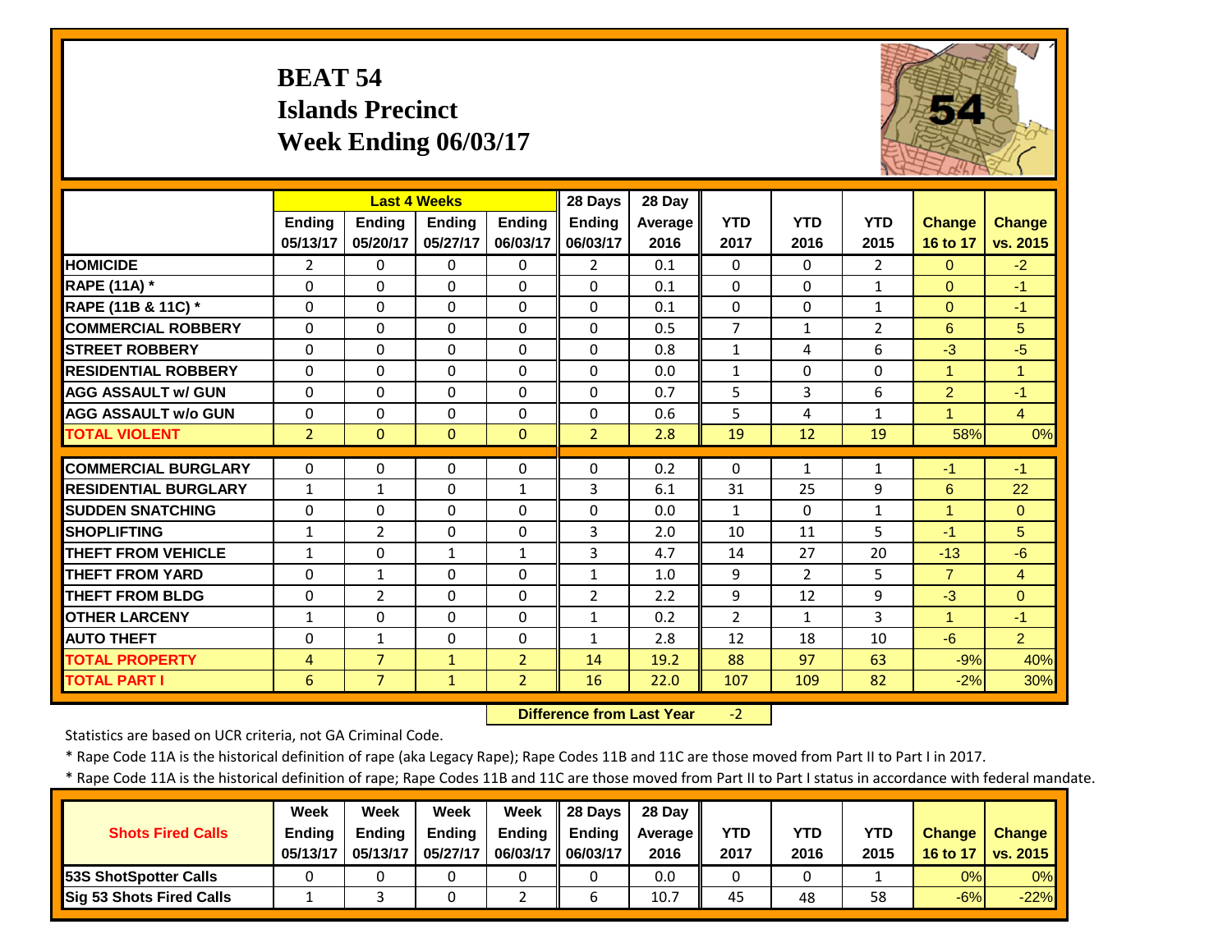# BEAT 54
## Islands Precinct
## Week Ending 06/03/17

| | Last 4 Weeks | | | | 28 Days | 28 Day | | | | | |
|---|---|---|---|---|---|---|---|---|---|---|---|
| | Ending 05/13/17 | Ending 05/20/17 | Ending 05/27/17 | Ending 06/03/17 | Ending 06/03/17 | Average 2016 | YTD 2017 | YTD 2016 | YTD 2015 | Change 16 to 17 | Change vs. 2015 |
| HOMICIDE | 2 | 0 | 0 | 0 | 2 | 0.1 | 0 | 0 | 2 | 0 | -2 |
| RAPE (11A) * | 0 | 0 | 0 | 0 | 0 | 0.1 | 0 | 0 | 1 | 0 | -1 |
| RAPE (11B & 11C) * | 0 | 0 | 0 | 0 | 0 | 0.1 | 0 | 0 | 1 | 0 | -1 |
| COMMERCIAL ROBBERY | 0 | 0 | 0 | 0 | 0 | 0.5 | 7 | 1 | 2 | 6 | 5 |
| STREET ROBBERY | 0 | 0 | 0 | 0 | 0 | 0.8 | 1 | 4 | 6 | -3 | -5 |
| RESIDENTIAL ROBBERY | 0 | 0 | 0 | 0 | 0 | 0.0 | 1 | 0 | 0 | 1 | 1 |
| AGG ASSAULT w/ GUN | 0 | 0 | 0 | 0 | 0 | 0.7 | 5 | 3 | 6 | 2 | -1 |
| AGG ASSAULT w/o GUN | 0 | 0 | 0 | 0 | 0 | 0.6 | 5 | 4 | 1 | 1 | 4 |
| TOTAL VIOLENT | 2 | 0 | 0 | 0 | 2 | 2.8 | 19 | 12 | 19 | 58% | 0% |
| COMMERCIAL BURGLARY | 0 | 0 | 0 | 0 | 0 | 0.2 | 0 | 1 | 1 | -1 | -1 |
| RESIDENTIAL BURGLARY | 1 | 1 | 0 | 1 | 3 | 6.1 | 31 | 25 | 9 | 6 | 22 |
| SUDDEN SNATCHING | 0 | 0 | 0 | 0 | 0 | 0.0 | 1 | 0 | 1 | 1 | 0 |
| SHOPLIFTING | 1 | 2 | 0 | 0 | 3 | 2.0 | 10 | 11 | 5 | -1 | 5 |
| THEFT FROM VEHICLE | 1 | 0 | 1 | 1 | 3 | 4.7 | 14 | 27 | 20 | -13 | -6 |
| THEFT FROM YARD | 0 | 1 | 0 | 0 | 1 | 1.0 | 9 | 2 | 5 | 7 | 4 |
| THEFT FROM BLDG | 0 | 2 | 0 | 0 | 2 | 2.2 | 9 | 12 | 9 | -3 | 0 |
| OTHER LARCENY | 1 | 0 | 0 | 0 | 1 | 0.2 | 2 | 1 | 3 | 1 | -1 |
| AUTO THEFT | 0 | 1 | 0 | 0 | 1 | 2.8 | 12 | 18 | 10 | -6 | 2 |
| TOTAL PROPERTY | 4 | 7 | 1 | 2 | 14 | 19.2 | 88 | 97 | 63 | -9% | 40% |
| TOTAL PART I | 6 | 7 | 1 | 2 | 16 | 22.0 | 107 | 109 | 82 | -2% | 30% |

**Difference from Last Year** -2

Statistics are based on UCR criteria, not GA Criminal Code.

* Rape Code 11A is the historical definition of rape (aka Legacy Rape); Rape Codes 11B and 11C are those moved from Part II to Part I in 2017.

* Rape Code 11A is the historical definition of rape; Rape Codes 11B and 11C are those moved from Part II to Part I status in accordance with federal mandate.

| Shots Fired Calls | Week Ending 05/13/17 | Week Ending 05/13/17 | Week Ending 05/27/17 | Week Ending 06/03/17 | 28 Days Ending 06/03/17 | 28 Day Average 2016 | YTD 2017 | YTD 2016 | YTD 2015 | Change 16 to 17 | Change vs. 2015 |
|---|---|---|---|---|---|---|---|---|---|---|---|
| 53S ShotSpotter Calls | 0 | 0 | 0 | 0 | 0 | 0.0 | 0 | 0 | 1 | 0% | 0% |
| Sig 53 Shots Fired Calls | 1 | 3 | 0 | 2 | 6 | 10.7 | 45 | 48 | 58 | -6% | -22% |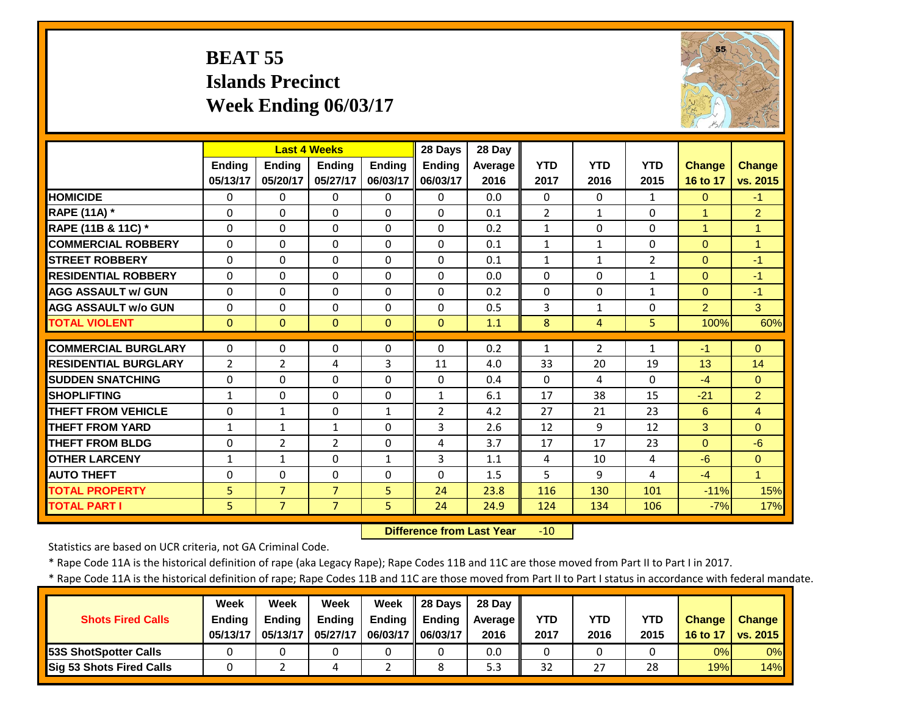# BEAT 55
## Islands Precinct
## Week Ending 06/03/17

| | Last 4 Weeks | | | | 28 Days | 28 Day | | | | | |
|---|---|---|---|---|---|---|---|---|---|---|---|
| | Ending 05/13/17 | Ending 05/20/17 | Ending 05/27/17 | Ending 06/03/17 | Ending 06/03/17 | Average 2016 | YTD 2017 | YTD 2016 | YTD 2015 | Change 16 to 17 | Change vs. 2015 |
| HOMICIDE | 0 | 0 | 0 | 0 | 0 | 0.0 | 0 | 0 | 1 | 0 | -1 |
| RAPE (11A) * | 0 | 0 | 0 | 0 | 0 | 0.1 | 2 | 1 | 0 | 1 | 2 |
| RAPE (11B & 11C) * | 0 | 0 | 0 | 0 | 0 | 0.2 | 1 | 0 | 0 | 1 | 1 |
| COMMERCIAL ROBBERY | 0 | 0 | 0 | 0 | 0 | 0.1 | 1 | 1 | 0 | 0 | 1 |
| STREET ROBBERY | 0 | 0 | 0 | 0 | 0 | 0.1 | 1 | 1 | 2 | 0 | -1 |
| RESIDENTIAL ROBBERY | 0 | 0 | 0 | 0 | 0 | 0.0 | 0 | 0 | 1 | 0 | -1 |
| AGG ASSAULT w/ GUN | 0 | 0 | 0 | 0 | 0 | 0.2 | 0 | 0 | 1 | 0 | -1 |
| AGG ASSAULT w/o GUN | 0 | 0 | 0 | 0 | 0 | 0.5 | 3 | 1 | 0 | 2 | 3 |
| TOTAL VIOLENT | 0 | 0 | 0 | 0 | 0 | 1.1 | 8 | 4 | 5 | 100% | 60% |
| COMMERCIAL BURGLARY | 0 | 0 | 0 | 0 | 0 | 0.2 | 1 | 2 | 1 | -1 | 0 |
| RESIDENTIAL BURGLARY | 2 | 2 | 4 | 3 | 11 | 4.0 | 33 | 20 | 19 | 13 | 14 |
| SUDDEN SNATCHING | 0 | 0 | 0 | 0 | 0 | 0.4 | 0 | 4 | 0 | -4 | 0 |
| SHOPLIFTING | 1 | 0 | 0 | 0 | 1 | 6.1 | 17 | 38 | 15 | -21 | 2 |
| THEFT FROM VEHICLE | 0 | 1 | 0 | 1 | 2 | 4.2 | 27 | 21 | 23 | 6 | 4 |
| THEFT FROM YARD | 1 | 1 | 1 | 0 | 3 | 2.6 | 12 | 9 | 12 | 3 | 0 |
| THEFT FROM BLDG | 0 | 2 | 2 | 0 | 4 | 3.7 | 17 | 17 | 23 | 0 | -6 |
| OTHER LARCENY | 1 | 1 | 0 | 1 | 3 | 1.1 | 4 | 10 | 4 | -6 | 0 |
| AUTO THEFT | 0 | 0 | 0 | 0 | 0 | 1.5 | 5 | 9 | 4 | -4 | 1 |
| TOTAL PROPERTY | 5 | 7 | 7 | 5 | 24 | 23.8 | 116 | 130 | 101 | -11% | 15% |
| TOTAL PART I | 5 | 7 | 7 | 5 | 24 | 24.9 | 124 | 134 | 106 | -7% | 17% |

**Difference from Last Year** -10

Statistics are based on UCR criteria, not GA Criminal Code.

* Rape Code 11A is the historical definition of rape (aka Legacy Rape); Rape Codes 11B and 11C are those moved from Part II to Part I in 2017.

* Rape Code 11A is the historical definition of rape; Rape Codes 11B and 11C are those moved from Part II to Part I status in accordance with federal mandate.

| Shots Fired Calls | Week Ending 05/13/17 | Week Ending 05/13/17 | Week Ending 05/27/17 | Week Ending 06/03/17 | 28 Days Ending 06/03/17 | 28 Day Average 2016 | YTD 2017 | YTD 2016 | YTD 2015 | Change 16 to 17 | Change vs. 2015 |
|---|---|---|---|---|---|---|---|---|---|---|---|
| 53S ShotSpotter Calls | 0 | 0 | 0 | 0 | 0 | 0.0 | 0 | 0 | 0 | 0% | 0% |
| Sig 53 Shots Fired Calls | 0 | 2 | 4 | 2 | 8 | 5.3 | 32 | 27 | 28 | 19% | 14% |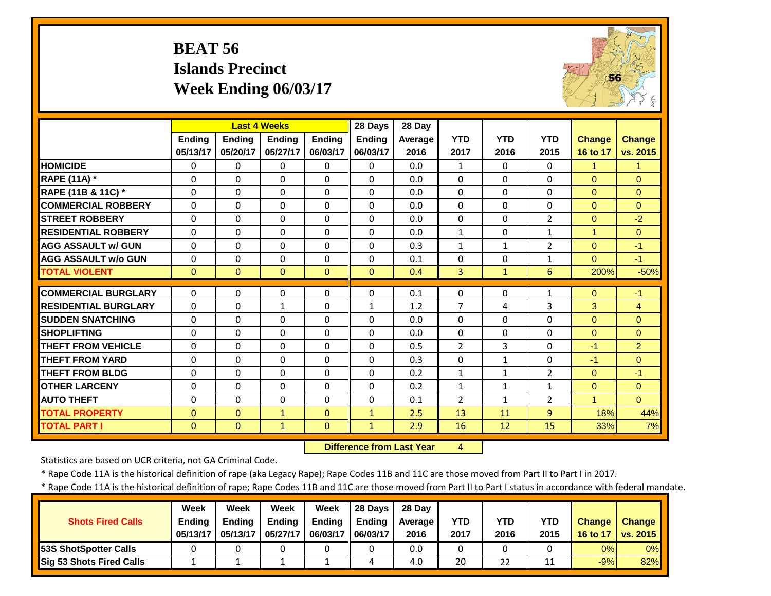# BEAT 56
## Islands Precinct
## Week Ending 06/03/17

| | Last 4 Weeks | | | | 28 Days | 28 Day | | | | | |
|---|---|---|---|---|---|---|---|---|---|---|---|
| | Ending 05/13/17 | Ending 05/20/17 | Ending 05/27/17 | Ending 06/03/17 | Ending 06/03/17 | Average 2016 | YTD 2017 | YTD 2016 | YTD 2015 | Change 16 to 17 | Change vs. 2015 |
| HOMICIDE | 0 | 0 | 0 | 0 | 0 | 0.0 | 1 | 0 | 0 | 1 | 1 |
| RAPE (11A) * | 0 | 0 | 0 | 0 | 0 | 0.0 | 0 | 0 | 0 | 0 | 0 |
| RAPE (11B & 11C) * | 0 | 0 | 0 | 0 | 0 | 0.0 | 0 | 0 | 0 | 0 | 0 |
| COMMERCIAL ROBBERY | 0 | 0 | 0 | 0 | 0 | 0.0 | 0 | 0 | 0 | 0 | 0 |
| STREET ROBBERY | 0 | 0 | 0 | 0 | 0 | 0.0 | 0 | 0 | 2 | 0 | -2 |
| RESIDENTIAL ROBBERY | 0 | 0 | 0 | 0 | 0 | 0.0 | 1 | 0 | 1 | 1 | 0 |
| AGG ASSAULT w/ GUN | 0 | 0 | 0 | 0 | 0 | 0.3 | 1 | 1 | 2 | 0 | -1 |
| AGG ASSAULT w/o GUN | 0 | 0 | 0 | 0 | 0 | 0.1 | 0 | 0 | 1 | 0 | -1 |
| TOTAL VIOLENT | 0 | 0 | 0 | 0 | 0 | 0.4 | 3 | 1 | 6 | 200% | -50% |
| COMMERCIAL BURGLARY | 0 | 0 | 0 | 0 | 0 | 0.1 | 0 | 0 | 1 | 0 | -1 |
| RESIDENTIAL BURGLARY | 0 | 0 | 1 | 0 | 1 | 1.2 | 7 | 4 | 3 | 3 | 4 |
| SUDDEN SNATCHING | 0 | 0 | 0 | 0 | 0 | 0.0 | 0 | 0 | 0 | 0 | 0 |
| SHOPLIFTING | 0 | 0 | 0 | 0 | 0 | 0.0 | 0 | 0 | 0 | 0 | 0 |
| THEFT FROM VEHICLE | 0 | 0 | 0 | 0 | 0 | 0.5 | 2 | 3 | 0 | -1 | 2 |
| THEFT FROM YARD | 0 | 0 | 0 | 0 | 0 | 0.3 | 0 | 1 | 0 | -1 | 0 |
| THEFT FROM BLDG | 0 | 0 | 0 | 0 | 0 | 0.2 | 1 | 1 | 2 | 0 | -1 |
| OTHER LARCENY | 0 | 0 | 0 | 0 | 0 | 0.2 | 1 | 1 | 1 | 0 | 0 |
| AUTO THEFT | 0 | 0 | 0 | 0 | 0 | 0.1 | 2 | 1 | 2 | 1 | 0 |
| TOTAL PROPERTY | 0 | 0 | 1 | 0 | 1 | 2.5 | 13 | 11 | 9 | 18% | 44% |
| TOTAL PART I | 0 | 0 | 1 | 0 | 1 | 2.9 | 16 | 12 | 15 | 33% | 7% |

**Difference from Last Year** 4

Statistics are based on UCR criteria, not GA Criminal Code.

\* Rape Code 11A is the historical definition of rape (aka Legacy Rape); Rape Codes 11B and 11C are those moved from Part II to Part I in 2017.

\* Rape Code 11A is the historical definition of rape; Rape Codes 11B and 11C are those moved from Part II to Part I status in accordance with federal mandate.

| Shots Fired Calls | Week Ending 05/13/17 | Week Ending 05/13/17 | Week Ending 05/27/17 | Week Ending 06/03/17 | 28 Days Ending 06/03/17 | 28 Day Average 2016 | YTD 2017 | YTD 2016 | YTD 2015 | Change 16 to 17 | Change vs. 2015 |
|---|---|---|---|---|---|---|---|---|---|---|---|
| 53S ShotSpotter Calls | 0 | 0 | 0 | 0 | 0 | 0.0 | 0 | 0 | 0 | 0% | 0% |
| Sig 53 Shots Fired Calls | 1 | 1 | 1 | 1 | 4 | 4.0 | 20 | 22 | 11 | -9% | 82% |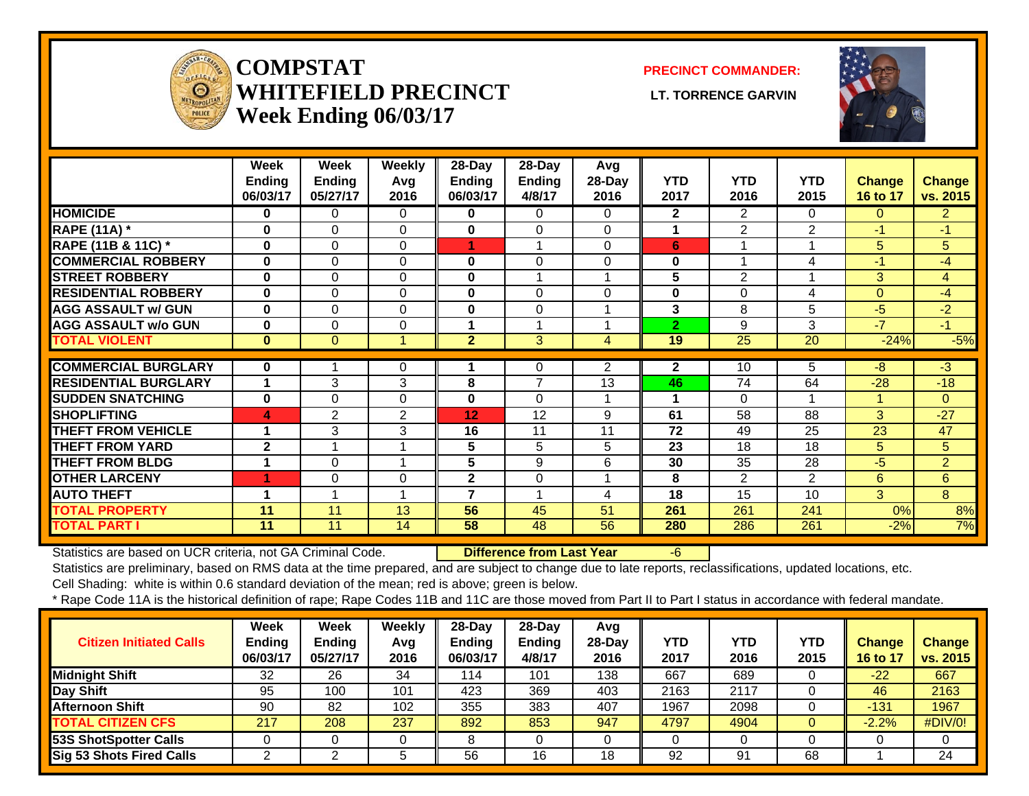# COMPSTAT WHITEFIELD PRECINCT
## Week Ending 06/03/17

**PRECINCT COMMANDER:** LT. TORRENCE GARVIN

| | Week Ending 06/03/17 | Week Ending 05/27/17 | Weekly Avg 2016 | 28-Day Ending 06/03/17 | 28-Day Ending 4/8/17 | Avg 28-Day 2016 | YTD 2017 | YTD 2016 | YTD 2015 | Change 16 to 17 | Change vs. 2015 |
|---|---|---|---|---|---|---|---|---|---|---|---|
| HOMICIDE | 0 | 0 | 0 | 0 | 0 | 0 | 2 | 2 | 0 | 0 | 2 |
| RAPE (11A) * | 0 | 0 | 0 | 0 | 0 | 0 | 1 | 2 | 2 | -1 | -1 |
| RAPE (11B & 11C) * | 0 | 0 | 0 | 1 | 1 | 0 | 6 | 1 | 1 | 5 | 5 |
| COMMERCIAL ROBBERY | 0 | 0 | 0 | 0 | 0 | 0 | 0 | 1 | 4 | -1 | -4 |
| STREET ROBBERY | 0 | 0 | 0 | 0 | 1 | 1 | 5 | 2 | 1 | 3 | 4 |
| RESIDENTIAL ROBBERY | 0 | 0 | 0 | 0 | 0 | 0 | 0 | 0 | 4 | 0 | -4 |
| AGG ASSAULT w/ GUN | 0 | 0 | 0 | 0 | 0 | 1 | 3 | 8 | 5 | -5 | -2 |
| AGG ASSAULT w/o GUN | 0 | 0 | 0 | 1 | 1 | 1 | 2 | 9 | 3 | -7 | -1 |
| TOTAL VIOLENT | 0 | 0 | 1 | 2 | 3 | 4 | 19 | 25 | 20 | -24% | -5% |
| COMMERCIAL BURGLARY | 0 | 1 | 0 | 1 | 0 | 2 | 2 | 10 | 5 | -8 | -3 |
| RESIDENTIAL BURGLARY | 1 | 3 | 3 | 8 | 7 | 13 | 46 | 74 | 64 | -28 | -18 |
| SUDDEN SNATCHING | 0 | 0 | 0 | 0 | 0 | 1 | 1 | 0 | 1 | 1 | 0 |
| SHOPLIFTING | 4 | 2 | 2 | 12 | 12 | 9 | 61 | 58 | 88 | 3 | -27 |
| THEFT FROM VEHICLE | 1 | 3 | 3 | 16 | 11 | 11 | 72 | 49 | 25 | 23 | 47 |
| THEFT FROM YARD | 2 | 1 | 1 | 5 | 5 | 5 | 23 | 18 | 18 | 5 | 5 |
| THEFT FROM BLDG | 1 | 0 | 1 | 5 | 9 | 6 | 30 | 35 | 28 | -5 | 2 |
| OTHER LARCENY | 1 | 0 | 0 | 2 | 0 | 1 | 8 | 2 | 2 | 6 | 6 |
| AUTO THEFT | 1 | 1 | 1 | 7 | 1 | 4 | 18 | 15 | 10 | 3 | 8 |
| TOTAL PROPERTY | 11 | 11 | 13 | 56 | 45 | 51 | 261 | 261 | 241 | 0% | 8% |
| TOTAL PART I | 11 | 11 | 14 | 58 | 48 | 56 | 280 | 286 | 261 | -2% | 7% |

Statistics are based on UCR criteria, not GA Criminal Code. **Difference from Last Year** -6

Statistics are preliminary, based on RMS data at the time prepared, and are subject to change due to late reports, reclassifications, updated locations, etc.

Cell Shading: white is within 0.6 standard deviation of the mean; red is above; green is below.

* Rape Code 11A is the historical definition of rape; Rape Codes 11B and 11C are those moved from Part II to Part I status in accordance with federal mandate.

| Citizen Initiated Calls | Week Ending 06/03/17 | Week Ending 05/27/17 | Weekly Avg 2016 | 28-Day Ending 06/03/17 | 28-Day Ending 4/8/17 | Avg 28-Day 2016 | YTD 2017 | YTD 2016 | YTD 2015 | Change 16 to 17 | Change vs. 2015 |
|---|---|---|---|---|---|---|---|---|---|---|---|
| Midnight Shift | 32 | 26 | 34 | 114 | 101 | 138 | 667 | 689 | 0 | -22 | 667 |
| Day Shift | 95 | 100 | 101 | 423 | 369 | 403 | 2163 | 2117 | 0 | 46 | 2163 |
| Afternoon Shift | 90 | 82 | 102 | 355 | 383 | 407 | 1967 | 2098 | 0 | -131 | 1967 |
| TOTAL CITIZEN CFS | 217 | 208 | 237 | 892 | 853 | 947 | 4797 | 4904 | 0 | -2.2% | #DIV/0! |
| 53S ShotSpotter Calls | 0 | 0 | 0 | 8 | 0 | 0 | 0 | 0 | 0 | 0 | 0 |
| Sig 53 Shots Fired Calls | 2 | 2 | 5 | 56 | 16 | 18 | 92 | 91 | 68 | 1 | 24 |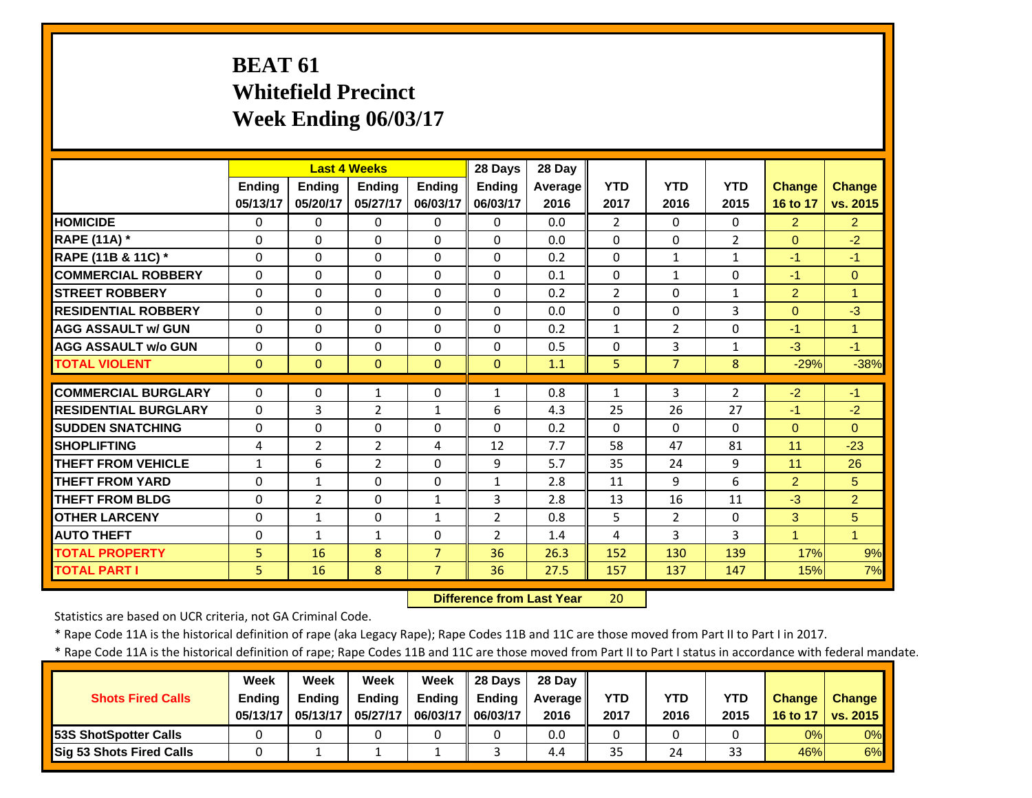# BEAT 61
## Whitefield Precinct
## Week Ending 06/03/17

| | Last 4 Weeks | | | | 28 Days | 28 Day | | | | | |
|---|---|---|---|---|---|---|---|---|---|---|---|
| | Ending 05/13/17 | Ending 05/20/17 | Ending 05/27/17 | Ending 06/03/17 | Ending 06/03/17 | Average 2016 | YTD 2017 | YTD 2016 | YTD 2015 | Change 16 to 17 | Change vs. 2015 |
| HOMICIDE | 0 | 0 | 0 | 0 | 0 | 0.0 | 2 | 0 | 0 | 2 | 2 |
| RAPE (11A) * | 0 | 0 | 0 | 0 | 0 | 0.0 | 0 | 0 | 2 | 0 | -2 |
| RAPE (11B & 11C) * | 0 | 0 | 0 | 0 | 0 | 0.2 | 0 | 1 | 1 | -1 | -1 |
| COMMERCIAL ROBBERY | 0 | 0 | 0 | 0 | 0 | 0.1 | 0 | 1 | 0 | -1 | 0 |
| STREET ROBBERY | 0 | 0 | 0 | 0 | 0 | 0.2 | 2 | 0 | 1 | 2 | 1 |
| RESIDENTIAL ROBBERY | 0 | 0 | 0 | 0 | 0 | 0.0 | 0 | 0 | 3 | 0 | -3 |
| AGG ASSAULT w/ GUN | 0 | 0 | 0 | 0 | 0 | 0.2 | 1 | 2 | 0 | -1 | 1 |
| AGG ASSAULT w/o GUN | 0 | 0 | 0 | 0 | 0 | 0.5 | 0 | 3 | 1 | -3 | -1 |
| TOTAL VIOLENT | 0 | 0 | 0 | 0 | 0 | 1.1 | 5 | 7 | 8 | -29% | -38% |
| COMMERCIAL BURGLARY | 0 | 0 | 1 | 0 | 1 | 0.8 | 1 | 3 | 2 | -2 | -1 |
| RESIDENTIAL BURGLARY | 0 | 3 | 2 | 1 | 6 | 4.3 | 25 | 26 | 27 | -1 | -2 |
| SUDDEN SNATCHING | 0 | 0 | 0 | 0 | 0 | 0.2 | 0 | 0 | 0 | 0 | 0 |
| SHOPLIFTING | 4 | 2 | 2 | 4 | 12 | 7.7 | 58 | 47 | 81 | 11 | -23 |
| THEFT FROM VEHICLE | 1 | 6 | 2 | 0 | 9 | 5.7 | 35 | 24 | 9 | 11 | 26 |
| THEFT FROM YARD | 0 | 1 | 0 | 0 | 1 | 2.8 | 11 | 9 | 6 | 2 | 5 |
| THEFT FROM BLDG | 0 | 2 | 0 | 1 | 3 | 2.8 | 13 | 16 | 11 | -3 | 2 |
| OTHER LARCENY | 0 | 1 | 0 | 1 | 2 | 0.8 | 5 | 2 | 0 | 3 | 5 |
| AUTO THEFT | 0 | 1 | 1 | 0 | 2 | 1.4 | 4 | 3 | 3 | 1 | 1 |
| TOTAL PROPERTY | 5 | 16 | 8 | 7 | 36 | 26.3 | 152 | 130 | 139 | 17% | 9% |
| TOTAL PART I | 5 | 16 | 8 | 7 | 36 | 27.5 | 157 | 137 | 147 | 15% | 7% |

**Difference from Last Year** 20

Statistics are based on UCR criteria, not GA Criminal Code.

* Rape Code 11A is the historical definition of rape (aka Legacy Rape); Rape Codes 11B and 11C are those moved from Part II to Part I in 2017.

* Rape Code 11A is the historical definition of rape; Rape Codes 11B and 11C are those moved from Part II to Part I status in accordance with federal mandate.

| Shots Fired Calls | Week Ending 05/13/17 | Week Ending 05/13/17 | Week Ending 05/27/17 | Week Ending 06/03/17 | 28 Days Ending 06/03/17 | 28 Day Average 2016 | YTD 2017 | YTD 2016 | YTD 2015 | Change 16 to 17 | Change vs. 2015 |
|---|---|---|---|---|---|---|---|---|---|---|---|
| 53S ShotSpotter Calls | 0 | 0 | 0 | 0 | 0 | 0.0 | 0 | 0 | 0 | 0% | 0% |
| Sig 53 Shots Fired Calls | 0 | 1 | 1 | 1 | 3 | 4.4 | 35 | 24 | 33 | 46% | 6% |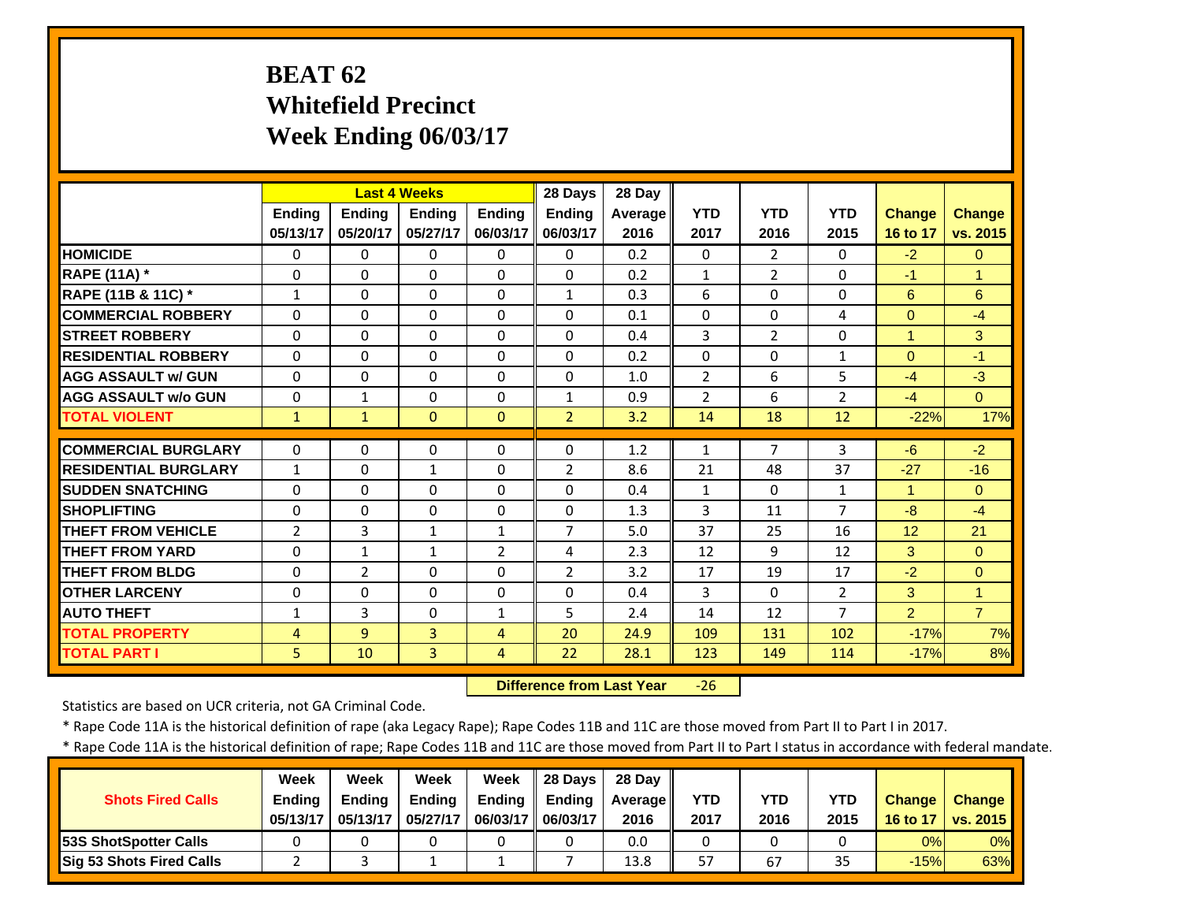# BEAT 62
# Whitefield Precinct
# Week Ending 06/03/17

| | Last 4 Weeks | | | | 28 Days | 28 Day | | | | | |
|---|---|---|---|---|---|---|---|---|---|---|---|
| | Ending 05/13/17 | Ending 05/20/17 | Ending 05/27/17 | Ending 06/03/17 | Ending 06/03/17 | Average 2016 | YTD 2017 | YTD 2016 | YTD 2015 | Change 16 to 17 | Change vs. 2015 |
| HOMICIDE | 0 | 0 | 0 | 0 | 0 | 0.2 | 0 | 2 | 0 | -2 | 0 |
| RAPE (11A) * | 0 | 0 | 0 | 0 | 0 | 0.2 | 1 | 2 | 0 | -1 | 1 |
| RAPE (11B & 11C) * | 1 | 0 | 0 | 0 | 1 | 0.3 | 6 | 0 | 0 | 6 | 6 |
| COMMERCIAL ROBBERY | 0 | 0 | 0 | 0 | 0 | 0.1 | 0 | 0 | 4 | 0 | -4 |
| STREET ROBBERY | 0 | 0 | 0 | 0 | 0 | 0.4 | 3 | 2 | 0 | 1 | 3 |
| RESIDENTIAL ROBBERY | 0 | 0 | 0 | 0 | 0 | 0.2 | 0 | 0 | 1 | 0 | -1 |
| AGG ASSAULT w/ GUN | 0 | 0 | 0 | 0 | 0 | 1.0 | 2 | 6 | 5 | -4 | -3 |
| AGG ASSAULT w/o GUN | 0 | 1 | 0 | 0 | 1 | 0.9 | 2 | 6 | 2 | -4 | 0 |
| TOTAL VIOLENT | 1 | 1 | 0 | 0 | 2 | 3.2 | 14 | 18 | 12 | -22% | 17% |
| COMMERCIAL BURGLARY | 0 | 0 | 0 | 0 | 0 | 1.2 | 1 | 7 | 3 | -6 | -2 |
| RESIDENTIAL BURGLARY | 1 | 0 | 1 | 0 | 2 | 8.6 | 21 | 48 | 37 | -27 | -16 |
| SUDDEN SNATCHING | 0 | 0 | 0 | 0 | 0 | 0.4 | 1 | 0 | 1 | 1 | 0 |
| SHOPLIFTING | 0 | 0 | 0 | 0 | 0 | 1.3 | 3 | 11 | 7 | -8 | -4 |
| THEFT FROM VEHICLE | 2 | 3 | 1 | 1 | 7 | 5.0 | 37 | 25 | 16 | 12 | 21 |
| THEFT FROM YARD | 0 | 1 | 1 | 2 | 4 | 2.3 | 12 | 9 | 12 | 3 | 0 |
| THEFT FROM BLDG | 0 | 2 | 0 | 0 | 2 | 3.2 | 17 | 19 | 17 | -2 | 0 |
| OTHER LARCENY | 0 | 0 | 0 | 0 | 0 | 0.4 | 3 | 0 | 2 | 3 | 1 |
| AUTO THEFT | 1 | 3 | 0 | 1 | 5 | 2.4 | 14 | 12 | 7 | 2 | 7 |
| TOTAL PROPERTY | 4 | 9 | 3 | 4 | 20 | 24.9 | 109 | 131 | 102 | -17% | 7% |
| TOTAL PART I | 5 | 10 | 3 | 4 | 22 | 28.1 | 123 | 149 | 114 | -17% | 8% |

**Difference from Last Year** -26

Statistics are based on UCR criteria, not GA Criminal Code.

* Rape Code 11A is the historical definition of rape (aka Legacy Rape); Rape Codes 11B and 11C are those moved from Part II to Part I in 2017.

* Rape Code 11A is the historical definition of rape; Rape Codes 11B and 11C are those moved from Part II to Part I status in accordance with federal mandate.

| Shots Fired Calls | Week Ending 05/13/17 | Week Ending 05/13/17 | Week Ending 05/27/17 | Week Ending 06/03/17 | 28 Days Ending 06/03/17 | 28 Day Average 2016 | YTD 2017 | YTD 2016 | YTD 2015 | Change 16 to 17 | Change vs. 2015 |
|---|---|---|---|---|---|---|---|---|---|---|---|
| 53S ShotSpotter Calls | 0 | 0 | 0 | 0 | 0 | 0.0 | 0 | 0 | 0 | 0% | 0% |
| Sig 53 Shots Fired Calls | 2 | 3 | 1 | 1 | 7 | 13.8 | 57 | 67 | 35 | -15% | 63% |